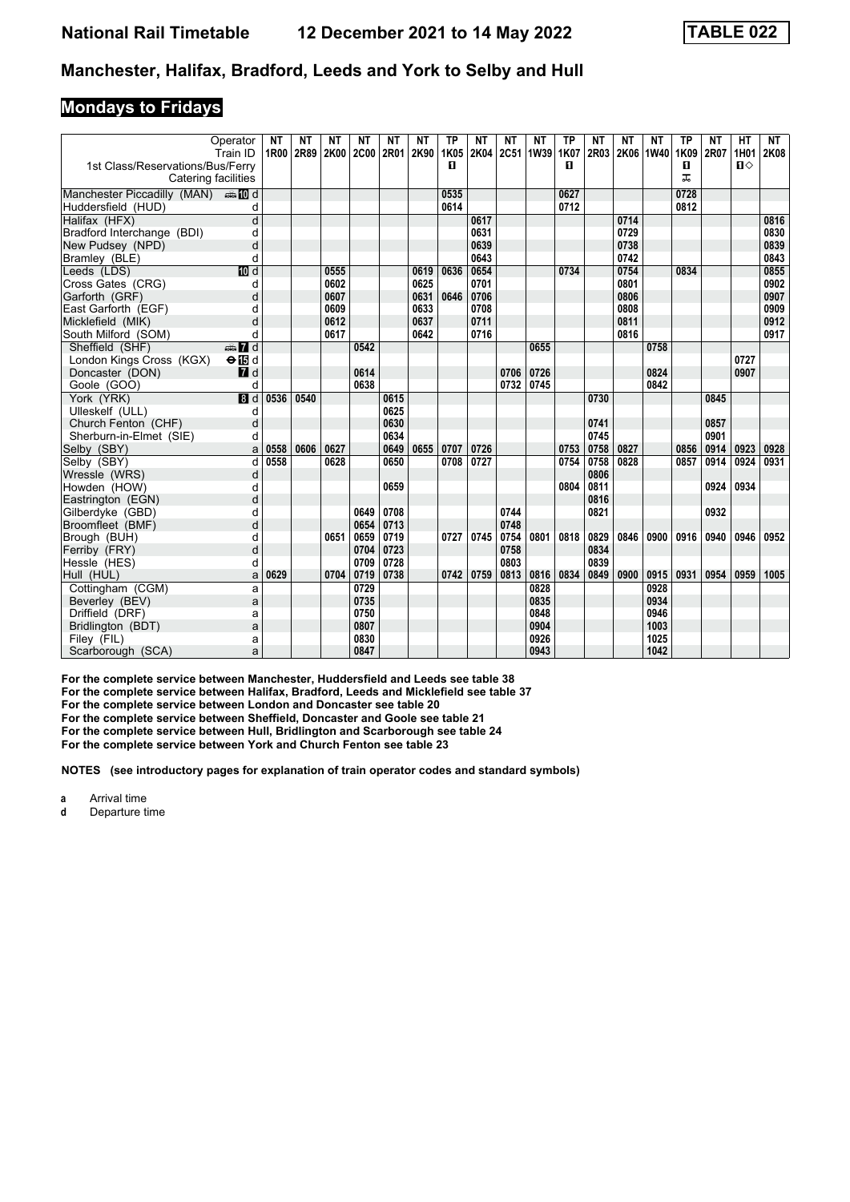# Manchester, Halifax, Bradford, Leeds and York to Selby and Hull

## Mondays to Fridays

| Operator | | NT | NT | NT | NT | NT | NT | TP | NT | NT | NT | TP | NT | NT | NT | TP | NT | HT | NT |
|---|---|---|---|---|---|---|---|---|---|---|---|---|---|---|---|---|---|---|---|
| Train ID | | 1R00 | 2R89 | 2K00 | 2C00 | 2R01 | 2K90 | 1K05 | 2K04 | 2C51 | 1W39 | 1K07 | 2R03 | 2K06 | 1W40 | 1K09 | 2R07 | 1H01 | 2K08 |
| 1st Class/Reservations/Bus/Ferry | | | | | | | | ■ | | | | ■ | | | | ■ | | ■◇ | |
| Catering facilities | | | | | | | | | | | | | | | | ⊼ | | | |
| Manchester Piccadilly (MAN) | d | | | | | | | 0535 | | | | 0627 | | | | 0728 | | | |
| Huddersfield (HUD) | d | | | | | | | 0614 | | | | 0712 | | | | 0812 | | | |
| Halifax (HFX) | d | | | | | | | | 0617 | | | | | 0714 | | | | | 0816 |
| Bradford Interchange (BDI) | d | | | | | | | | 0631 | | | | | 0729 | | | | | 0830 |
| New Pudsey (NPD) | d | | | | | | | | 0639 | | | | | 0738 | | | | | 0839 |
| Bramley (BLE) | d | | | | | | | | 0643 | | | | | 0742 | | | | | 0843 |
| Leeds (LDS) | d | | | 0555 | | | 0619 | 0636 | 0654 | | | 0734 | | 0754 | | 0834 | | | 0855 |
| Cross Gates (CRG) | d | | | 0602 | | | 0625 | | 0701 | | | | | 0801 | | | | | 0902 |
| Garforth (GRF) | d | | | 0607 | | | 0631 | 0646 | 0706 | | | | | 0806 | | | | | 0907 |
| East Garforth (EGF) | d | | | 0609 | | | 0633 | | 0708 | | | | | 0808 | | | | | 0909 |
| Micklefield (MIK) | d | | | 0612 | | | 0637 | | 0711 | | | | | 0811 | | | | | 0912 |
| South Milford (SOM) | d | | | 0617 | | | 0642 | | 0716 | | | | | 0816 | | | | | 0917 |
| Sheffield (SHF) | d | | | | 0542 | | | | | | 0655 | | | | 0758 | | | | |
| London Kings Cross (KGX) | d | | | | | | | | | | | | | | | | | 0727 | |
| Doncaster (DON) | d | | | | 0614 | | | | | 0706 | 0726 | | | | 0824 | | | 0907 | |
| Goole (GOO) | d | | | | 0638 | | | | | 0732 | 0745 | | | | 0842 | | | | |
| York (YRK) | d | 0536 | 0540 | | | 0615 | | | | | | | 0730 | | | | 0845 | | |
| Ulleskelf (ULL) | d | | | | | 0625 | | | | | | | | | | | | | |
| Church Fenton (CHF) | d | | | | | 0630 | | | | | | | 0741 | | | | 0857 | | |
| Sherburn-in-Elmet (SIE) | d | | | | | 0634 | | | | | | | 0745 | | | | 0901 | | |
| Selby (SBY) | a | 0558 | 0606 | 0627 | | 0649 | 0655 | 0707 | 0726 | | | 0753 | 0758 | 0827 | | 0856 | 0914 | 0923 | 0928 |
| Selby (SBY) | d | 0558 | | 0628 | | 0650 | | 0708 | 0727 | | | 0754 | 0758 | 0828 | | 0857 | 0914 | 0924 | 0931 |
| Wressle (WRS) | d | | | | | | | | | | | | 0806 | | | | | | |
| Howden (HOW) | d | | | | | 0659 | | | | | | 0804 | 0811 | | | | 0924 | 0934 | |
| Eastrington (EGN) | d | | | | | | | | | | | | 0816 | | | | | | |
| Gilberdyke (GBD) | d | | | | 0649 | 0708 | | | | 0744 | | | 0821 | | | | 0932 | | |
| Broomfleet (BMF) | d | | | | 0654 | 0713 | | | | 0748 | | | | | | | | | |
| Brough (BUH) | d | | | 0651 | 0659 | 0719 | | 0727 | 0745 | 0754 | 0801 | 0818 | 0829 | 0846 | 0900 | 0916 | 0940 | 0946 | 0952 |
| Ferriby (FRY) | d | | | | 0704 | 0723 | | | | 0758 | | | 0834 | | | | | | |
| Hessle (HES) | d | | | | 0709 | 0728 | | | | 0803 | | | 0839 | | | | | | |
| Hull (HUL) | a | 0629 | | 0704 | 0719 | 0738 | | 0742 | 0759 | 0813 | 0816 | 0834 | 0849 | 0900 | 0915 | 0931 | 0954 | 0959 | 1005 |
| Cottingham (CGM) | a | | | | 0729 | | | | | | 0828 | | | | 0928 | | | | |
| Beverley (BEV) | a | | | | 0735 | | | | | | 0835 | | | | 0934 | | | | |
| Driffield (DRF) | a | | | | 0750 | | | | | | 0848 | | | | 0946 | | | | |
| Bridlington (BDT) | a | | | | 0807 | | | | | | 0904 | | | | 1003 | | | | |
| Filey (FIL) | a | | | | 0830 | | | | | | 0926 | | | | 1025 | | | | |
| Scarborough (SCA) | a | | | | 0847 | | | | | | 0943 | | | | 1042 | | | | |

For the complete service between Manchester, Huddersfield and Leeds see table 38
For the complete service between Halifax, Bradford, Leeds and Micklefield see table 37
For the complete service between London and Doncaster see table 20
For the complete service between Sheffield, Doncaster and Goole see table 21
For the complete service between Hull, Bridlington and Scarborough see table 24
For the complete service between York and Church Fenton see table 23

**NOTES (see introductory pages for explanation of train operator codes and standard symbols)**

**a** Arrival time
**d** Departure time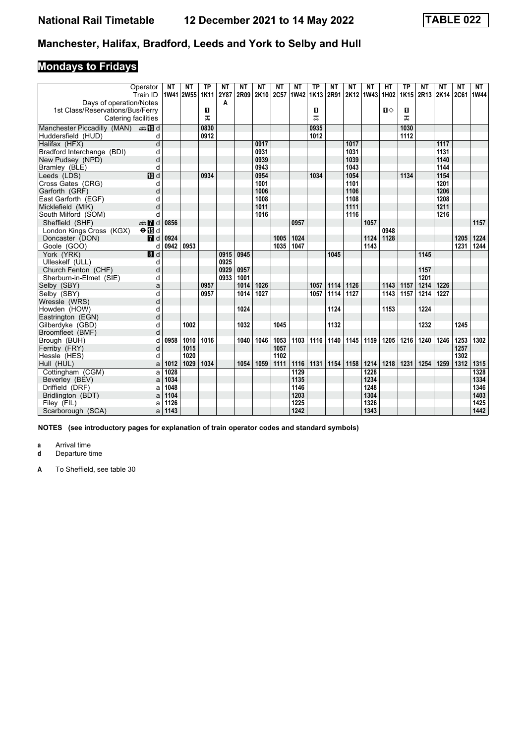# National Rail Timetable 12 December 2021 to 14 May 2022 TABLE 022

## Manchester, Halifax, Bradford, Leeds and York to Selby and Hull

## Mondays to Fridays

| Operator | | NT | NT | TP | NT | NT | NT | NT | NT | TP | NT | NT | NT | HT | TP | NT | NT | NT | NT |
|---|---|---|---|---|---|---|---|---|---|---|---|---|---|---|---|---|---|---|---|
| Train ID | | 1W41 | 2W55 | 1K11 | 2Y87 | 2R09 | 2K10 | 2C57 | 1W42 | 1K13 | 2R91 | 2K12 | 1W43 | 1H02 | 1K15 | 2R13 | 2K14 | 2C61 | 1W44 |
| Days of operation/Notes | | | | | A | | | | | | | | | | | | | | |
| 1st Class/Reservations/Bus/Ferry | | | | ◻ | | | | | | ◻ | | | | ◻◇ | ◻ | | | | |
| Catering facilities | | | | ⚌ | | | | | | ⚌ | | | | | ⚌ | | | | |
| Manchester Piccadilly (MAN) | 🚌 10 d | | | 0830 | | | | | | 0935 | | | | | 1030 | | | | |
| Huddersfield (HUD) | d | | | 0912 | | | | | | 1012 | | | | | 1112 | | | | |
| Halifax (HFX) | d | | | | | | 0917 | | | | | 1017 | | | | | 1117 | | |
| Bradford Interchange (BDI) | d | | | | | | 0931 | | | | | 1031 | | | | | 1131 | | |
| New Pudsey (NPD) | d | | | | | | 0939 | | | | | 1039 | | | | | 1140 | | |
| Bramley (BLE) | d | | | | | | 0943 | | | | | 1043 | | | | | 1144 | | |
| Leeds (LDS) | 10 d | | | 0934 | | | 0954 | | | 1034 | | 1054 | | | 1134 | | 1154 | | |
| Cross Gates (CRG) | d | | | | | | 1001 | | | | | 1101 | | | | | 1201 | | |
| Garforth (GRF) | d | | | | | | 1006 | | | | | 1106 | | | | | 1206 | | |
| East Garforth (EGF) | d | | | | | | 1008 | | | | | 1108 | | | | | 1208 | | |
| Micklefield (MIK) | d | | | | | | 1011 | | | | | 1111 | | | | | 1211 | | |
| South Milford (SOM) | d | | | | | | 1016 | | | | | 1116 | | | | | 1216 | | |
| Sheffield (SHF) | 🚌 7 d | 0856 | | | | | | | 0957 | | | | 1057 | | | | | | 1157 |
| London Kings Cross (KGX) | ⊖ 15 d | | | | | | | | | | | | | 0948 | | | | | |
| Doncaster (DON) | 7 d | 0924 | | | | | | 1005 | 1024 | | | | 1124 | 1128 | | | | 1205 | 1224 |
| Goole (GOO) | d | 0942 | 0953 | | | | | 1035 | 1047 | | | | 1143 | | | | | 1231 | 1244 |
| York (YRK) | 8 d | | | | 0915 | 0945 | | | | | 1045 | | | | | 1145 | | | |
| Ulleskelf (ULL) | d | | | | 0925 | | | | | | | | | | | | | | |
| Church Fenton (CHF) | d | | | | 0929 | 0957 | | | | | | | | | | 1157 | | | |
| Sherburn-in-Elmet (SIE) | d | | | | 0933 | 1001 | | | | | | | | | | 1201 | | | |
| Selby (SBY) | a | | | 0957 | | 1014 | 1026 | | | 1057 | 1114 | 1126 | | 1143 | 1157 | 1214 | 1226 | | |
| Selby (SBY) | d | | | 0957 | | 1014 | 1027 | | | 1057 | 1114 | 1127 | | 1143 | 1157 | 1214 | 1227 | | |
| Wressle (WRS) | d | | | | | | | | | | | | | | | | | | |
| Howden (HOW) | d | | | | | 1024 | | | | | 1124 | | | 1153 | | 1224 | | | |
| Eastrington (EGN) | d | | | | | | | | | | | | | | | | | | |
| Gilberdyke (GBD) | d | | 1002 | | | 1032 | | 1045 | | | 1132 | | | | | 1232 | | 1245 | |
| Broomfleet (BMF) | d | | | | | | | | | | | | | | | | | | |
| Brough (BUH) | d | 0958 | 1010 | 1016 | | 1040 | 1046 | 1053 | 1103 | 1116 | 1140 | 1145 | 1159 | 1205 | 1216 | 1240 | 1246 | 1253 | 1302 |
| Ferriby (FRY) | d | | 1015 | | | | | 1057 | | | | | | | | | | 1257 | |
| Hessle (HES) | d | | 1020 | | | | | 1102 | | | | | | | | | | 1302 | |
| Hull (HUL) | a | 1012 | 1029 | 1034 | | 1054 | 1059 | 1111 | 1116 | 1131 | 1154 | 1158 | 1214 | 1218 | 1231 | 1254 | 1259 | 1312 | 1315 |
| Cottingham (CGM) | a | 1028 | | | | | | | 1129 | | | | 1228 | | | | | | 1328 |
| Beverley (BEV) | a | 1034 | | | | | | | 1135 | | | | 1234 | | | | | | 1334 |
| Driffield (DRF) | a | 1048 | | | | | | | 1146 | | | | 1248 | | | | | | 1346 |
| Bridlington (BDT) | a | 1104 | | | | | | | 1203 | | | | 1304 | | | | | | 1403 |
| Filey (FIL) | a | 1126 | | | | | | | 1225 | | | | 1326 | | | | | | 1425 |
| Scarborough (SCA) | a | 1143 | | | | | | | 1242 | | | | 1343 | | | | | | 1442 |

**NOTES (see introductory pages for explanation of train operator codes and standard symbols)**

**a** Arrival time
**d** Departure time

**A** To Sheffield, see table 30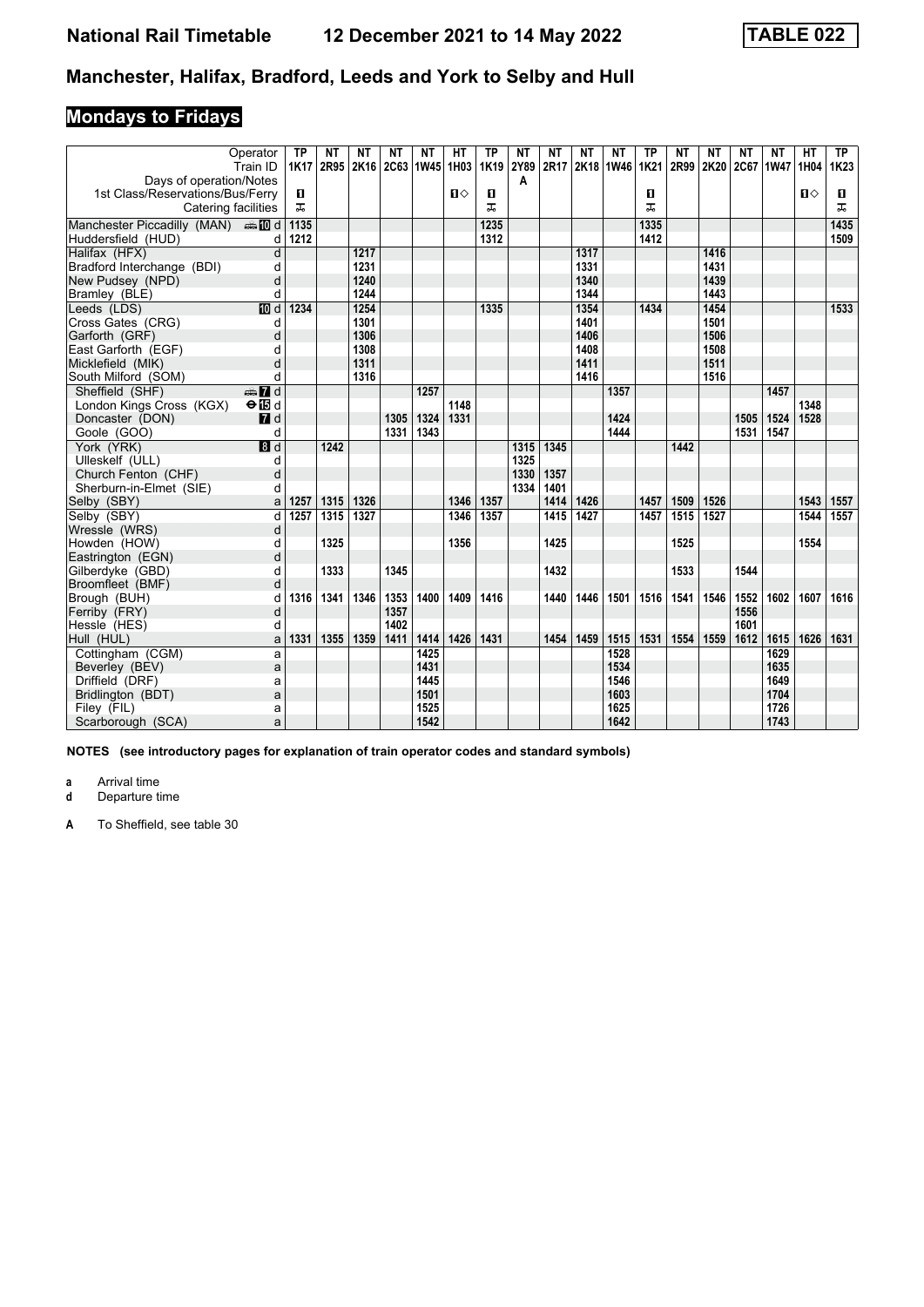# Manchester, Halifax, Bradford, Leeds and York to Selby and Hull

## Mondays to Fridays

| Operator | | TP | NT | NT | NT | NT | HT | TP | NT | NT | NT | NT | TP | NT | NT | NT | NT | HT | TP |
|---|---|---|---|---|---|---|---|---|---|---|---|---|---|---|---|---|---|---|---|
| Train ID | | 1K17 | 2R95 | 2K16 | 2C63 | 1W45 | 1H03 | 1K19 | 2Y89 | 2R17 | 2K18 | 1W46 | 1K21 | 2R99 | 2K20 | 2C67 | 1W47 | 1H04 | 1K23 |
| Days of operation/Notes | | | | | | | | | A | | | | | | | | | | |
| 1st Class/Reservations/Bus/Ferry | | 1 | | | | | 1◇ | 1 | | | | | 1 | | | | | 1◇ | 1 |
| Catering facilities | | ᴿ | | | | | | ᴿ | | | | | ᴿ | | | | | | ᴿ |
| Manchester Piccadilly (MAN) | 10 d | 1135 | | | | | | 1235 | | | | | 1335 | | | | | | 1435 |
| Huddersfield (HUD) | d | 1212 | | | | | | 1312 | | | | | 1412 | | | | | | 1509 |
| Halifax (HFX) | d | | | 1217 | | | | | | | 1317 | | | | 1416 | | | | |
| Bradford Interchange (BDI) | d | | | 1231 | | | | | | | 1331 | | | | 1431 | | | | |
| New Pudsey (NPD) | d | | | 1240 | | | | | | | 1340 | | | | 1439 | | | | |
| Bramley (BLE) | d | | | 1244 | | | | | | | 1344 | | | | 1443 | | | | |
| Leeds (LDS) | 10 d | 1234 | | 1254 | | | | 1335 | | | 1354 | | 1434 | | 1454 | | | | 1533 |
| Cross Gates (CRG) | d | | | 1301 | | | | | | | 1401 | | | | 1501 | | | | |
| Garforth (GRF) | d | | | 1306 | | | | | | | 1406 | | | | 1506 | | | | |
| East Garforth (EGF) | d | | | 1308 | | | | | | | 1408 | | | | 1508 | | | | |
| Micklefield (MIK) | d | | | 1311 | | | | | | | 1411 | | | | 1511 | | | | |
| South Milford (SOM) | d | | | 1316 | | | | | | | 1416 | | | | 1516 | | | | |
| Sheffield (SHF) | 7 d | | | | | 1257 | | | | | | 1357 | | | | | 1457 | | |
| London Kings Cross (KGX) | 15 d | | | | | | 1148 | | | | | | | | | | | 1348 | |
| Doncaster (DON) | 7 d | | | | 1305 | 1324 | 1331 | | | | | 1424 | | | | 1505 | 1524 | 1528 | |
| Goole (GOO) | d | | | | 1331 | 1343 | | | | | | 1444 | | | | 1531 | 1547 | | |
| York (YRK) | 8 d | | 1242 | | | | | | 1315 | 1345 | | | | 1442 | | | | | |
| Ulleskelf (ULL) | d | | | | | | | | 1325 | | | | | | | | | | |
| Church Fenton (CHF) | d | | | | | | | | 1330 | 1357 | | | | | | | | | |
| Sherburn-in-Elmet (SIE) | d | | | | | | | | 1334 | 1401 | | | | | | | | | |
| Selby (SBY) | a | 1257 | 1315 | 1326 | | | 1346 | 1357 | | 1414 | 1426 | | 1457 | 1509 | 1526 | | | 1543 | 1557 |
| Selby (SBY) | d | 1257 | 1315 | 1327 | | | 1346 | 1357 | | 1415 | 1427 | | 1457 | 1515 | 1527 | | | 1544 | 1557 |
| Wressle (WRS) | d | | | | | | | | | | | | | | | | | | |
| Howden (HOW) | d | | 1325 | | | | 1356 | | | 1425 | | | | 1525 | | | | 1554 | |
| Eastrington (EGN) | d | | | | | | | | | | | | | | | | | | |
| Gilberdyke (GBD) | d | | 1333 | | 1345 | | | | | 1432 | | | | 1533 | | 1544 | | | |
| Broomfleet (BMF) | d | | | | | | | | | | | | | | | | | | |
| Brough (BUH) | d | 1316 | 1341 | 1346 | 1353 | 1400 | 1409 | 1416 | | 1440 | 1446 | 1501 | 1516 | 1541 | 1546 | 1552 | 1602 | 1607 | 1616 |
| Ferriby (FRY) | d | | | | 1357 | | | | | | | | | | | 1556 | | | |
| Hessle (HES) | d | | | | 1402 | | | | | | | | | | | 1601 | | | |
| Hull (HUL) | a | 1331 | 1355 | 1359 | 1411 | 1414 | 1426 | 1431 | | 1454 | 1459 | 1515 | 1531 | 1554 | 1559 | 1612 | 1615 | 1626 | 1631 |
| Cottingham (CGM) | a | | | | | 1425 | | | | | | 1528 | | | | | 1629 | | |
| Beverley (BEV) | a | | | | | 1431 | | | | | | 1534 | | | | | 1635 | | |
| Driffield (DRF) | a | | | | | 1445 | | | | | | 1546 | | | | | 1649 | | |
| Bridlington (BDT) | a | | | | | 1501 | | | | | | 1603 | | | | | 1704 | | |
| Filey (FIL) | a | | | | | 1525 | | | | | | 1625 | | | | | 1726 | | |
| Scarborough (SCA) | a | | | | | 1542 | | | | | | 1642 | | | | | 1743 | | |

**NOTES (see introductory pages for explanation of train operator codes and standard symbols)**

**a** Arrival time
**d** Departure time

**A** To Sheffield, see table 30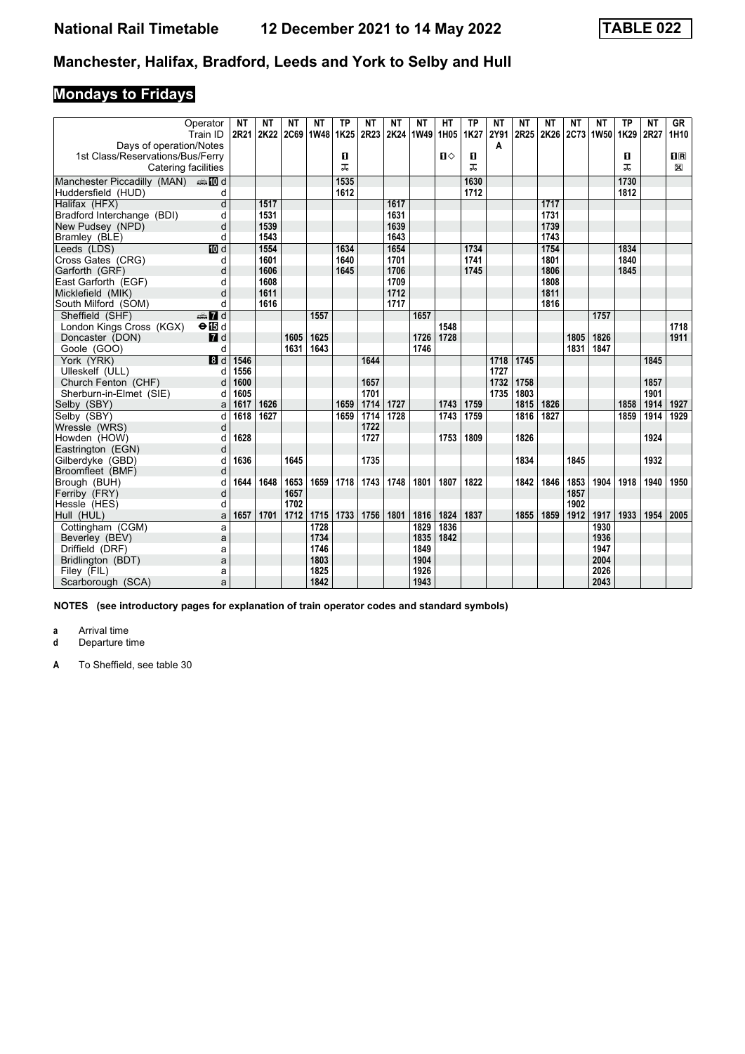# National Rail Timetable 12 December 2021 to 14 May 2022 TABLE 022

## Manchester, Halifax, Bradford, Leeds and York to Selby and Hull

### Mondays to Fridays

| Operator | | NT | NT | NT | NT | TP | NT | NT | NT | HT | TP | NT | NT | NT | NT | NT | TP | NT | GR |
|---|---|---|---|---|---|---|---|---|---|---|---|---|---|---|---|---|---|---|---|
| Train ID | | 2R21 | 2K22 | 2C69 | 1W48 | 1K25 | 2R23 | 2K24 | 1W49 | 1H05 | 1K27 | 2Y91 | 2R25 | 2K26 | 2C73 | 1W50 | 1K29 | 2R27 | 1H10 |
| Days of operation/Notes | | | | | | | | | | | | A | | | | | | | |
| 1st Class/Reservations/Bus/Ferry | | | | | | 1 | | | | 1◇ | 1 | | | | | | 1 | | 1R |
| Catering facilities | | | | | | ⚌ | | | | | ⚌ | | | | | | ⚌ | | ⊠ |
| Manchester Piccadilly (MAN) | 10 d | | | | | 1535 | | | | | 1630 | | | | | | 1730 | | |
| Huddersfield (HUD) | d | | | | | 1612 | | | | | 1712 | | | | | | 1812 | | |
| Halifax (HFX) | d | | 1517 | | | | | 1617 | | | | | | 1717 | | | | | |
| Bradford Interchange (BDI) | d | | 1531 | | | | | 1631 | | | | | | 1731 | | | | | |
| New Pudsey (NPD) | d | | 1539 | | | | | 1639 | | | | | | 1739 | | | | | |
| Bramley (BLE) | d | | 1543 | | | | | 1643 | | | | | | 1743 | | | | | |
| Leeds (LDS) | 10 d | | 1554 | | | 1634 | | 1654 | | | 1734 | | | 1754 | | | 1834 | | |
| Cross Gates (CRG) | d | | 1601 | | | 1640 | | 1701 | | | 1741 | | | 1801 | | | 1840 | | |
| Garforth (GRF) | d | | 1606 | | | 1645 | | 1706 | | | 1745 | | | 1806 | | | 1845 | | |
| East Garforth (EGF) | d | | 1608 | | | | | 1709 | | | | | | 1808 | | | | | |
| Micklefield (MIK) | d | | 1611 | | | | | 1712 | | | | | | 1811 | | | | | |
| South Milford (SOM) | d | | 1616 | | | | | 1717 | | | | | | 1816 | | | | | |
| Sheffield (SHF) | 7 d | | | | 1557 | | | | 1657 | | | | | | | 1757 | | | |
| London Kings Cross (KGX) | 15 d | | | | | | | | | 1548 | | | | | | | | | 1718 |
| Doncaster (DON) | 7 d | | | 1605 | 1625 | | | | 1726 | 1728 | | | | | 1805 | 1826 | | | 1911 |
| Goole (GOO) | d | | | 1631 | 1643 | | | | 1746 | | | | | | 1831 | 1847 | | | |
| York (YRK) | 8 d | 1546 | | | | | 1644 | | | | | 1718 | 1745 | | | | | 1845 | |
| Ulleskelf (ULL) | d | 1556 | | | | | | | | | | 1727 | | | | | | | |
| Church Fenton (CHF) | d | 1600 | | | | | 1657 | | | | | 1732 | 1758 | | | | | 1857 | |
| Sherburn-in-Elmet (SIE) | d | 1605 | | | | | 1701 | | | | | 1735 | 1803 | | | | | 1901 | |
| Selby (SBY) | a | 1617 | 1626 | | | 1659 | 1714 | 1727 | | 1743 | 1759 | | 1815 | 1826 | | | 1858 | 1914 | 1927 |
| Selby (SBY) | d | 1618 | 1627 | | | 1659 | 1714 | 1728 | | 1743 | 1759 | | 1816 | 1827 | | | 1859 | 1914 | 1929 |
| Wressle (WRS) | d | | | | | | 1722 | | | | | | | | | | | | |
| Howden (HOW) | d | 1628 | | | | | 1727 | | | 1753 | 1809 | | 1826 | | | | | 1924 | |
| Eastrington (EGN) | d | | | | | | | | | | | | | | | | | | |
| Gilberdyke (GBD) | d | 1636 | | 1645 | | | 1735 | | | | | | 1834 | | 1845 | | | 1932 | |
| Broomfleet (BMF) | d | | | | | | | | | | | | | | | | | | |
| Brough (BUH) | d | 1644 | 1648 | 1653 | 1659 | 1718 | 1743 | 1748 | 1801 | 1807 | 1822 | | 1842 | 1846 | 1853 | 1904 | 1918 | 1940 | 1950 |
| Ferriby (FRY) | d | | | 1657 | | | | | | | | | | | 1857 | | | | |
| Hessle (HES) | d | | | 1702 | | | | | | | | | | | 1902 | | | | |
| Hull (HUL) | a | 1657 | 1701 | 1712 | 1715 | 1733 | 1756 | 1801 | 1816 | 1824 | 1837 | | 1855 | 1859 | 1912 | 1917 | 1933 | 1954 | 2005 |
| Cottingham (CGM) | a | | | | 1728 | | | | 1829 | 1836 | | | | | | 1930 | | | |
| Beverley (BEV) | a | | | | 1734 | | | | 1835 | 1842 | | | | | | 1936 | | | |
| Driffield (DRF) | a | | | | 1746 | | | | 1849 | | | | | | | 1947 | | | |
| Bridlington (BDT) | a | | | | 1803 | | | | 1904 | | | | | | | 2004 | | | |
| Filey (FIL) | a | | | | 1825 | | | | 1926 | | | | | | | 2026 | | | |
| Scarborough (SCA) | a | | | | 1842 | | | | 1943 | | | | | | | 2043 | | | |

**NOTES (see introductory pages for explanation of train operator codes and standard symbols)**

**a** Arrival time
**d** Departure time

**A** To Sheffield, see table 30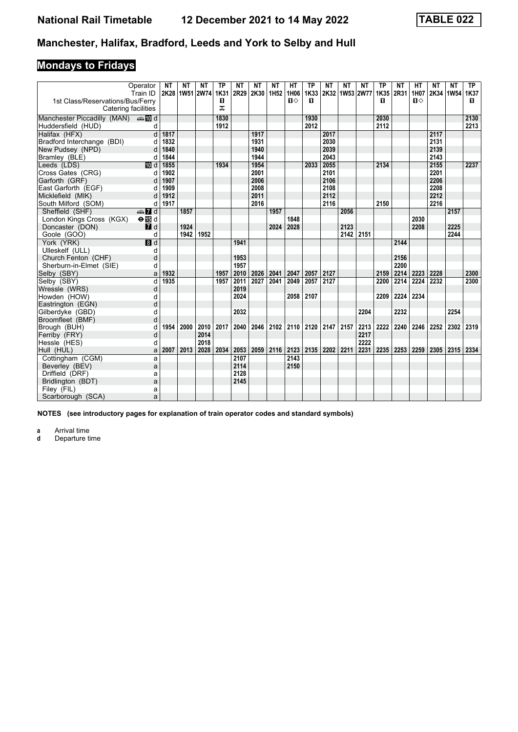# National Rail Timetable 12 December 2021 to 14 May 2022 TABLE 022

## Manchester, Halifax, Bradford, Leeds and York to Selby and Hull

## Mondays to Fridays

| Operator | | NT | NT | NT | TP | NT | NT | NT | HT | TP | NT | NT | NT | TP | NT | HT | NT | NT | TP |
|---|---|---|---|---|---|---|---|---|---|---|---|---|---|---|---|---|---|---|---|
| Train ID | | 2K28 | 1W51 | 2W74 | 1K31 | 2R29 | 2K30 | 1H52 | 1H06 | 1K33 | 2K32 | 1W53 | 2W77 | 1K35 | 2R31 | 1H07 | 2K34 | 1W54 | 1K37 |
| 1st Class/Reservations/Bus/Ferry | | | | | ■ | | | | ■◇ | ■ | | | | ■ | | ■◇ | | | ■ |
| Catering facilities | | | | | ⊼ | | | | | | | | | | | | | | |
| Manchester Piccadilly (MAN) | ⇌ 10 d | | | | 1830 | | | | | 1930 | | | | 2030 | | | | | 2130 |
| Huddersfield (HUD) | d | | | | 1912 | | | | | 2012 | | | | 2112 | | | | | 2213 |
| Halifax (HFX) | d | 1817 | | | | | 1917 | | | | 2017 | | | | | | 2117 | | |
| Bradford Interchange (BDI) | d | 1832 | | | | | 1931 | | | | 2030 | | | | | | 2131 | | |
| New Pudsey (NPD) | d | 1840 | | | | | 1940 | | | | 2039 | | | | | | 2139 | | |
| Bramley (BLE) | d | 1844 | | | | | 1944 | | | | 2043 | | | | | | 2143 | | |
| Leeds (LDS) | 10 d | 1855 | | | 1934 | | 1954 | | | 2033 | 2055 | | | 2134 | | | 2155 | | 2237 |
| Cross Gates (CRG) | d | 1902 | | | | | 2001 | | | | 2101 | | | | | | 2201 | | |
| Garforth (GRF) | d | 1907 | | | | | 2006 | | | | 2106 | | | | | | 2206 | | |
| East Garforth (EGF) | d | 1909 | | | | | 2008 | | | | 2108 | | | | | | 2208 | | |
| Micklefield (MIK) | d | 1912 | | | | | 2011 | | | | 2112 | | | | | | 2212 | | |
| South Milford (SOM) | d | 1917 | | | | | 2016 | | | | 2116 | | | 2150 | | | 2216 | | |
| Sheffield (SHF) | ⇌ 7 d | | 1857 | | | | | 1957 | | | | 2056 | | | | | | 2157 | |
| London Kings Cross (KGX) | ⊖ 15 d | | | | | | | | 1848 | | | | | | | 2030 | | | |
| Doncaster (DON) | 7 d | | 1924 | | | | | 2024 | 2028 | | | 2123 | | | | 2208 | | 2225 | |
| Goole (GOO) | d | | 1942 | 1952 | | | | | | | | 2142 | 2151 | | | | | 2244 | |
| York (YRK) | 8 d | | | | | 1941 | | | | | | | | | 2144 | | | | |
| Ulleskelf (ULL) | d | | | | | | | | | | | | | | | | | | |
| Church Fenton (CHF) | d | | | | | 1953 | | | | | | | | | 2156 | | | | |
| Sherburn-in-Elmet (SIE) | d | | | | | 1957 | | | | | | | | | 2200 | | | | |
| Selby (SBY) | a | 1932 | | | 1957 | 2010 | 2026 | 2041 | 2047 | 2057 | 2127 | | | 2159 | 2214 | 2223 | 2228 | | 2300 |
| Selby (SBY) | d | 1935 | | | 1957 | 2011 | 2027 | 2041 | 2049 | 2057 | 2127 | | | 2200 | 2214 | 2224 | 2232 | | 2300 |
| Wressle (WRS) | d | | | | | 2019 | | | | | | | | | | | | | |
| Howden (HOW) | d | | | | | 2024 | | | 2058 | 2107 | | | | 2209 | 2224 | 2234 | | | |
| Eastrington (EGN) | d | | | | | | | | | | | | | | | | | | |
| Gilberdyke (GBD) | d | | | | | 2032 | | | | | | | 2204 | | 2232 | | | 2254 | |
| Broomfleet (BMF) | d | | | | | | | | | | | | | | | | | | |
| Brough (BUH) | d | 1954 | 2000 | 2010 | 2017 | 2040 | 2046 | 2102 | 2110 | 2120 | 2147 | 2157 | 2213 | 2222 | 2240 | 2246 | 2252 | 2302 | 2319 |
| Ferriby (FRY) | d | | | 2014 | | | | | | | | | 2217 | | | | | | |
| Hessle (HES) | d | | | 2018 | | | | | | | | | 2222 | | | | | | |
| Hull (HUL) | a | 2007 | 2013 | 2028 | 2034 | 2053 | 2059 | 2116 | 2123 | 2135 | 2202 | 2211 | 2231 | 2235 | 2253 | 2259 | 2305 | 2315 | 2334 |
| Cottingham (CGM) | a | | | | | 2107 | | | 2143 | | | | | | | | | | |
| Beverley (BEV) | a | | | | | 2114 | | | 2150 | | | | | | | | | | |
| Driffield (DRF) | a | | | | | 2128 | | | | | | | | | | | | | |
| Bridlington (BDT) | a | | | | | 2145 | | | | | | | | | | | | | |
| Filey (FIL) | a | | | | | | | | | | | | | | | | | | |
| Scarborough (SCA) | a | | | | | | | | | | | | | | | | | | |

**NOTES (see introductory pages for explanation of train operator codes and standard symbols)**

**a** Arrival time
**d** Departure time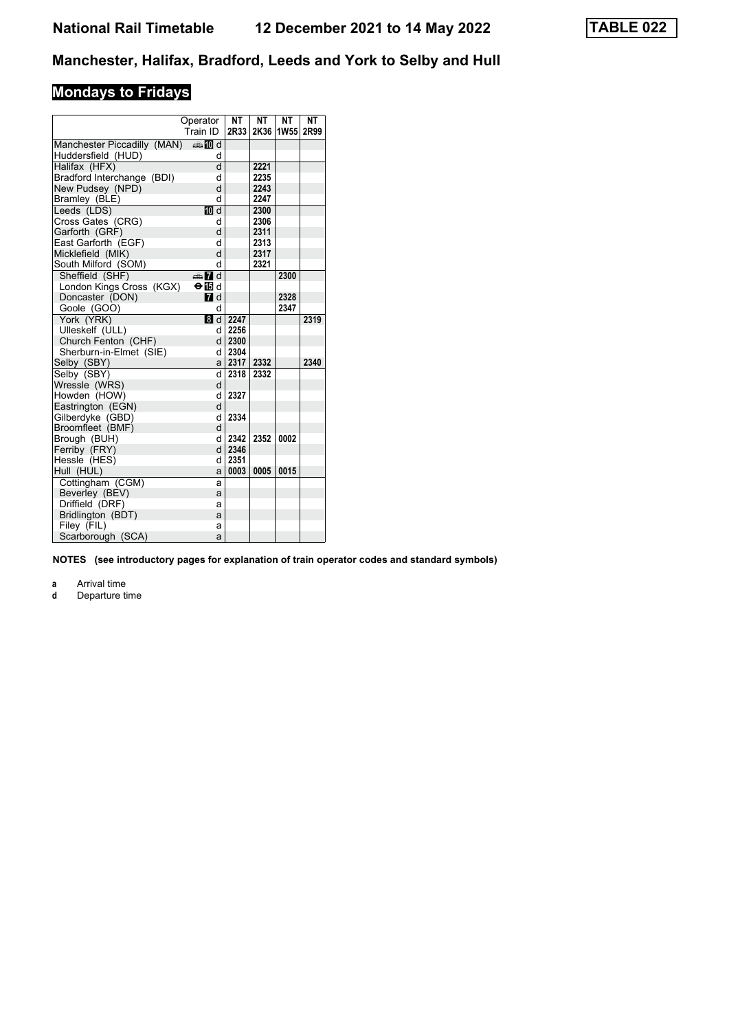# National Rail Timetable 12 December 2021 to 14 May 2022 TABLE 022

## Manchester, Halifax, Bradford, Leeds and York to Selby and Hull

## Mondays to Fridays

| Operator | | NT | NT | NT | NT |
|---|---|---|---|---|---|
| Train ID | | 2R33 | 2K36 | 1W55 | 2R99 |
| Manchester Piccadilly (MAN) | 🚌 10 d | | | | |
| Huddersfield (HUD) | d | | | | |
| Halifax (HFX) | d | | 2221 | | |
| Bradford Interchange (BDI) | d | | 2235 | | |
| New Pudsey (NPD) | d | | 2243 | | |
| Bramley (BLE) | d | | 2247 | | |
| Leeds (LDS) | 10 d | | 2300 | | |
| Cross Gates (CRG) | d | | 2306 | | |
| Garforth (GRF) | d | | 2311 | | |
| East Garforth (EGF) | d | | 2313 | | |
| Micklefield (MIK) | d | | 2317 | | |
| South Milford (SOM) | d | | 2321 | | |
| Sheffield (SHF) | 🚌 7 d | | | 2300 | |
| London Kings Cross (KGX) | ⊖ 15 d | | | | |
| Doncaster (DON) | 7 d | | | 2328 | |
| Goole (GOO) | d | | | 2347 | |
| York (YRK) | 8 d | 2247 | | | 2319 |
| Ulleskelf (ULL) | d | 2256 | | | |
| Church Fenton (CHF) | d | 2300 | | | |
| Sherburn-in-Elmet (SIE) | d | 2304 | | | |
| Selby (SBY) | a | 2317 | 2332 | | 2340 |
| Selby (SBY) | d | 2318 | 2332 | | |
| Wressle (WRS) | d | | | | |
| Howden (HOW) | d | 2327 | | | |
| Eastrington (EGN) | d | | | | |
| Gilberdyke (GBD) | d | 2334 | | | |
| Broomfleet (BMF) | d | | | | |
| Brough (BUH) | d | 2342 | 2352 | 0002 | |
| Ferriby (FRY) | d | 2346 | | | |
| Hessle (HES) | d | 2351 | | | |
| Hull (HUL) | a | 0003 | 0005 | 0015 | |
| Cottingham (CGM) | a | | | | |
| Beverley (BEV) | a | | | | |
| Driffield (DRF) | a | | | | |
| Bridlington (BDT) | a | | | | |
| Filey (FIL) | a | | | | |
| Scarborough (SCA) | a | | | | |

**NOTES (see introductory pages for explanation of train operator codes and standard symbols)**

**a** Arrival time
**d** Departure time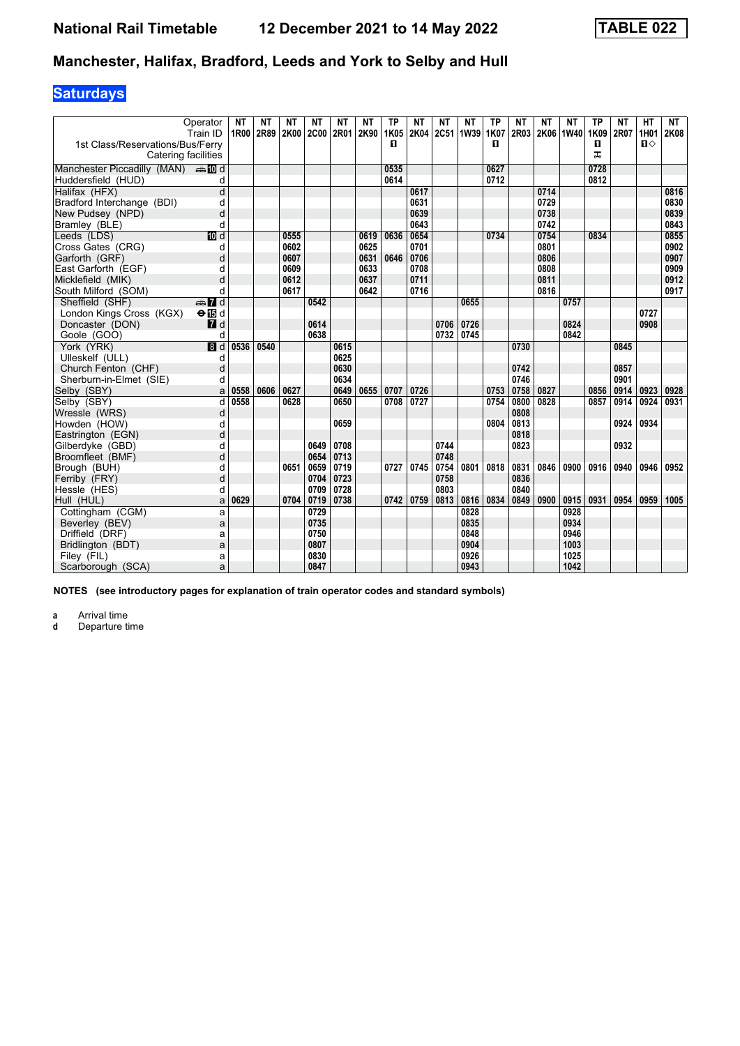# National Rail Timetable 12 December 2021 to 14 May 2022 TABLE 022

## Manchester, Halifax, Bradford, Leeds and York to Selby and Hull

### Saturdays

| Operator | | NT | NT | NT | NT | NT | NT | TP | NT | NT | NT | TP | NT | NT | NT | TP | NT | HT | NT |
|---|---|---|---|---|---|---|---|---|---|---|---|---|---|---|---|---|---|---|---|
| Train ID | | 1R00 | 2R89 | 2K00 | 2C00 | 2R01 | 2K90 | 1K05 | 2K04 | 2C51 | 1W39 | 1K07 | 2R03 | 2K06 | 1W40 | 1K09 | 2R07 | 1H01 | 2K08 |
| 1st Class/Reservations/Bus/Ferry | | | | | | | | ■ | | | | ■ | | | | ■ | | ■◇ | |
| Catering facilities | | | | | | | | | | | | | | | | ⚹ | | | |
| Manchester Piccadilly (MAN) | d | | | | | | | 0535 | | | | 0627 | | | | 0728 | | | |
| Huddersfield (HUD) | d | | | | | | | 0614 | | | | 0712 | | | | 0812 | | | |
| Halifax (HFX) | d | | | | | | | | 0617 | | | | | 0714 | | | | | 0816 |
| Bradford Interchange (BDI) | d | | | | | | | | 0631 | | | | | 0729 | | | | | 0830 |
| New Pudsey (NPD) | d | | | | | | | | 0639 | | | | | 0738 | | | | | 0839 |
| Bramley (BLE) | d | | | | | | | | 0643 | | | | | 0742 | | | | | 0843 |
| Leeds (LDS) | d | | | 0555 | | | 0619 | 0636 | 0654 | | | 0734 | | 0754 | | 0834 | | | 0855 |
| Cross Gates (CRG) | d | | | 0602 | | | 0625 | | 0701 | | | | | 0801 | | | | | 0902 |
| Garforth (GRF) | d | | | 0607 | | | 0631 | 0646 | 0706 | | | | | 0806 | | | | | 0907 |
| East Garforth (EGF) | d | | | 0609 | | | 0633 | | 0708 | | | | | 0808 | | | | | 0909 |
| Micklefield (MIK) | d | | | 0612 | | | 0637 | | 0711 | | | | | 0811 | | | | | 0912 |
| South Milford (SOM) | d | | | 0617 | | | 0642 | | 0716 | | | | | 0816 | | | | | 0917 |
| Sheffield (SHF) | d | | | | 0542 | | | | | | 0655 | | | | 0757 | | | | |
| London Kings Cross (KGX) | d | | | | | | | | | | | | | | | | | 0727 | |
| Doncaster (DON) | d | | | | 0614 | | | | | 0706 | 0726 | | | | 0824 | | | 0908 | |
| Goole (GOO) | d | | | | 0638 | | | | | 0732 | 0745 | | | | 0842 | | | | |
| York (YRK) | d | 0536 | 0540 | | | 0615 | | | | | | | 0730 | | | | 0845 | | |
| Ulleskelf (ULL) | d | | | | | 0625 | | | | | | | | | | | | | |
| Church Fenton (CHF) | d | | | | | 0630 | | | | | | | 0742 | | | | 0857 | | |
| Sherburn-in-Elmet (SIE) | d | | | | | 0634 | | | | | | | 0746 | | | | 0901 | | |
| Selby (SBY) | a | 0558 | 0606 | 0627 | | 0649 | 0655 | 0707 | 0726 | | | 0753 | 0758 | 0827 | | 0856 | 0914 | 0923 | 0928 |
| Selby (SBY) | d | 0558 | | 0628 | | 0650 | | 0708 | 0727 | | | 0754 | 0800 | 0828 | | 0857 | 0914 | 0924 | 0931 |
| Wressle (WRS) | d | | | | | | | | | | | | 0808 | | | | | | |
| Howden (HOW) | d | | | | | 0659 | | | | | | 0804 | 0813 | | | | 0924 | 0934 | |
| Eastrington (EGN) | d | | | | | | | | | | | | 0818 | | | | | | |
| Gilberdyke (GBD) | d | | | | 0649 | 0708 | | | | 0744 | | | 0823 | | | | 0932 | | |
| Broomfleet (BMF) | d | | | | 0654 | 0713 | | | | 0748 | | | | | | | | | |
| Brough (BUH) | d | | | 0651 | 0659 | 0719 | | 0727 | 0745 | 0754 | 0801 | 0818 | 0831 | 0846 | 0900 | 0916 | 0940 | 0946 | 0952 |
| Ferriby (FRY) | d | | | | 0704 | 0723 | | | | 0758 | | | 0836 | | | | | | |
| Hessle (HES) | d | | | | 0709 | 0728 | | | | 0803 | | | 0840 | | | | | | |
| Hull (HUL) | a | 0629 | | 0704 | 0719 | 0738 | | 0742 | 0759 | 0813 | 0816 | 0834 | 0849 | 0900 | 0915 | 0931 | 0954 | 0959 | 1005 |
| Cottingham (CGM) | a | | | | 0729 | | | | | | 0828 | | | | 0928 | | | | |
| Beverley (BEV) | a | | | | 0735 | | | | | | 0835 | | | | 0934 | | | | |
| Driffield (DRF) | a | | | | 0750 | | | | | | 0848 | | | | 0946 | | | | |
| Bridlington (BDT) | a | | | | 0807 | | | | | | 0904 | | | | 1003 | | | | |
| Filey (FIL) | a | | | | 0830 | | | | | | 0926 | | | | 1025 | | | | |
| Scarborough (SCA) | a | | | | 0847 | | | | | | 0943 | | | | 1042 | | | | |

**NOTES (see introductory pages for explanation of train operator codes and standard symbols)**

**a** Arrival time
**d** Departure time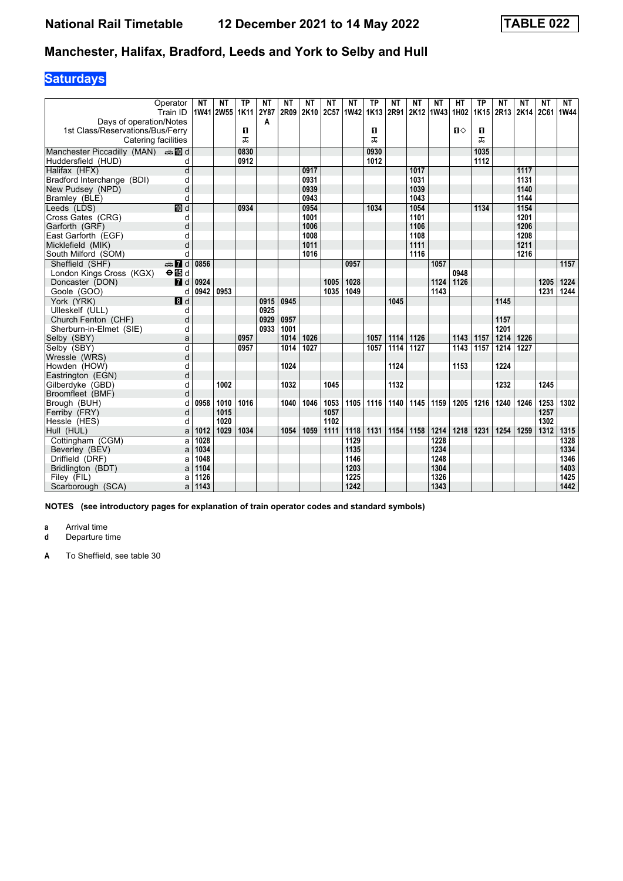# National Rail Timetable 12 December 2021 to 14 May 2022 TABLE 022

## Manchester, Halifax, Bradford, Leeds and York to Selby and Hull

### Saturdays

| Operator | | NT | NT | TP | NT | NT | NT | NT | NT | TP | NT | NT | NT | HT | TP | NT | NT | NT | NT |
|---|---|---|---|---|---|---|---|---|---|---|---|---|---|---|---|---|---|---|---|
| Train ID | | 1W41 | 2W55 | 1K11 | 2Y87 | 2R09 | 2K10 | 2C57 | 1W42 | 1K13 | 2R91 | 2K12 | 1W43 | 1H02 | 1K15 | 2R13 | 2K14 | 2C61 | 1W44 |
| Days of operation/Notes | | | | | A | | | | | | | | | | | | | | |
| 1st Class/Reservations/Bus/Ferry | | | | ■ | | | | | | ■ | | | | ■◇ | ■ | | | | |
| Catering facilities | | | | ⚹ | | | | | | ⚹ | | | | | ⚹ | | | | |
| Manchester Piccadilly (MAN) | 🚌 10 d | | | 0830 | | | | | | 0930 | | | | | 1035 | | | | |
| Huddersfield (HUD) | d | | | 0912 | | | | | | 1012 | | | | | 1112 | | | | |
| Halifax (HFX) | d | | | | | | 0917 | | | | | 1017 | | | | | 1117 | | |
| Bradford Interchange (BDI) | d | | | | | | 0931 | | | | | 1031 | | | | | 1131 | | |
| New Pudsey (NPD) | d | | | | | | 0939 | | | | | 1039 | | | | | 1140 | | |
| Bramley (BLE) | d | | | | | | 0943 | | | | | 1043 | | | | | 1144 | | |
| Leeds (LDS) | 10 d | | | 0934 | | | 0954 | | | 1034 | | 1054 | | | 1134 | | 1154 | | |
| Cross Gates (CRG) | d | | | | | | 1001 | | | | | 1101 | | | | | 1201 | | |
| Garforth (GRF) | d | | | | | | 1006 | | | | | 1106 | | | | | 1206 | | |
| East Garforth (EGF) | d | | | | | | 1008 | | | | | 1108 | | | | | 1208 | | |
| Micklefield (MIK) | d | | | | | | 1011 | | | | | 1111 | | | | | 1211 | | |
| South Milford (SOM) | d | | | | | | 1016 | | | | | 1116 | | | | | 1216 | | |
| Sheffield (SHF) | 🚌 7 d | 0856 | | | | | | | 0957 | | | | 1057 | | | | | | 1157 |
| London Kings Cross (KGX) | ⊖ 15 d | | | | | | | | | | | | | 0948 | | | | | |
| Doncaster (DON) | 7 d | 0924 | | | | | | 1005 | 1028 | | | | 1124 | 1126 | | | | 1205 | 1224 |
| Goole (GOO) | d | 0942 | 0953 | | | | | 1035 | 1049 | | | | 1143 | | | | | 1231 | 1244 |
| York (YRK) | 8 d | | | | 0915 | 0945 | | | | | 1045 | | | | | 1145 | | | |
| Ulleskelf (ULL) | d | | | | 0925 | | | | | | | | | | | | | | |
| Church Fenton (CHF) | d | | | | 0929 | 0957 | | | | | | | | | | 1157 | | | |
| Sherburn-in-Elmet (SIE) | d | | | | 0933 | 1001 | | | | | | | | | | 1201 | | | |
| Selby (SBY) | a | | | 0957 | | 1014 | 1026 | | | 1057 | 1114 | 1126 | | 1143 | 1157 | 1214 | 1226 | | |
| Selby (SBY) | d | | | 0957 | | 1014 | 1027 | | | 1057 | 1114 | 1127 | | 1143 | 1157 | 1214 | 1227 | | |
| Wressle (WRS) | d | | | | | | | | | | | | | | | | | | |
| Howden (HOW) | d | | | | | 1024 | | | | | 1124 | | | 1153 | | 1224 | | | |
| Eastrington (EGN) | d | | | | | | | | | | | | | | | | | | |
| Gilberdyke (GBD) | d | | 1002 | | | 1032 | | 1045 | | | 1132 | | | | | 1232 | | 1245 | |
| Broomfleet (BMF) | d | | | | | | | | | | | | | | | | | | |
| Brough (BUH) | d | 0958 | 1010 | 1016 | | 1040 | 1046 | 1053 | 1105 | 1116 | 1140 | 1145 | 1159 | 1205 | 1216 | 1240 | 1246 | 1253 | 1302 |
| Ferriby (FRY) | d | | 1015 | | | | | 1057 | | | | | | | | | | 1257 | |
| Hessle (HES) | d | | 1020 | | | | | 1102 | | | | | | | | | | 1302 | |
| Hull (HUL) | a | 1012 | 1029 | 1034 | | 1054 | 1059 | 1111 | 1118 | 1131 | 1154 | 1158 | 1214 | 1218 | 1231 | 1254 | 1259 | 1312 | 1315 |
| Cottingham (CGM) | a | 1028 | | | | | | | 1129 | | | | 1228 | | | | | | 1328 |
| Beverley (BEV) | a | 1034 | | | | | | | 1135 | | | | 1234 | | | | | | 1334 |
| Driffield (DRF) | a | 1048 | | | | | | | 1146 | | | | 1248 | | | | | | 1346 |
| Bridlington (BDT) | a | 1104 | | | | | | | 1203 | | | | 1304 | | | | | | 1403 |
| Filey (FIL) | a | 1126 | | | | | | | 1225 | | | | 1326 | | | | | | 1425 |
| Scarborough (SCA) | a | 1143 | | | | | | | 1242 | | | | 1343 | | | | | | 1442 |

**NOTES (see introductory pages for explanation of train operator codes and standard symbols)**

**a** Arrival time
**d** Departure time

**A** To Sheffield, see table 30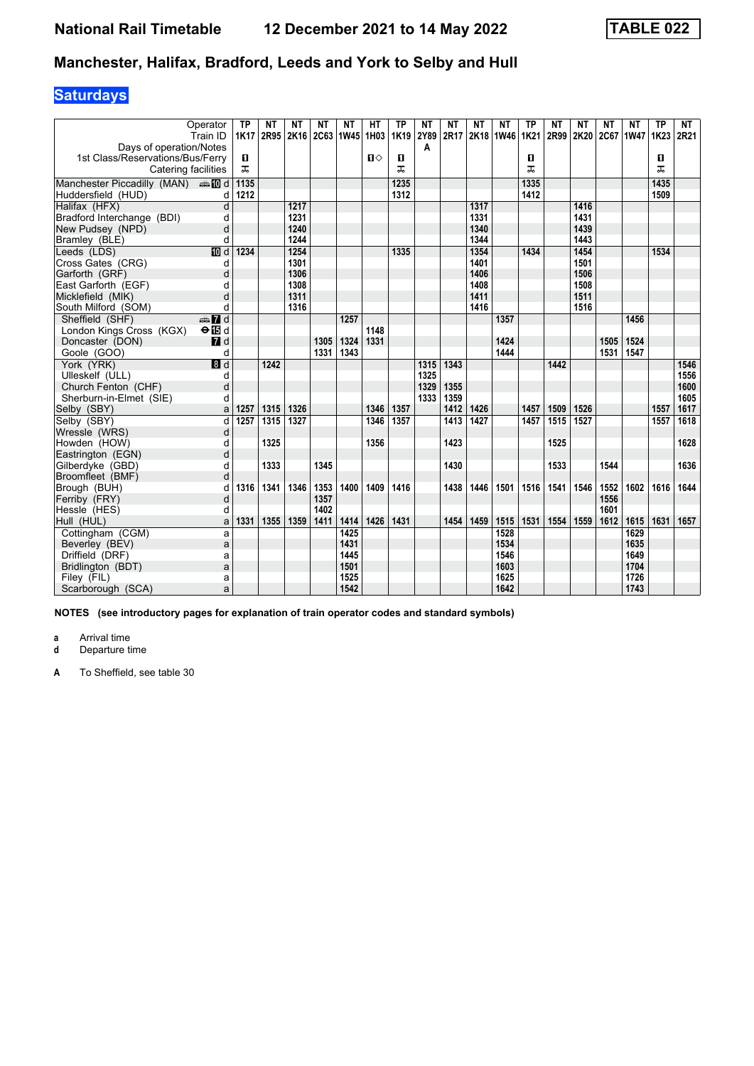# National Rail Timetable 12 December 2021 to 14 May 2022 TABLE 022

## Manchester, Halifax, Bradford, Leeds and York to Selby and Hull

### Saturdays

| Operator | | TP | NT | NT | NT | NT | HT | TP | NT | NT | NT | NT | TP | NT | NT | NT | NT | TP | NT |
|---|---|---|---|---|---|---|---|---|---|---|---|---|---|---|---|---|---|---|---|
| Train ID | | 1K17 | 2R95 | 2K16 | 2C63 | 1W45 | 1H03 | 1K19 | 2Y89 | 2R17 | 2K18 | 1W46 | 1K21 | 2R99 | 2K20 | 2C67 | 1W47 | 1K23 | 2R21 |
| Days of operation/Notes | | | | | | | | | A | | | | | | | | | | |
| 1st Class/Reservations/Bus/Ferry | | 1 | | | | | 1◇ | 1 | | | | | 1 | | | | | 1 | |
| Catering facilities | | ⚹ | | | | | | ⚹ | | | | | ⚹ | | | | | ⚹ | |
| Manchester Piccadilly (MAN) | 10 d | 1135 | | | | | | 1235 | | | | | 1335 | | | | | 1435 | |
| Huddersfield (HUD) | d | 1212 | | | | | | 1312 | | | | | 1412 | | | | | 1509 | |
| Halifax (HFX) | d | | | 1217 | | | | | | | 1317 | | | | 1416 | | | | |
| Bradford Interchange (BDI) | d | | | 1231 | | | | | | | 1331 | | | | 1431 | | | | |
| New Pudsey (NPD) | d | | | 1240 | | | | | | | 1340 | | | | 1439 | | | | |
| Bramley (BLE) | d | | | 1244 | | | | | | | 1344 | | | | 1443 | | | | |
| Leeds (LDS) | 10 d | 1234 | | 1254 | | | | 1335 | | | 1354 | | 1434 | | 1454 | | | 1534 | |
| Cross Gates (CRG) | d | | | 1301 | | | | | | | 1401 | | | | 1501 | | | | |
| Garforth (GRF) | d | | | 1306 | | | | | | | 1406 | | | | 1506 | | | | |
| East Garforth (EGF) | d | | | 1308 | | | | | | | 1408 | | | | 1508 | | | | |
| Micklefield (MIK) | d | | | 1311 | | | | | | | 1411 | | | | 1511 | | | | |
| South Milford (SOM) | d | | | 1316 | | | | | | | 1416 | | | | 1516 | | | | |
| Sheffield (SHF) | 7 d | | | | | 1257 | | | | | | 1357 | | | | | 1456 | | |
| London Kings Cross (KGX) | 15 d | | | | | | 1148 | | | | | | | | | | | | |
| Doncaster (DON) | 7 d | | | | 1305 | 1324 | 1331 | | | | | 1424 | | | | 1505 | 1524 | | |
| Goole (GOO) | d | | | | 1331 | 1343 | | | | | | 1444 | | | | 1531 | 1547 | | |
| York (YRK) | 8 d | | 1242 | | | | | | 1315 | 1343 | | | | 1442 | | | | | 1546 |
| Ulleskelf (ULL) | d | | | | | | | | 1325 | | | | | | | | | | 1556 |
| Church Fenton (CHF) | d | | | | | | | | 1329 | 1355 | | | | | | | | | 1600 |
| Sherburn-in-Elmet (SIE) | d | | | | | | | | 1333 | 1359 | | | | | | | | | 1605 |
| Selby (SBY) | a | 1257 | 1315 | 1326 | | | 1346 | 1357 | | 1412 | 1426 | | 1457 | 1509 | 1526 | | | 1557 | 1617 |
| Selby (SBY) | d | 1257 | 1315 | 1327 | | | 1346 | 1357 | | 1413 | 1427 | | 1457 | 1515 | 1527 | | | 1557 | 1618 |
| Wressle (WRS) | d | | | | | | | | | | | | | | | | | | |
| Howden (HOW) | d | | 1325 | | | | 1356 | | | 1423 | | | | 1525 | | | | | 1628 |
| Eastrington (EGN) | d | | | | | | | | | | | | | | | | | | |
| Gilberdyke (GBD) | d | | 1333 | | 1345 | | | | | 1430 | | | | 1533 | | 1544 | | | 1636 |
| Broomfleet (BMF) | d | | | | | | | | | | | | | | | | | | |
| Brough (BUH) | d | 1316 | 1341 | 1346 | 1353 | 1400 | 1409 | 1416 | | 1438 | 1446 | 1501 | 1516 | 1541 | 1546 | 1552 | 1602 | 1616 | 1644 |
| Ferriby (FRY) | d | | | | 1357 | | | | | | | | | | | 1556 | | | |
| Hessle (HES) | d | | | | 1402 | | | | | | | | | | | 1601 | | | |
| Hull (HUL) | a | 1331 | 1355 | 1359 | 1411 | 1414 | 1426 | 1431 | | 1454 | 1459 | 1515 | 1531 | 1554 | 1559 | 1612 | 1615 | 1631 | 1657 |
| Cottingham (CGM) | a | | | | | 1425 | | | | | | 1528 | | | | | 1629 | | |
| Beverley (BEV) | a | | | | | 1431 | | | | | | 1534 | | | | | 1635 | | |
| Driffield (DRF) | a | | | | | 1445 | | | | | | 1546 | | | | | 1649 | | |
| Bridlington (BDT) | a | | | | | 1501 | | | | | | 1603 | | | | | 1704 | | |
| Filey (FIL) | a | | | | | 1525 | | | | | | 1625 | | | | | 1726 | | |
| Scarborough (SCA) | a | | | | | 1542 | | | | | | 1642 | | | | | 1743 | | |

**NOTES (see introductory pages for explanation of train operator codes and standard symbols)**

**a** Arrival time
**d** Departure time

**A** To Sheffield, see table 30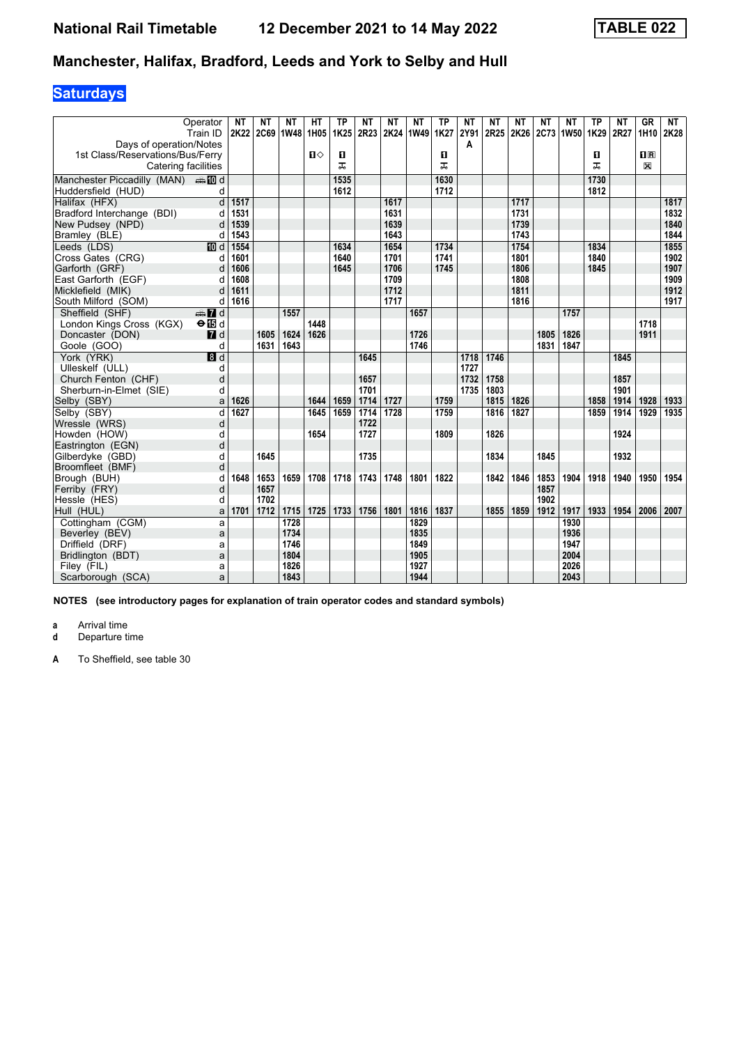# National Rail Timetable 12 December 2021 to 14 May 2022 TABLE 022

## Manchester, Halifax, Bradford, Leeds and York to Selby and Hull

### Saturdays

| Operator | | NT | NT | NT | HT | TP | NT | NT | NT | TP | NT | NT | NT | NT | NT | TP | NT | GR | NT |
|---|---|---|---|---|---|---|---|---|---|---|---|---|---|---|---|---|---|---|---|
| Train ID | | 2K22 | 2C69 | 1W48 | 1H05 | 1K25 | 2R23 | 2K24 | 1W49 | 1K27 | 2Y91 | 2R25 | 2K26 | 2C73 | 1W50 | 1K29 | 2R27 | 1H10 | 2K28 |
| Days of operation/Notes | | | | | | | | | | | A | | | | | | | | |
| 1st Class/Reservations/Bus/Ferry | | | | | 1◇ | 1 | | | | 1 | | | | | | 1 | | 1R | |
| Catering facilities | | | | | | ⚹ | | | | ⚹ | | | | | | ⚹ | | ⊠ | |
| Manchester Piccadilly (MAN) | 10 d | | | | | 1535 | | | | 1630 | | | | | | 1730 | | | |
| Huddersfield (HUD) | d | | | | | 1612 | | | | 1712 | | | | | | 1812 | | | |
| Halifax (HFX) | d | 1517 | | | | | | 1617 | | | | | 1717 | | | | | | 1817 |
| Bradford Interchange (BDI) | d | 1531 | | | | | | 1631 | | | | | 1731 | | | | | | 1832 |
| New Pudsey (NPD) | d | 1539 | | | | | | 1639 | | | | | 1739 | | | | | | 1840 |
| Bramley (BLE) | d | 1543 | | | | | | 1643 | | | | | 1743 | | | | | | 1844 |
| Leeds (LDS) | 10 d | 1554 | | | | 1634 | | 1654 | | 1734 | | | 1754 | | | 1834 | | | 1855 |
| Cross Gates (CRG) | d | 1601 | | | | 1640 | | 1701 | | 1741 | | | 1801 | | | 1840 | | | 1902 |
| Garforth (GRF) | d | 1606 | | | | 1645 | | 1706 | | 1745 | | | 1806 | | | 1845 | | | 1907 |
| East Garforth (EGF) | d | 1608 | | | | | | 1709 | | | | | 1808 | | | | | | 1909 |
| Micklefield (MIK) | d | 1611 | | | | | | 1712 | | | | | 1811 | | | | | | 1912 |
| South Milford (SOM) | d | 1616 | | | | | | 1717 | | | | | 1816 | | | | | | 1917 |
| Sheffield (SHF) | 7 d | | | 1557 | | | | | 1657 | | | | | | 1757 | | | | |
| London Kings Cross (KGX) | 15 d | | | | 1448 | | | | | | | | | | | | | 1718 | |
| Doncaster (DON) | 7 d | | 1605 | 1624 | 1626 | | | | 1726 | | | | | 1805 | 1826 | | | 1911 | |
| Goole (GOO) | d | | 1631 | 1643 | | | | | 1746 | | | | | 1831 | 1847 | | | | |
| York (YRK) | 8 d | | | | | | 1645 | | | | 1718 | 1746 | | | | | 1845 | | |
| Ulleskelf (ULL) | d | | | | | | | | | | 1727 | | | | | | | | |
| Church Fenton (CHF) | d | | | | | | 1657 | | | | 1732 | 1758 | | | | | 1857 | | |
| Sherburn-in-Elmet (SIE) | d | | | | | | 1701 | | | | 1735 | 1803 | | | | | 1901 | | |
| Selby (SBY) | a | 1626 | | | 1644 | 1659 | 1714 | 1727 | | 1759 | | 1815 | 1826 | | | 1858 | 1914 | 1928 | 1933 |
| Selby (SBY) | d | 1627 | | | 1645 | 1659 | 1714 | 1728 | | 1759 | | 1816 | 1827 | | | 1859 | 1914 | 1929 | 1935 |
| Wressle (WRS) | d | | | | | | 1722 | | | | | | | | | | | | |
| Howden (HOW) | d | | | | 1654 | | 1727 | | | 1809 | | 1826 | | | | | 1924 | | |
| Eastrington (EGN) | d | | | | | | | | | | | | | | | | | | |
| Gilberdyke (GBD) | d | | 1645 | | | | 1735 | | | | | 1834 | | 1845 | | | 1932 | | |
| Broomfleet (BMF) | d | | | | | | | | | | | | | | | | | | |
| Brough (BUH) | d | 1648 | 1653 | 1659 | 1708 | 1718 | 1743 | 1748 | 1801 | 1822 | | 1842 | 1846 | 1853 | 1904 | 1918 | 1940 | 1950 | 1954 |
| Ferriby (FRY) | d | | 1657 | | | | | | | | | | | 1857 | | | | | |
| Hessle (HES) | d | | 1702 | | | | | | | | | | | 1902 | | | | | |
| Hull (HUL) | a | 1701 | 1712 | 1715 | 1725 | 1733 | 1756 | 1801 | 1816 | 1837 | | 1855 | 1859 | 1912 | 1917 | 1933 | 1954 | 2006 | 2007 |
| Cottingham (CGM) | a | | | 1728 | | | | | 1829 | | | | | | 1930 | | | | |
| Beverley (BEV) | a | | | 1734 | | | | | 1835 | | | | | | 1936 | | | | |
| Driffield (DRF) | a | | | 1746 | | | | | 1849 | | | | | | 1947 | | | | |
| Bridlington (BDT) | a | | | 1804 | | | | | 1905 | | | | | | 2004 | | | | |
| Filey (FIL) | a | | | 1826 | | | | | 1927 | | | | | | 2026 | | | | |
| Scarborough (SCA) | a | | | 1843 | | | | | 1944 | | | | | | 2043 | | | | |

**NOTES (see introductory pages for explanation of train operator codes and standard symbols)**

**a** Arrival time
**d** Departure time

**A** To Sheffield, see table 30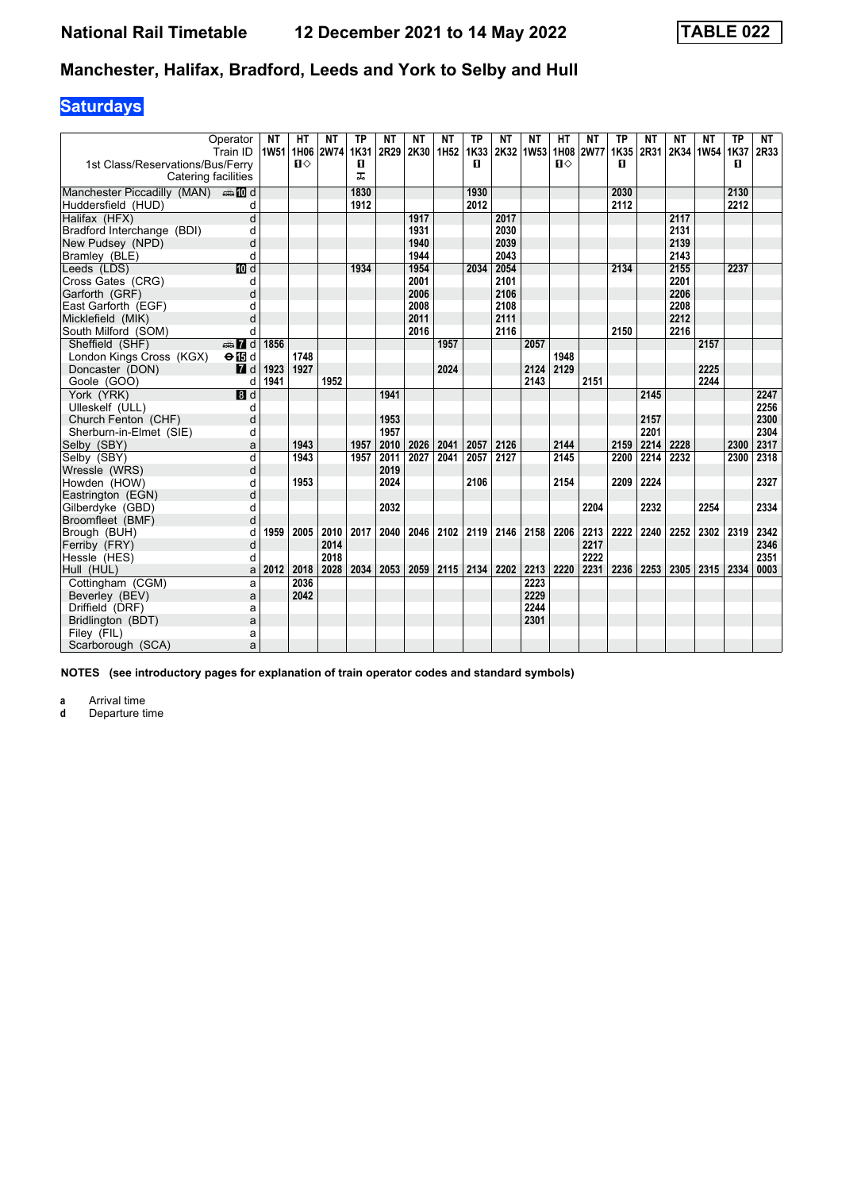# National Rail Timetable 12 December 2021 to 14 May 2022 TABLE 022

## Manchester, Halifax, Bradford, Leeds and York to Selby and Hull

**Saturdays**

| Operator | | NT | HT | NT | TP | NT | NT | NT | TP | NT | NT | HT | NT | TP | NT | NT | NT | TP | NT |
|---|---|---|---|---|---|---|---|---|---|---|---|---|---|---|---|---|---|---|---|
| Train ID | | 1W51 | 1H06 | 2W74 | 1K31 | 2R29 | 2K30 | 1H52 | 1K33 | 2K32 | 1W53 | 1H08 | 2W77 | 1K35 | 2R31 | 2K34 | 1W54 | 1K37 | 2R33 |
| 1st Class/Reservations/Bus/Ferry | | | ■◇ | | ■ | | | | ■ | | | ■◇ | | ■ | | | | ■ | |
| Catering facilities | | | | | ⊼ | | | | | | | | | | | | | | |
| Manchester Piccadilly (MAN) | 10 d | | | | 1830 | | | | 1930 | | | | | 2030 | | | | 2130 | |
| Huddersfield (HUD) | d | | | | 1912 | | | | 2012 | | | | | 2112 | | | | 2212 | |
| Halifax (HFX) | d | | | | | | 1917 | | | 2017 | | | | | | 2117 | | | |
| Bradford Interchange (BDI) | d | | | | | | 1931 | | | 2030 | | | | | | 2131 | | | |
| New Pudsey (NPD) | d | | | | | | 1940 | | | 2039 | | | | | | 2139 | | | |
| Bramley (BLE) | d | | | | | | 1944 | | | 2043 | | | | | | 2143 | | | |
| Leeds (LDS) | 10 d | | | | 1934 | | 1954 | | 2034 | 2054 | | | | 2134 | | 2155 | | 2237 | |
| Cross Gates (CRG) | d | | | | | | 2001 | | | 2101 | | | | | | 2201 | | | |
| Garforth (GRF) | d | | | | | | 2006 | | | 2106 | | | | | | 2206 | | | |
| East Garforth (EGF) | d | | | | | | 2008 | | | 2108 | | | | | | 2208 | | | |
| Micklefield (MIK) | d | | | | | | 2011 | | | 2111 | | | | | | 2212 | | | |
| South Milford (SOM) | d | | | | | | 2016 | | | 2116 | | | | 2150 | | 2216 | | | |
| Sheffield (SHF) | 7 d | 1856 | | | | | | 1957 | | | 2057 | | | | | | 2157 | | |
| London Kings Cross (KGX) | 15 d | | 1748 | | | | | | | | | 1948 | | | | | | | |
| Doncaster (DON) | 7 d | 1923 | 1927 | | | | | 2024 | | | 2124 | 2129 | | | | | 2225 | | |
| Goole (GOO) | d | 1941 | | 1952 | | | | | | | 2143 | | 2151 | | | | 2244 | | |
| York (YRK) | 8 d | | | | | 1941 | | | | | | | | | 2145 | | | | 2247 |
| Ulleskelf (ULL) | d | | | | | | | | | | | | | | | | | | 2256 |
| Church Fenton (CHF) | d | | | | | 1953 | | | | | | | | | 2157 | | | | 2300 |
| Sherburn-in-Elmet (SIE) | d | | | | | 1957 | | | | | | | | | 2201 | | | | 2304 |
| Selby (SBY) | a | | 1943 | | 1957 | 2010 | 2026 | 2041 | 2057 | 2126 | | 2144 | | 2159 | 2214 | 2228 | | 2300 | 2317 |
| Selby (SBY) | d | | 1943 | | 1957 | 2011 | 2027 | 2041 | 2057 | 2127 | | 2145 | | 2200 | 2214 | 2232 | | 2300 | 2318 |
| Wressle (WRS) | d | | | | | 2019 | | | | | | | | | | | | | |
| Howden (HOW) | d | | 1953 | | | 2024 | | | 2106 | | | 2154 | | 2209 | 2224 | | | | 2327 |
| Eastrington (EGN) | d | | | | | | | | | | | | | | | | | | |
| Gilberdyke (GBD) | d | | | | | 2032 | | | | | | | 2204 | | 2232 | | 2254 | | 2334 |
| Broomfleet (BMF) | d | | | | | | | | | | | | | | | | | | |
| Brough (BUH) | d | 1959 | 2005 | 2010 | 2017 | 2040 | 2046 | 2102 | 2119 | 2146 | 2158 | 2206 | 2213 | 2222 | 2240 | 2252 | 2302 | 2319 | 2342 |
| Ferriby (FRY) | d | | | 2014 | | | | | | | | | 2217 | | | | | | 2346 |
| Hessle (HES) | d | | | 2018 | | | | | | | | | 2222 | | | | | | 2351 |
| Hull (HUL) | a | 2012 | 2018 | 2028 | 2034 | 2053 | 2059 | 2115 | 2134 | 2202 | 2213 | 2220 | 2231 | 2236 | 2253 | 2305 | 2315 | 2334 | 0003 |
| Cottingham (CGM) | a | | 2036 | | | | | | | | 2223 | | | | | | | | |
| Beverley (BEV) | a | | 2042 | | | | | | | | 2229 | | | | | | | | |
| Driffield (DRF) | a | | | | | | | | | | 2244 | | | | | | | | |
| Bridlington (BDT) | a | | | | | | | | | | 2301 | | | | | | | | |
| Filey (FIL) | a | | | | | | | | | | | | | | | | | | |
| Scarborough (SCA) | a | | | | | | | | | | | | | | | | | | |

**NOTES (see introductory pages for explanation of train operator codes and standard symbols)**

**a** Arrival time
**d** Departure time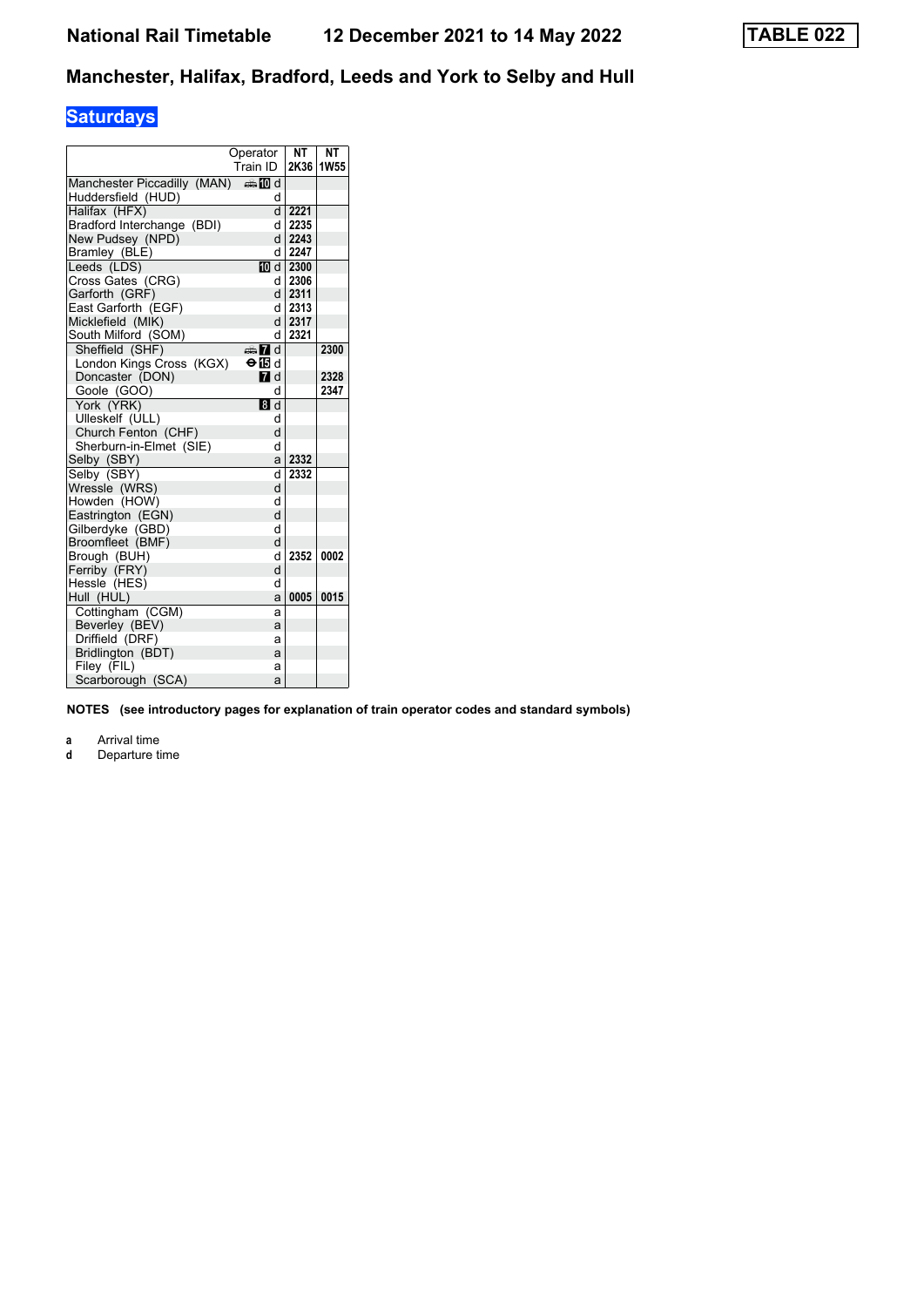# National Rail Timetable 12 December 2021 to 14 May 2022

**TABLE 022**

## Manchester, Halifax, Bradford, Leeds and York to Selby and Hull

### Saturdays

| Operator | | NT | NT |
|---|---|---|---|
| Train ID | | 2K36 | 1W55 |
| Manchester Piccadilly (MAN) | 10 d | | |
| Huddersfield (HUD) | d | | |
| Halifax (HFX) | d | 2221 | |
| Bradford Interchange (BDI) | d | 2235 | |
| New Pudsey (NPD) | d | 2243 | |
| Bramley (BLE) | d | 2247 | |
| Leeds (LDS) | 10 d | 2300 | |
| Cross Gates (CRG) | d | 2306 | |
| Garforth (GRF) | d | 2311 | |
| East Garforth (EGF) | d | 2313 | |
| Micklefield (MIK) | d | 2317 | |
| South Milford (SOM) | d | 2321 | |
| Sheffield (SHF) | 7 d | | 2300 |
| London Kings Cross (KGX) | 15 d | | |
| Doncaster (DON) | 7 d | | 2328 |
| Goole (GOO) | d | | 2347 |
| York (YRK) | 8 d | | |
| Ulleskelf (ULL) | d | | |
| Church Fenton (CHF) | d | | |
| Sherburn-in-Elmet (SIE) | d | | |
| Selby (SBY) | a | 2332 | |
| Selby (SBY) | d | 2332 | |
| Wressle (WRS) | d | | |
| Howden (HOW) | d | | |
| Eastrington (EGN) | d | | |
| Gilberdyke (GBD) | d | | |
| Broomfleet (BMF) | d | | |
| Brough (BUH) | d | 2352 | 0002 |
| Ferriby (FRY) | d | | |
| Hessle (HES) | d | | |
| Hull (HUL) | a | 0005 | 0015 |
| Cottingham (CGM) | a | | |
| Beverley (BEV) | a | | |
| Driffield (DRF) | a | | |
| Bridlington (BDT) | a | | |
| Filey (FIL) | a | | |
| Scarborough (SCA) | a | | |

**NOTES (see introductory pages for explanation of train operator codes and standard symbols)**

**a** Arrival time
**d** Departure time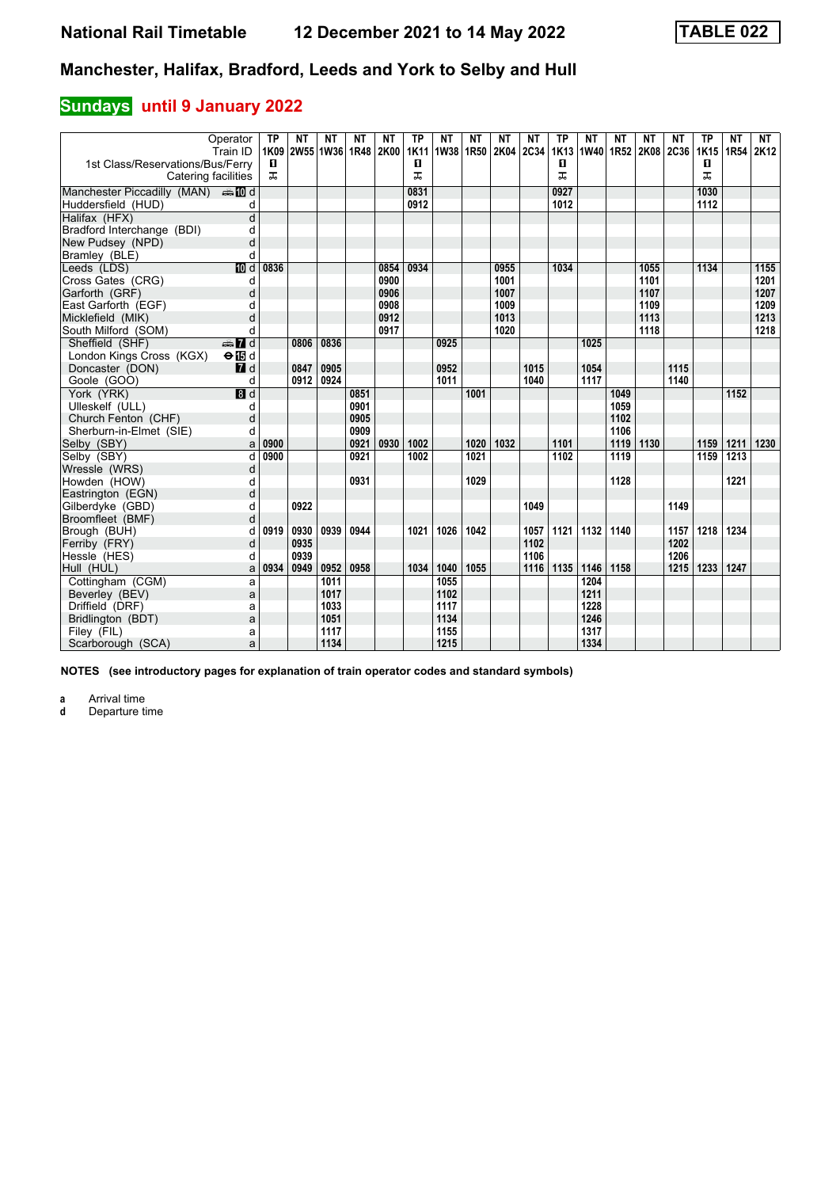# National Rail Timetable 12 December 2021 to 14 May 2022

**TABLE 022**

## Manchester, Halifax, Bradford, Leeds and York to Selby and Hull

### Sundays until 9 January 2022

| Operator | | TP | NT | NT | NT | NT | TP | NT | NT | NT | NT | TP | NT | NT | NT | NT | TP | NT | NT |
|---|---|---|---|---|---|---|---|---|---|---|---|---|---|---|---|---|---|---|---|
| Train ID | | 1K09 | 2W55 | 1W36 | 1R48 | 2K00 | 1K11 | 1W38 | 1R50 | 2K04 | 2C34 | 1K13 | 1W40 | 1R52 | 2K08 | 2C36 | 1K15 | 1R54 | 2K12 |
| 1st Class/Reservations/Bus/Ferry | | 1 | | | | | 1 | | | | | 1 | | | | | 1 | | |
| Catering facilities | | T | | | | | T | | | | | T | | | | | T | | |
| Manchester Piccadilly (MAN) | d | | | | | | 0831 | | | | | 0927 | | | | | 1030 | | |
| Huddersfield (HUD) | d | | | | | | 0912 | | | | | 1012 | | | | | 1112 | | |
| Halifax (HFX) | d | | | | | | | | | | | | | | | | | | |
| Bradford Interchange (BDI) | d | | | | | | | | | | | | | | | | | | |
| New Pudsey (NPD) | d | | | | | | | | | | | | | | | | | | |
| Bramley (BLE) | d | | | | | | | | | | | | | | | | | | |
| Leeds (LDS) | d | 0836 | | | | 0854 | 0934 | | | 0955 | | 1034 | | | 1055 | | 1134 | | 1155 |
| Cross Gates (CRG) | d | | | | | 0900 | | | | 1001 | | | | | 1101 | | | | 1201 |
| Garforth (GRF) | d | | | | | 0906 | | | | 1007 | | | | | 1107 | | | | 1207 |
| East Garforth (EGF) | d | | | | | 0908 | | | | 1009 | | | | | 1109 | | | | 1209 |
| Micklefield (MIK) | d | | | | | 0912 | | | | 1013 | | | | | 1113 | | | | 1213 |
| South Milford (SOM) | d | | | | | 0917 | | | | 1020 | | | | | 1118 | | | | 1218 |
| Sheffield (SHF) | d | | 0806 | 0836 | | | | 0925 | | | | | 1025 | | | | | | |
| London Kings Cross (KGX) | d | | | | | | | | | | | | | | | | | | |
| Doncaster (DON) | d | | 0847 | 0905 | | | | 0952 | | | 1015 | | 1054 | | | 1115 | | | |
| Goole (GOO) | d | | 0912 | 0924 | | | | 1011 | | | 1040 | | 1117 | | | 1140 | | | |
| York (YRK) | d | | | | 0851 | | | | 1001 | | | | | 1049 | | | | 1152 | |
| Ulleskelf (ULL) | d | | | | 0901 | | | | | | | | | 1059 | | | | | |
| Church Fenton (CHF) | d | | | | 0905 | | | | | | | | | 1102 | | | | | |
| Sherburn-in-Elmet (SIE) | d | | | | 0909 | | | | | | | | | 1106 | | | | | |
| Selby (SBY) | a | 0900 | | | 0921 | 0930 | 1002 | | 1020 | 1032 | | 1101 | | 1119 | 1130 | | 1159 | 1211 | 1230 |
| Selby (SBY) | d | 0900 | | | 0921 | | 1002 | | 1021 | | | 1102 | | 1119 | | | 1159 | 1213 | |
| Wressle (WRS) | d | | | | | | | | | | | | | | | | | | |
| Howden (HOW) | d | | | | 0931 | | | | 1029 | | | | | 1128 | | | | 1221 | |
| Eastrington (EGN) | d | | | | | | | | | | | | | | | | | | |
| Gilberdyke (GBD) | d | | 0922 | | | | | | | | 1049 | | | | | 1149 | | | |
| Broomfleet (BMF) | d | | | | | | | | | | | | | | | | | | |
| Brough (BUH) | d | 0919 | 0930 | 0939 | 0944 | | 1021 | 1026 | 1042 | | 1057 | 1121 | 1132 | 1140 | | 1157 | 1218 | 1234 | |
| Ferriby (FRY) | d | | 0935 | | | | | | | | 1102 | | | | | 1202 | | | |
| Hessle (HES) | d | | 0939 | | | | | | | | 1106 | | | | | 1206 | | | |
| Hull (HUL) | a | 0934 | 0949 | 0952 | 0958 | | 1034 | 1040 | 1055 | | 1116 | 1135 | 1146 | 1158 | | 1215 | 1233 | 1247 | |
| Cottingham (CGM) | a | | | 1011 | | | | 1055 | | | | | 1204 | | | | | | |
| Beverley (BEV) | a | | | 1017 | | | | 1102 | | | | | 1211 | | | | | | |
| Driffield (DRF) | a | | | 1033 | | | | 1117 | | | | | 1228 | | | | | | |
| Bridlington (BDT) | a | | | 1051 | | | | 1134 | | | | | 1246 | | | | | | |
| Filey (FIL) | a | | | 1117 | | | | 1155 | | | | | 1317 | | | | | | |
| Scarborough (SCA) | a | | | 1134 | | | | 1215 | | | | | 1334 | | | | | | |

**NOTES (see introductory pages for explanation of train operator codes and standard symbols)**

**a** Arrival time
**d** Departure time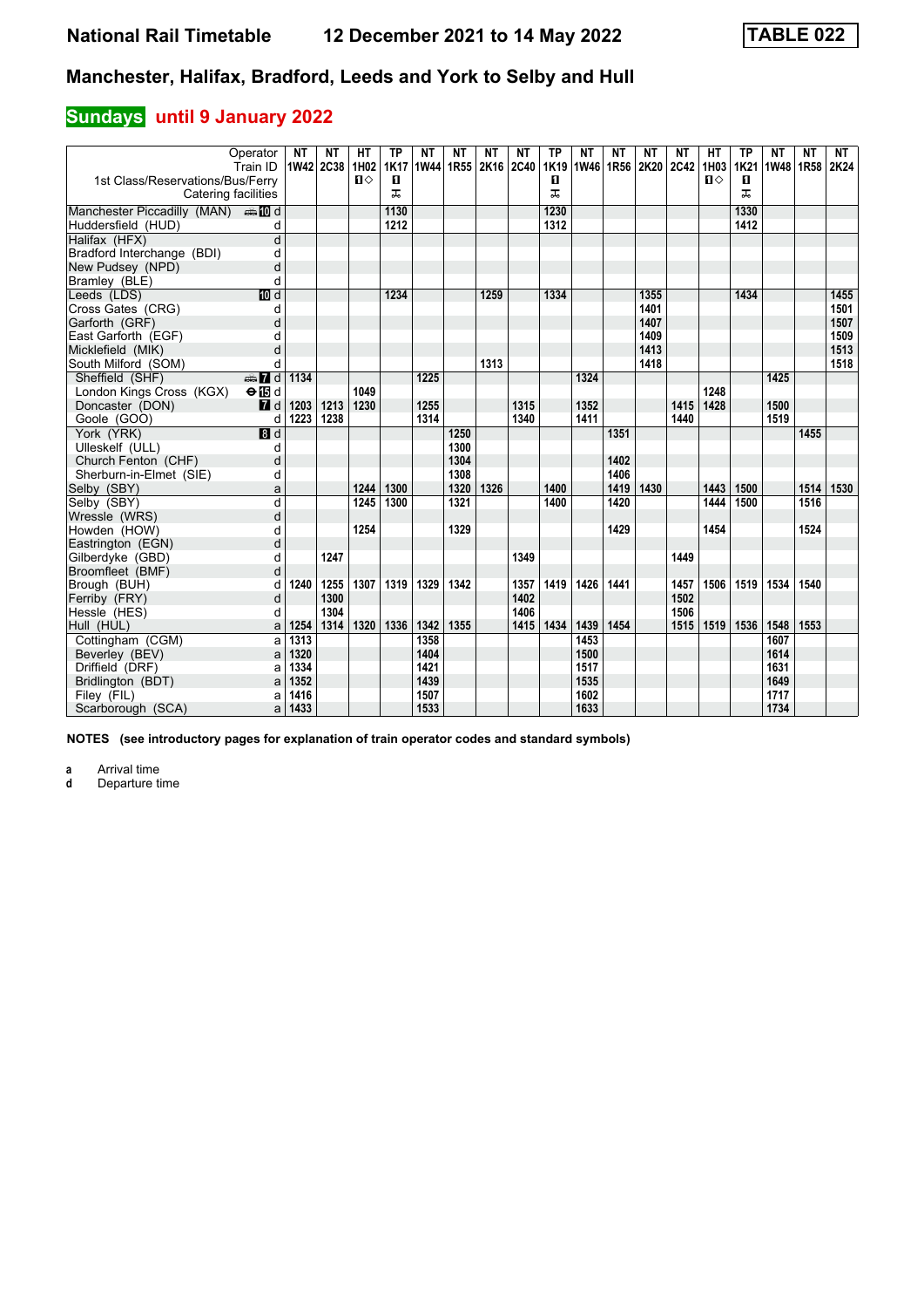# Manchester, Halifax, Bradford, Leeds and York to Selby and Hull

## Sundays until 9 January 2022

National Rail Timetable 12 December 2021 to 14 May 2022 — TABLE 022

| Operator | | NT | NT | HT | TP | NT | NT | NT | NT | TP | NT | NT | NT | NT | HT | TP | NT | NT | NT |
|---|---|---|---|---|---|---|---|---|---|---|---|---|---|---|---|---|---|---|---|
| Train ID | | 1W42 | 2C38 | 1H02 | 1K17 | 1W44 | 1R55 | 2K16 | 2C40 | 1K19 | 1W46 | 1R56 | 2K20 | 2C42 | 1H03 | 1K21 | 1W48 | 1R58 | 2K24 |
| 1st Class/Reservations/Bus/Ferry | | | | 1◇ | 1 | | | | | 1 | | | | | 1◇ | 1 | | | |
| Catering facilities | | | | | ᚐ | | | | | ᚐ | | | | | | ᚐ | | | |
| Manchester Piccadilly (MAN) | d | | | | 1130 | | | | | 1230 | | | | | | 1330 | | | |
| Huddersfield (HUD) | d | | | | 1212 | | | | | 1312 | | | | | | 1412 | | | |
| Halifax (HFX) | d | | | | | | | | | | | | | | | | | | |
| Bradford Interchange (BDI) | d | | | | | | | | | | | | | | | | | | |
| New Pudsey (NPD) | d | | | | | | | | | | | | | | | | | | |
| Bramley (BLE) | d | | | | | | | | | | | | | | | | | | |
| Leeds (LDS) | d | | | | 1234 | | | 1259 | | 1334 | | | 1355 | | | 1434 | | | 1455 |
| Cross Gates (CRG) | d | | | | | | | | | | | | 1401 | | | | | | 1501 |
| Garforth (GRF) | d | | | | | | | | | | | | 1407 | | | | | | 1507 |
| East Garforth (EGF) | d | | | | | | | | | | | | 1409 | | | | | | 1509 |
| Micklefield (MIK) | d | | | | | | | | | | | | 1413 | | | | | | 1513 |
| South Milford (SOM) | d | | | | | | | 1313 | | | | | 1418 | | | | | | 1518 |
| Sheffield (SHF) | d | 1134 | | | | 1225 | | | | | 1324 | | | | | | 1425 | | |
| London Kings Cross (KGX) | d | | | 1049 | | | | | | | | | | | 1248 | | | | |
| Doncaster (DON) | d | 1203 | 1213 | 1230 | | 1255 | | | 1315 | | 1352 | | | 1415 | 1428 | | 1500 | | |
| Goole (GOO) | d | 1223 | 1238 | | | 1314 | | | 1340 | | 1411 | | | 1440 | | | 1519 | | |
| York (YRK) | d | | | | | | 1250 | | | | | 1351 | | | | | | 1455 | |
| Ulleskelf (ULL) | d | | | | | | 1300 | | | | | | | | | | | | |
| Church Fenton (CHF) | d | | | | | | 1304 | | | | | 1402 | | | | | | | |
| Sherburn-in-Elmet (SIE) | d | | | | | | 1308 | | | | | 1406 | | | | | | | |
| Selby (SBY) | a | | | 1244 | 1300 | | 1320 | 1326 | | 1400 | | 1419 | 1430 | | 1443 | 1500 | | 1514 | 1530 |
| Selby (SBY) | d | | | 1245 | 1300 | | 1321 | | | 1400 | | 1420 | | | 1444 | 1500 | | 1516 | |
| Wressle (WRS) | d | | | | | | | | | | | | | | | | | | |
| Howden (HOW) | d | | | 1254 | | | 1329 | | | | | 1429 | | | 1454 | | | 1524 | |
| Eastrington (EGN) | d | | | | | | | | | | | | | | | | | | |
| Gilberdyke (GBD) | d | | 1247 | | | | | | 1349 | | | | | 1449 | | | | | |
| Broomfleet (BMF) | d | | | | | | | | | | | | | | | | | | |
| Brough (BUH) | d | 1240 | 1255 | 1307 | 1319 | 1329 | 1342 | | 1357 | 1419 | 1426 | 1441 | | 1457 | 1506 | 1519 | 1534 | 1540 | |
| Ferriby (FRY) | d | | 1300 | | | | | | 1402 | | | | | 1502 | | | | | |
| Hessle (HES) | d | | 1304 | | | | | | 1406 | | | | | 1506 | | | | | |
| Hull (HUL) | a | 1254 | 1314 | 1320 | 1336 | 1342 | 1355 | | 1415 | 1434 | 1439 | 1454 | | 1515 | 1519 | 1536 | 1548 | 1553 | |
| Cottingham (CGM) | a | 1313 | | | | 1358 | | | | | 1453 | | | | | | 1607 | | |
| Beverley (BEV) | a | 1320 | | | | 1404 | | | | | 1500 | | | | | | 1614 | | |
| Driffield (DRF) | a | 1334 | | | | 1421 | | | | | 1517 | | | | | | 1631 | | |
| Bridlington (BDT) | a | 1352 | | | | 1439 | | | | | 1535 | | | | | | 1649 | | |
| Filey (FIL) | a | 1416 | | | | 1507 | | | | | 1602 | | | | | | 1717 | | |
| Scarborough (SCA) | a | 1433 | | | | 1533 | | | | | 1633 | | | | | | 1734 | | |

**NOTES (see introductory pages for explanation of train operator codes and standard symbols)**

**a** Arrival time
**d** Departure time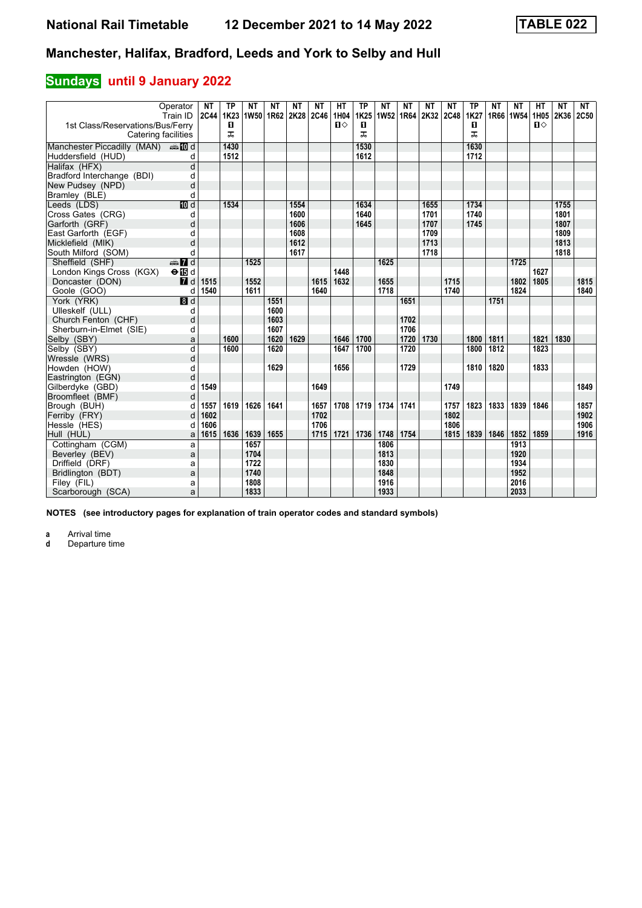# National Rail Timetable 12 December 2021 to 14 May 2022 TABLE 022

## Manchester, Halifax, Bradford, Leeds and York to Selby and Hull

### Sundays until 9 January 2022

| Operator | | NT | TP | NT | NT | NT | NT | HT | TP | NT | NT | NT | NT | TP | NT | NT | HT | NT | NT |
|---|---|---|---|---|---|---|---|---|---|---|---|---|---|---|---|---|---|---|---|
| Train ID | | 2C44 | 1K23 | 1W50 | 1R62 | 2K28 | 2C46 | 1H04 | 1K25 | 1W52 | 1R64 | 2K32 | 2C48 | 1K27 | 1R66 | 1W54 | 1H05 | 2K36 | 2C50 |
| 1st Class/Reservations/Bus/Ferry | | | ■ | | | | | ■◇ | ■ | | | | | ■ | | | ■◇ | | |
| Catering facilities | | | 🛒 | | | | | | 🛒 | | | | | 🛒 | | | | | |
| Manchester Piccadilly (MAN) 🚌 10 | d | | 1430 | | | | | | 1530 | | | | | 1630 | | | | | |
| Huddersfield (HUD) | d | | 1512 | | | | | | 1612 | | | | | 1712 | | | | | |
| Halifax (HFX) | d | | | | | | | | | | | | | | | | | | |
| Bradford Interchange (BDI) | d | | | | | | | | | | | | | | | | | | |
| New Pudsey (NPD) | d | | | | | | | | | | | | | | | | | | |
| Bramley (BLE) | d | | | | | | | | | | | | | | | | | | |
| Leeds (LDS) 10 | d | | 1534 | | | 1554 | | | 1634 | | | 1655 | | 1734 | | | | 1755 | |
| Cross Gates (CRG) | d | | | | | 1600 | | | 1640 | | | 1701 | | 1740 | | | | 1801 | |
| Garforth (GRF) | d | | | | | 1606 | | | 1645 | | | 1707 | | 1745 | | | | 1807 | |
| East Garforth (EGF) | d | | | | | 1608 | | | | | | 1709 | | | | | | 1809 | |
| Micklefield (MIK) | d | | | | | 1612 | | | | | | 1713 | | | | | | 1813 | |
| South Milford (SOM) | d | | | | | 1617 | | | | | | 1718 | | | | | | 1818 | |
| Sheffield (SHF) 🚌 7 | d | | | 1525 | | | | | | 1625 | | | | | | 1725 | | | |
| London Kings Cross (KGX) ⊖ 15 | d | | | | | | | 1448 | | | | | | | | | 1627 | | |
| Doncaster (DON) 7 | d | 1515 | | 1552 | | | 1615 | 1632 | | 1655 | | | 1715 | | | 1802 | 1805 | | 1815 |
| Goole (GOO) | d | 1540 | | 1611 | | | 1640 | | | 1718 | | | 1740 | | | 1824 | | | 1840 |
| York (YRK) 8 | d | | | | 1551 | | | | | | 1651 | | | | 1751 | | | | |
| Ulleskelf (ULL) | d | | | | 1600 | | | | | | | | | | | | | | |
| Church Fenton (CHF) | d | | | | 1603 | | | | | | 1702 | | | | | | | | |
| Sherburn-in-Elmet (SIE) | d | | | | 1607 | | | | | | 1706 | | | | | | | | |
| Selby (SBY) | a | | 1600 | | 1620 | 1629 | | 1646 | 1700 | | 1720 | 1730 | | 1800 | 1811 | | 1821 | 1830 | |
| Selby (SBY) | d | | 1600 | | 1620 | | | 1647 | 1700 | | 1720 | | | 1800 | 1812 | | 1823 | | |
| Wressle (WRS) | d | | | | | | | | | | | | | | | | | | |
| Howden (HOW) | d | | | | 1629 | | | 1656 | | | 1729 | | | 1810 | 1820 | | 1833 | | |
| Eastrington (EGN) | d | | | | | | | | | | | | | | | | | | |
| Gilberdyke (GBD) | d | 1549 | | | | | 1649 | | | | | | 1749 | | | | | | 1849 |
| Broomfleet (BMF) | d | | | | | | | | | | | | | | | | | | |
| Brough (BUH) | d | 1557 | 1619 | 1626 | 1641 | | 1657 | 1708 | 1719 | 1734 | 1741 | | 1757 | 1823 | 1833 | 1839 | 1846 | | 1857 |
| Ferriby (FRY) | d | 1602 | | | | | 1702 | | | | | | 1802 | | | | | | 1902 |
| Hessle (HES) | d | 1606 | | | | | 1706 | | | | | | 1806 | | | | | | 1906 |
| Hull (HUL) | a | 1615 | 1636 | 1639 | 1655 | | 1715 | 1721 | 1736 | 1748 | 1754 | | 1815 | 1839 | 1846 | 1852 | 1859 | | 1916 |
| Cottingham (CGM) | a | | | 1657 | | | | | | 1806 | | | | | | 1913 | | | |
| Beverley (BEV) | a | | | 1704 | | | | | | 1813 | | | | | | 1920 | | | |
| Driffield (DRF) | a | | | 1722 | | | | | | 1830 | | | | | | 1934 | | | |
| Bridlington (BDT) | a | | | 1740 | | | | | | 1848 | | | | | | 1952 | | | |
| Filey (FIL) | a | | | 1808 | | | | | | 1916 | | | | | | 2016 | | | |
| Scarborough (SCA) | a | | | 1833 | | | | | | 1933 | | | | | | 2033 | | | |

**NOTES (see introductory pages for explanation of train operator codes and standard symbols)**

**a** Arrival time
**d** Departure time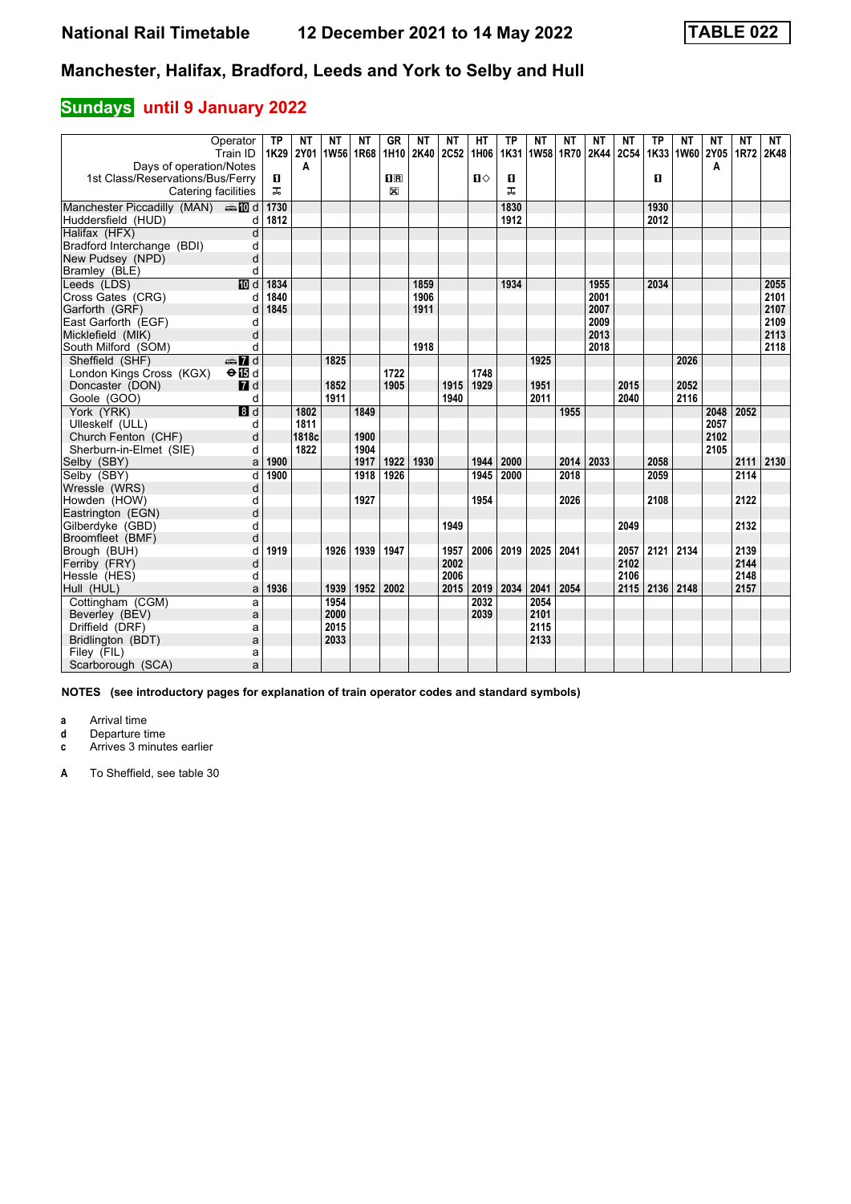# National Rail Timetable 12 December 2021 to 14 May 2022 TABLE 022

## Manchester, Halifax, Bradford, Leeds and York to Selby and Hull

### Sundays until 9 January 2022

| Operator | | TP | NT | NT | NT | GR | NT | NT | HT | TP | NT | NT | NT | NT | TP | NT | NT | NT | NT |
|---|---|---|---|---|---|---|---|---|---|---|---|---|---|---|---|---|---|---|---|
| Train ID | | 1K29 | 2Y01 | 1W56 | 1R68 | 1H10 | 2K40 | 2C52 | 1H06 | 1K31 | 1W58 | 1R70 | 2K44 | 2C54 | 1K33 | 1W60 | 2Y05 | 1R72 | 2K48 |
| Days of operation/Notes | | | A | | | | | | | | | | | | | | A | | |
| 1st Class/Reservations/Bus/Ferry | | 1 | | | | 1R | | | 1◇ | 1 | | | | | 1 | | | | |
| Catering facilities | | ⊼ | | | | ⊠ | | | | ⊼ | | | | | | | | | |
| Manchester Piccadilly (MAN) | 10 d | 1730 | | | | | | | | 1830 | | | | | 1930 | | | | |
| Huddersfield (HUD) | d | 1812 | | | | | | | | 1912 | | | | | 2012 | | | | |
| Halifax (HFX) | d | | | | | | | | | | | | | | | | | | |
| Bradford Interchange (BDI) | d | | | | | | | | | | | | | | | | | | |
| New Pudsey (NPD) | d | | | | | | | | | | | | | | | | | | |
| Bramley (BLE) | d | | | | | | | | | | | | | | | | | | |
| Leeds (LDS) | 10 d | 1834 | | | | | 1859 | | | 1934 | | | 1955 | | 2034 | | | | 2055 |
| Cross Gates (CRG) | d | 1840 | | | | | 1906 | | | | | | 2001 | | | | | | 2101 |
| Garforth (GRF) | d | 1845 | | | | | 1911 | | | | | | 2007 | | | | | | 2107 |
| East Garforth (EGF) | d | | | | | | | | | | | | 2009 | | | | | | 2109 |
| Micklefield (MIK) | d | | | | | | | | | | | | 2013 | | | | | | 2113 |
| South Milford (SOM) | d | | | | | | 1918 | | | | | | 2018 | | | | | | 2118 |
| Sheffield (SHF) | 7 d | | | 1825 | | | | | | | 1925 | | | | | 2026 | | | |
| London Kings Cross (KGX) | 15 d | | | | | 1722 | | | 1748 | | | | | | | | | | |
| Doncaster (DON) | 7 d | | | 1852 | | 1905 | | 1915 | 1929 | | 1951 | | | 2015 | | 2052 | | | |
| Goole (GOO) | d | | | 1911 | | | | 1940 | | | 2011 | | | 2040 | | 2116 | | | |
| York (YRK) | 8 d | | 1802 | | 1849 | | | | | | | 1955 | | | | | 2048 | 2052 | |
| Ulleskelf (ULL) | d | | 1811 | | | | | | | | | | | | | | 2057 | | |
| Church Fenton (CHF) | d | | 1818c | | 1900 | | | | | | | | | | | | 2102 | | |
| Sherburn-in-Elmet (SIE) | d | | 1822 | | 1904 | | | | | | | | | | | | 2105 | | |
| Selby (SBY) | a | 1900 | | | 1917 | 1922 | 1930 | | 1944 | 2000 | | 2014 | 2033 | | 2058 | | | 2111 | 2130 |
| Selby (SBY) | d | 1900 | | | 1918 | 1926 | | | 1945 | 2000 | | 2018 | | | 2059 | | | 2114 | |
| Wressle (WRS) | d | | | | | | | | | | | | | | | | | | |
| Howden (HOW) | d | | | | 1927 | | | | 1954 | | | 2026 | | | 2108 | | | 2122 | |
| Eastrington (EGN) | d | | | | | | | | | | | | | | | | | | |
| Gilberdyke (GBD) | d | | | | | | | 1949 | | | | | | 2049 | | | | 2132 | |
| Broomfleet (BMF) | d | | | | | | | | | | | | | | | | | | |
| Brough (BUH) | d | 1919 | | 1926 | 1939 | 1947 | | 1957 | 2006 | 2019 | 2025 | 2041 | | 2057 | 2121 | 2134 | | 2139 | |
| Ferriby (FRY) | d | | | | | | | 2002 | | | | | | 2102 | | | | 2144 | |
| Hessle (HES) | d | | | | | | | 2006 | | | | | | 2106 | | | | 2148 | |
| Hull (HUL) | a | 1936 | | 1939 | 1952 | 2002 | | 2015 | 2019 | 2034 | 2041 | 2054 | | 2115 | 2136 | 2148 | | 2157 | |
| Cottingham (CGM) | a | | | 1954 | | | | | 2032 | | 2054 | | | | | | | | |
| Beverley (BEV) | a | | | 2000 | | | | | 2039 | | 2101 | | | | | | | | |
| Driffield (DRF) | a | | | 2015 | | | | | | | 2115 | | | | | | | | |
| Bridlington (BDT) | a | | | 2033 | | | | | | | 2133 | | | | | | | | |
| Filey (FIL) | a | | | | | | | | | | | | | | | | | | |
| Scarborough (SCA) | a | | | | | | | | | | | | | | | | | | |

**NOTES (see introductory pages for explanation of train operator codes and standard symbols)**

- **a** Arrival time
- **d** Departure time
- **c** Arrives 3 minutes earlier

- **A** To Sheffield, see table 30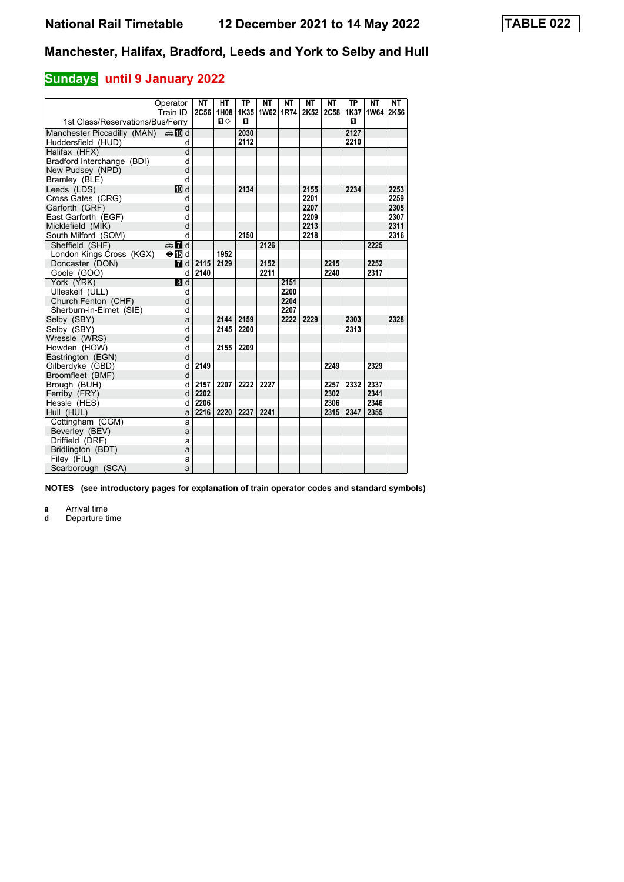# National Rail Timetable 12 December 2021 to 14 May 2022

**TABLE 022**

## Manchester, Halifax, Bradford, Leeds and York to Selby and Hull

### Sundays until 9 January 2022

| Operator | | NT | HT | TP | NT | NT | NT | NT | TP | NT | NT |
|---|---|---|---|---|---|---|---|---|---|---|---|
| Train ID | | 2C56 | 1H08 | 1K35 | 1W62 | 1R74 | 2K52 | 2C58 | 1K37 | 1W64 | 2K56 |
| 1st Class/Reservations/Bus/Ferry | | | ◇ | | | | | | | | |
| Manchester Piccadilly (MAN) | d | | | 2030 | | | | | 2127 | | |
| Huddersfield (HUD) | d | | | 2112 | | | | | 2210 | | |
| Halifax (HFX) | d | | | | | | | | | | |
| Bradford Interchange (BDI) | d | | | | | | | | | | |
| New Pudsey (NPD) | d | | | | | | | | | | |
| Bramley (BLE) | d | | | | | | | | | | |
| Leeds (LDS) | d | | | 2134 | | | 2155 | | 2234 | | 2253 |
| Cross Gates (CRG) | d | | | | | | 2201 | | | | 2259 |
| Garforth (GRF) | d | | | | | | 2207 | | | | 2305 |
| East Garforth (EGF) | d | | | | | | 2209 | | | | 2307 |
| Micklefield (MIK) | d | | | | | | 2213 | | | | 2311 |
| South Milford (SOM) | d | | | 2150 | | | 2218 | | | | 2316 |
| Sheffield (SHF) | d | | | | 2126 | | | | | 2225 | |
| London Kings Cross (KGX) | d | | 1952 | | | | | | | | |
| Doncaster (DON) | d | 2115 | 2129 | | 2152 | | | 2215 | | 2252 | |
| Goole (GOO) | d | 2140 | | | 2211 | | | 2240 | | 2317 | |
| York (YRK) | d | | | | | 2151 | | | | | |
| Ulleskelf (ULL) | d | | | | | 2200 | | | | | |
| Church Fenton (CHF) | d | | | | | 2204 | | | | | |
| Sherburn-in-Elmet (SIE) | d | | | | | 2207 | | | | | |
| Selby (SBY) | a | | 2144 | 2159 | | 2222 | 2229 | | 2303 | | 2328 |
| Selby (SBY) | d | | 2145 | 2200 | | | | | 2313 | | |
| Wressle (WRS) | d | | | | | | | | | | |
| Howden (HOW) | d | | 2155 | 2209 | | | | | | | |
| Eastrington (EGN) | d | | | | | | | | | | |
| Gilberdyke (GBD) | d | 2149 | | | | | | 2249 | | 2329 | |
| Broomfleet (BMF) | d | | | | | | | | | | |
| Brough (BUH) | d | 2157 | 2207 | 2222 | 2227 | | | 2257 | 2332 | 2337 | |
| Ferriby (FRY) | d | 2202 | | | | | | 2302 | | 2341 | |
| Hessle (HES) | d | 2206 | | | | | | 2306 | | 2346 | |
| Hull (HUL) | a | 2216 | 2220 | 2237 | 2241 | | | 2315 | 2347 | 2355 | |
| Cottingham (CGM) | a | | | | | | | | | | |
| Beverley (BEV) | a | | | | | | | | | | |
| Driffield (DRF) | a | | | | | | | | | | |
| Bridlington (BDT) | a | | | | | | | | | | |
| Filey (FIL) | a | | | | | | | | | | |
| Scarborough (SCA) | a | | | | | | | | | | |

**NOTES (see introductory pages for explanation of train operator codes and standard symbols)**

**a** Arrival time
**d** Departure time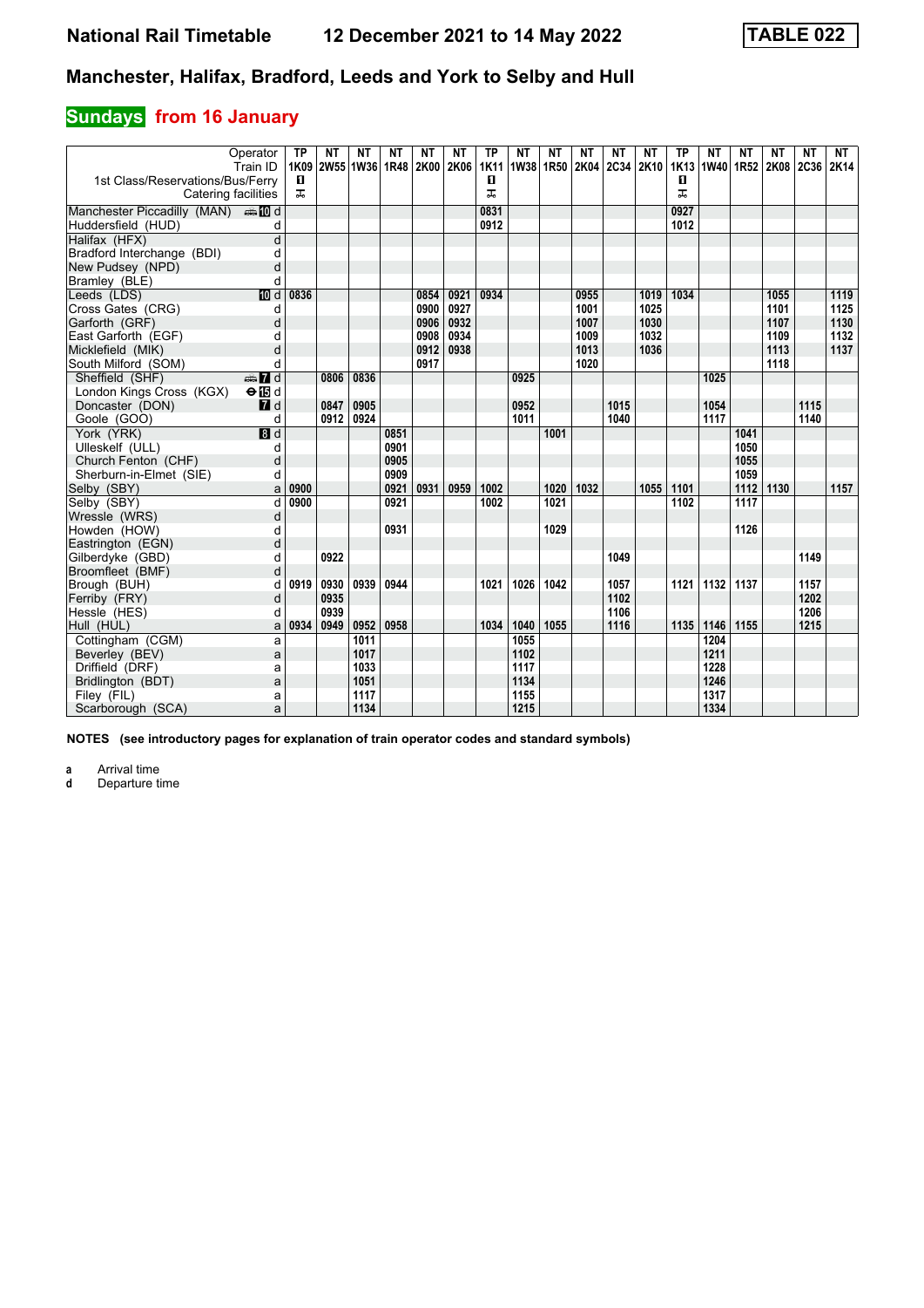# National Rail Timetable 12 December 2021 to 14 May 2022 TABLE 022

## Manchester, Halifax, Bradford, Leeds and York to Selby and Hull

### Sundays from 16 January

| Operator | | TP | NT | NT | NT | NT | NT | TP | NT | NT | NT | NT | NT | TP | NT | NT | NT | NT | NT |
|---|---|---|---|---|---|---|---|---|---|---|---|---|---|---|---|---|---|---|---|
| Train ID | | 1K09 | 2W55 | 1W36 | 1R48 | 2K00 | 2K06 | 1K11 | 1W38 | 1R50 | 2K04 | 2C34 | 2K10 | 1K13 | 1W40 | 1R52 | 2K08 | 2C36 | 2K14 |
| 1st Class/Reservations/Bus/Ferry | | 1 | | | | | | 1 | | | | | | 1 | | | | | |
| Catering facilities | | ⚹ | | | | | | ⚹ | | | | | | ⚹ | | | | | |
| Manchester Piccadilly (MAN) | 10 d | | | | | | | 0831 | | | | | | 0927 | | | | | |
| Huddersfield (HUD) | d | | | | | | | 0912 | | | | | | 1012 | | | | | |
| Halifax (HFX) | d | | | | | | | | | | | | | | | | | | |
| Bradford Interchange (BDI) | d | | | | | | | | | | | | | | | | | | |
| New Pudsey (NPD) | d | | | | | | | | | | | | | | | | | | |
| Bramley (BLE) | d | | | | | | | | | | | | | | | | | | |
| Leeds (LDS) | 10 d | 0836 | | | | 0854 | 0921 | 0934 | | | 0955 | | 1019 | 1034 | | | 1055 | | 1119 |
| Cross Gates (CRG) | d | | | | | 0900 | 0927 | | | | 1001 | | 1025 | | | | 1101 | | 1125 |
| Garforth (GRF) | d | | | | | 0906 | 0932 | | | | 1007 | | 1030 | | | | 1107 | | 1130 |
| East Garforth (EGF) | d | | | | | 0908 | 0934 | | | | 1009 | | 1032 | | | | 1109 | | 1132 |
| Micklefield (MIK) | d | | | | | 0912 | 0938 | | | | 1013 | | 1036 | | | | 1113 | | 1137 |
| South Milford (SOM) | d | | | | | 0917 | | | | | 1020 | | | | | | 1118 | | |
| Sheffield (SHF) | 7 d | | 0806 | 0836 | | | | | 0925 | | | | | | 1025 | | | | |
| London Kings Cross (KGX) | 15 d | | | | | | | | | | | | | | | | | | |
| Doncaster (DON) | 7 d | | 0847 | 0905 | | | | | 0952 | | | 1015 | | | 1054 | | | 1115 | |
| Goole (GOO) | d | | 0912 | 0924 | | | | | 1011 | | | 1040 | | | 1117 | | | 1140 | |
| York (YRK) | 8 d | | | | 0851 | | | | | 1001 | | | | | | 1041 | | | |
| Ulleskelf (ULL) | d | | | | 0901 | | | | | | | | | | | 1050 | | | |
| Church Fenton (CHF) | d | | | | 0905 | | | | | | | | | | | 1055 | | | |
| Sherburn-in-Elmet (SIE) | d | | | | 0909 | | | | | | | | | | | 1059 | | | |
| Selby (SBY) | a | 0900 | | | 0921 | 0931 | 0959 | 1002 | | 1020 | 1032 | | 1055 | 1101 | | 1112 | 1130 | | 1157 |
| Selby (SBY) | d | 0900 | | | 0921 | | | 1002 | | 1021 | | | | 1102 | | 1117 | | | |
| Wressle (WRS) | d | | | | | | | | | | | | | | | | | | |
| Howden (HOW) | d | | | | 0931 | | | | | 1029 | | | | | | 1126 | | | |
| Eastrington (EGN) | d | | | | | | | | | | | | | | | | | | |
| Gilberdyke (GBD) | d | | 0922 | | | | | | | | | 1049 | | | | | | 1149 | |
| Broomfleet (BMF) | d | | | | | | | | | | | | | | | | | | |
| Brough (BUH) | d | 0919 | 0930 | 0939 | 0944 | | | 1021 | 1026 | 1042 | | 1057 | | 1121 | 1132 | 1137 | | 1157 | |
| Ferriby (FRY) | d | | 0935 | | | | | | | | | 1102 | | | | | | 1202 | |
| Hessle (HES) | d | | 0939 | | | | | | | | | 1106 | | | | | | 1206 | |
| Hull (HUL) | a | 0934 | 0949 | 0952 | 0958 | | | 1034 | 1040 | 1055 | | 1116 | | 1135 | 1146 | 1155 | | 1215 | |
| Cottingham (CGM) | a | | | 1011 | | | | | 1055 | | | | | | 1204 | | | | |
| Beverley (BEV) | a | | | 1017 | | | | | 1102 | | | | | | 1211 | | | | |
| Driffield (DRF) | a | | | 1033 | | | | | 1117 | | | | | | 1228 | | | | |
| Bridlington (BDT) | a | | | 1051 | | | | | 1134 | | | | | | 1246 | | | | |
| Filey (FIL) | a | | | 1117 | | | | | 1155 | | | | | | 1317 | | | | |
| Scarborough (SCA) | a | | | 1134 | | | | | 1215 | | | | | | 1334 | | | | |

**NOTES (see introductory pages for explanation of train operator codes and standard symbols)**

**a** Arrival time
**d** Departure time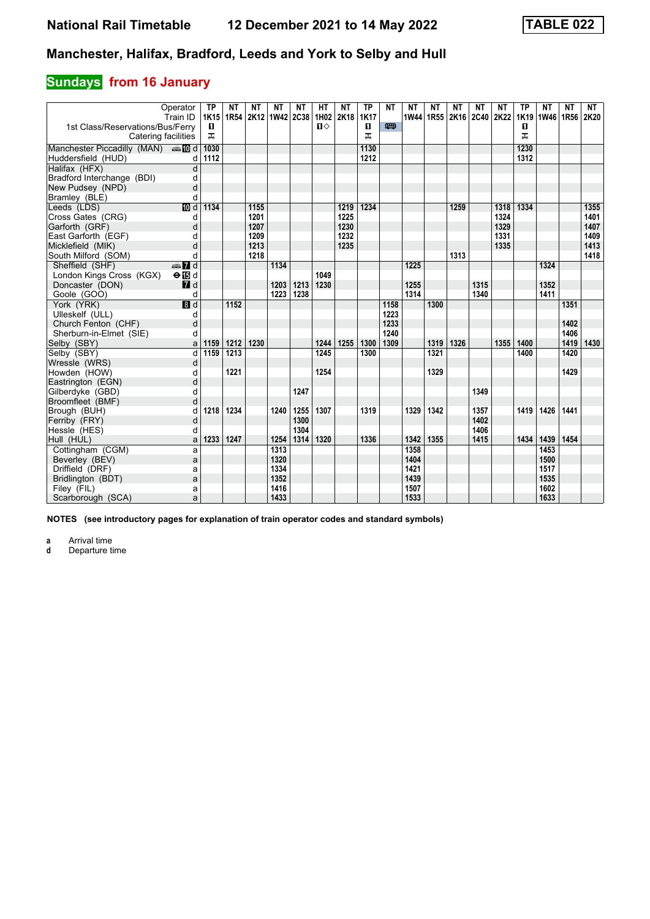# National Rail Timetable 12 December 2021 to 14 May 2022 TABLE 022

## Manchester, Halifax, Bradford, Leeds and York to Selby and Hull

### Sundays from 16 January

| Operator | | TP | NT | NT | NT | NT | HT | NT | TP | NT | NT | NT | NT | NT | NT | TP | NT | NT | NT |
|---|---|---|---|---|---|---|---|---|---|---|---|---|---|---|---|---|---|---|---|
| Train ID | | 1K15 | 1R54 | 2K12 | 1W42 | 2C38 | 1H02 | 2K18 | 1K17 | | 1W44 | 1R55 | 2K16 | 2C40 | 2K22 | 1K19 | 1W46 | 1R56 | 2K20 |
| 1st Class/Reservations/Bus/Ferry | | ■ | | | | | ■◇ | | ■ | 🚌 | | | | | | ■ | | | |
| Catering facilities | | ⚒ | | | | | | | ⚒ | | | | | | | ⚒ | | | |
| Manchester Piccadilly (MAN) | 🚌 10 d | 1030 | | | | | | | 1130 | | | | | | | 1230 | | | |
| Huddersfield (HUD) | d | 1112 | | | | | | | 1212 | | | | | | | 1312 | | | |
| Halifax (HFX) | d | | | | | | | | | | | | | | | | | | |
| Bradford Interchange (BDI) | d | | | | | | | | | | | | | | | | | | |
| New Pudsey (NPD) | d | | | | | | | | | | | | | | | | | | |
| Bramley (BLE) | d | | | | | | | | | | | | | | | | | | |
| Leeds (LDS) | 10 d | 1134 | | 1155 | | | | 1219 | 1234 | | | | 1259 | | 1318 | 1334 | | | 1355 |
| Cross Gates (CRG) | d | | | 1201 | | | | 1225 | | | | | | | 1324 | | | | 1401 |
| Garforth (GRF) | d | | | 1207 | | | | 1230 | | | | | | | 1329 | | | | 1407 |
| East Garforth (EGF) | d | | | 1209 | | | | 1232 | | | | | | | 1331 | | | | 1409 |
| Micklefield (MIK) | d | | | 1213 | | | | 1235 | | | | | | | 1335 | | | | 1413 |
| South Milford (SOM) | d | | | 1218 | | | | | | | | | 1313 | | | | | | 1418 |
| Sheffield (SHF) | 🚌 7 d | | | | 1134 | | | | | | 1225 | | | | | | 1324 | | |
| London Kings Cross (KGX) | ⊖ 15 d | | | | | | 1049 | | | | | | | | | | | | |
| Doncaster (DON) | 7 d | | | | 1203 | 1213 | 1230 | | | | 1255 | | | 1315 | | | 1352 | | |
| Goole (GOO) | d | | | | 1223 | 1238 | | | | | 1314 | | | 1340 | | | 1411 | | |
| York (YRK) | 8 d | | 1152 | | | | | | | 1158 | | 1300 | | | | | | 1351 | |
| Ulleskelf (ULL) | d | | | | | | | | | 1223 | | | | | | | | | |
| Church Fenton (CHF) | d | | | | | | | | | 1233 | | | | | | | | 1402 | |
| Sherburn-in-Elmet (SIE) | d | | | | | | | | | 1240 | | | | | | | | 1406 | |
| Selby (SBY) | a | 1159 | 1212 | 1230 | | | 1244 | 1255 | 1300 | 1309 | | 1319 | 1326 | | 1355 | 1400 | | 1419 | 1430 |
| Selby (SBY) | d | 1159 | 1213 | | | | 1245 | | 1300 | | | 1321 | | | | 1400 | | 1420 | |
| Wressle (WRS) | d | | | | | | | | | | | | | | | | | | |
| Howden (HOW) | d | | 1221 | | | | 1254 | | | | | 1329 | | | | | | 1429 | |
| Eastrington (EGN) | d | | | | | | | | | | | | | | | | | | |
| Gilberdyke (GBD) | d | | | | | 1247 | | | | | | | | 1349 | | | | | |
| Broomfleet (BMF) | d | | | | | | | | | | | | | | | | | | |
| Brough (BUH) | d | 1218 | 1234 | | 1240 | 1255 | 1307 | | 1319 | | 1329 | 1342 | | 1357 | | 1419 | 1426 | 1441 | |
| Ferriby (FRY) | d | | | | | 1300 | | | | | | | | 1402 | | | | | |
| Hessle (HES) | d | | | | | 1304 | | | | | | | | 1406 | | | | | |
| Hull (HUL) | a | 1233 | 1247 | | 1254 | 1314 | 1320 | | 1336 | | 1342 | 1355 | | 1415 | | 1434 | 1439 | 1454 | |
| Cottingham (CGM) | a | | | | 1313 | | | | | | 1358 | | | | | | 1453 | | |
| Beverley (BEV) | a | | | | 1320 | | | | | | 1404 | | | | | | 1500 | | |
| Driffield (DRF) | a | | | | 1334 | | | | | | 1421 | | | | | | 1517 | | |
| Bridlington (BDT) | a | | | | 1352 | | | | | | 1439 | | | | | | 1535 | | |
| Filey (FIL) | a | | | | 1416 | | | | | | 1507 | | | | | | 1602 | | |
| Scarborough (SCA) | a | | | | 1433 | | | | | | 1533 | | | | | | 1633 | | |

**NOTES (see introductory pages for explanation of train operator codes and standard symbols)**

**a** Arrival time
**d** Departure time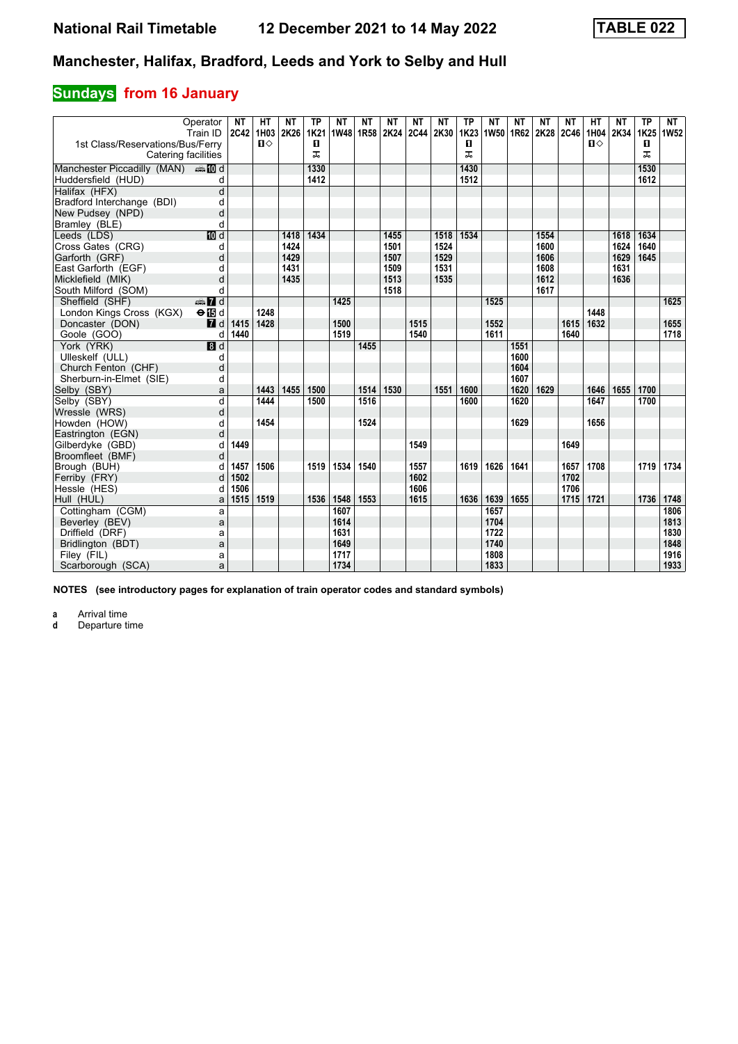# National Rail Timetable — 12 December 2021 to 14 May 2022 — TABLE 022

## Manchester, Halifax, Bradford, Leeds and York to Selby and Hull

### Sundays from 16 January

| Operator | | NT | HT | NT | TP | NT | NT | NT | NT | NT | TP | NT | NT | NT | NT | HT | NT | TP | NT |
|---|---|---|---|---|---|---|---|---|---|---|---|---|---|---|---|---|---|---|---|
| Train ID | | 2C42 | 1H03 | 2K26 | 1K21 | 1W48 | 1R58 | 2K24 | 2C44 | 2K30 | 1K23 | 1W50 | 1R62 | 2K28 | 2C46 | 1H04 | 2K34 | 1K25 | 1W52 |
| 1st Class/Reservations/Bus/Ferry | | | 1◇ | | 1 | | | | | | 1 | | | | | 1◇ | | 1 | |
| Catering facilities | | | | | ⊼ | | | | | | ⊼ | | | | | | | ⊼ | |
| Manchester Piccadilly (MAN) | d | | | | 1330 | | | | | | 1430 | | | | | | | 1530 | |
| Huddersfield (HUD) | d | | | | 1412 | | | | | | 1512 | | | | | | | 1612 | |
| Halifax (HFX) | d | | | | | | | | | | | | | | | | | | |
| Bradford Interchange (BDI) | d | | | | | | | | | | | | | | | | | | |
| New Pudsey (NPD) | d | | | | | | | | | | | | | | | | | | |
| Bramley (BLE) | d | | | | | | | | | | | | | | | | | | |
| Leeds (LDS) | d | | | 1418 | 1434 | | | 1455 | | 1518 | 1534 | | | 1554 | | | 1618 | 1634 | |
| Cross Gates (CRG) | d | | | 1424 | | | | 1501 | | 1524 | | | | 1600 | | | 1624 | 1640 | |
| Garforth (GRF) | d | | | 1429 | | | | 1507 | | 1529 | | | | 1606 | | | 1629 | 1645 | |
| East Garforth (EGF) | d | | | 1431 | | | | 1509 | | 1531 | | | | 1608 | | | 1631 | | |
| Micklefield (MIK) | d | | | 1435 | | | | 1513 | | 1535 | | | | 1612 | | | 1636 | | |
| South Milford (SOM) | d | | | | | | | 1518 | | | | | | 1617 | | | | | |
| Sheffield (SHF) | d | | | | | 1425 | | | | | | 1525 | | | | | | | 1625 |
| London Kings Cross (KGX) | d | | 1248 | | | | | | | | | | | | | 1448 | | | |
| Doncaster (DON) | d | 1415 | 1428 | | | 1500 | | | 1515 | | | 1552 | | | 1615 | 1632 | | | 1655 |
| Goole (GOO) | d | 1440 | | | | 1519 | | | 1540 | | | 1611 | | | 1640 | | | | 1718 |
| York (YRK) | d | | | | | | 1455 | | | | | | 1551 | | | | | | |
| Ulleskelf (ULL) | d | | | | | | | | | | | | 1600 | | | | | | |
| Church Fenton (CHF) | d | | | | | | | | | | | | 1604 | | | | | | |
| Sherburn-in-Elmet (SIE) | d | | | | | | | | | | | | 1607 | | | | | | |
| Selby (SBY) | a | | 1443 | 1455 | 1500 | | 1514 | 1530 | | 1551 | 1600 | | 1620 | 1629 | | 1646 | 1655 | 1700 | |
| Selby (SBY) | d | | 1444 | | 1500 | | 1516 | | | | 1600 | | 1620 | | | 1647 | | 1700 | |
| Wressle (WRS) | d | | | | | | | | | | | | | | | | | | |
| Howden (HOW) | d | | 1454 | | | | 1524 | | | | | | 1629 | | | 1656 | | | |
| Eastrington (EGN) | d | | | | | | | | | | | | | | | | | | |
| Gilberdyke (GBD) | d | 1449 | | | | | | | 1549 | | | | | | 1649 | | | | |
| Broomfleet (BMF) | d | | | | | | | | | | | | | | | | | | |
| Brough (BUH) | d | 1457 | 1506 | | 1519 | 1534 | 1540 | | 1557 | | 1619 | 1626 | 1641 | | 1657 | 1708 | | 1719 | 1734 |
| Ferriby (FRY) | d | 1502 | | | | | | | 1602 | | | | | | 1702 | | | | |
| Hessle (HES) | d | 1506 | | | | | | | 1606 | | | | | | 1706 | | | | |
| Hull (HUL) | a | 1515 | 1519 | | 1536 | 1548 | 1553 | | 1615 | | 1636 | 1639 | 1655 | | 1715 | 1721 | | 1736 | 1748 |
| Cottingham (CGM) | a | | | | | 1607 | | | | | | 1657 | | | | | | | 1806 |
| Beverley (BEV) | a | | | | | 1614 | | | | | | 1704 | | | | | | | 1813 |
| Driffield (DRF) | a | | | | | 1631 | | | | | | 1722 | | | | | | | 1830 |
| Bridlington (BDT) | a | | | | | 1649 | | | | | | 1740 | | | | | | | 1848 |
| Filey (FIL) | a | | | | | 1717 | | | | | | 1808 | | | | | | | 1916 |
| Scarborough (SCA) | a | | | | | 1734 | | | | | | 1833 | | | | | | | 1933 |

**NOTES (see introductory pages for explanation of train operator codes and standard symbols)**

**a** Arrival time
**d** Departure time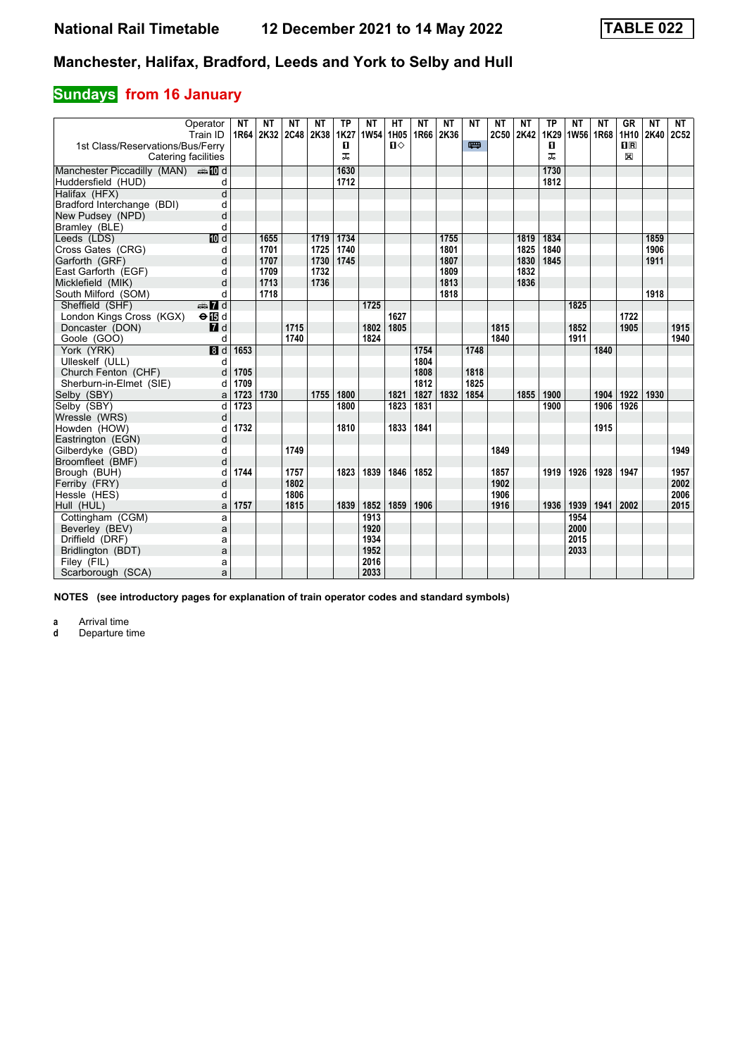# Manchester, Halifax, Bradford, Leeds and York to Selby and Hull

## Sundays from 16 January

| Operator | | NT | NT | NT | NT | TP | NT | HT | NT | NT | NT | NT | NT | TP | NT | NT | GR | NT | NT |
|---|---|---|---|---|---|---|---|---|---|---|---|---|---|---|---|---|---|---|---|
| Train ID | | 1R64 | 2K32 | 2C48 | 2K38 | 1K27 | 1W54 | 1H05 | 1R66 | 2K36 | | 2C50 | 2K42 | 1K29 | 1W56 | 1R68 | 1H10 | 2K40 | 2C52 |
| 1st Class/Reservations/Bus/Ferry | | | | | | 1 | | 1◇ | | | Bus | | | 1 | | | 1R | | |
| Catering facilities | | | | | | Trolley | | | | | | | | Trolley | | | Restaurant | | |
| Manchester Piccadilly (MAN) | d | | | | | 1630 | | | | | | | | 1730 | | | | | |
| Huddersfield (HUD) | d | | | | | 1712 | | | | | | | | 1812 | | | | | |
| Halifax (HFX) | d | | | | | | | | | | | | | | | | | | |
| Bradford Interchange (BDI) | d | | | | | | | | | | | | | | | | | | |
| New Pudsey (NPD) | d | | | | | | | | | | | | | | | | | | |
| Bramley (BLE) | d | | | | | | | | | | | | | | | | | | |
| Leeds (LDS) | d | | 1655 | | 1719 | 1734 | | | | 1755 | | | 1819 | 1834 | | | | 1859 | |
| Cross Gates (CRG) | d | | 1701 | | 1725 | 1740 | | | | 1801 | | | 1825 | 1840 | | | | 1906 | |
| Garforth (GRF) | d | | 1707 | | 1730 | 1745 | | | | 1807 | | | 1830 | 1845 | | | | 1911 | |
| East Garforth (EGF) | d | | 1709 | | 1732 | | | | | 1809 | | | 1832 | | | | | | |
| Micklefield (MIK) | d | | 1713 | | 1736 | | | | | 1813 | | | 1836 | | | | | | |
| South Milford (SOM) | d | | 1718 | | | | | | | 1818 | | | | | | | | 1918 | |
| Sheffield (SHF) | d | | | | | | 1725 | | | | | | | | 1825 | | | | |
| London Kings Cross (KGX) | d | | | | | | | 1627 | | | | | | | | | 1722 | | |
| Doncaster (DON) | d | | | 1715 | | | 1802 | 1805 | | | | 1815 | | | 1852 | | 1905 | | 1915 |
| Goole (GOO) | d | | | 1740 | | | 1824 | | | | | 1840 | | | 1911 | | | | 1940 |
| York (YRK) | d | 1653 | | | | | | | 1754 | | 1748 | | | | | 1840 | | | |
| Ulleskelf (ULL) | d | | | | | | | | 1804 | | | | | | | | | | |
| Church Fenton (CHF) | d | 1705 | | | | | | | 1808 | | 1818 | | | | | | | | |
| Sherburn-in-Elmet (SIE) | d | 1709 | | | | | | | 1812 | | 1825 | | | | | | | | |
| Selby (SBY) | a | 1723 | 1730 | | 1755 | 1800 | | 1821 | 1827 | 1832 | 1854 | | 1855 | 1900 | | 1904 | 1922 | 1930 | |
| Selby (SBY) | d | 1723 | | | | 1800 | | 1823 | 1831 | | | | | 1900 | | 1906 | 1926 | | |
| Wressle (WRS) | d | | | | | | | | | | | | | | | | | | |
| Howden (HOW) | d | 1732 | | | | 1810 | | 1833 | 1841 | | | | | | | 1915 | | | |
| Eastrington (EGN) | d | | | | | | | | | | | | | | | | | | |
| Gilberdyke (GBD) | d | | | 1749 | | | | | | | | 1849 | | | | | | | 1949 |
| Broomfleet (BMF) | d | | | | | | | | | | | | | | | | | | |
| Brough (BUH) | d | 1744 | | 1757 | | 1823 | 1839 | 1846 | 1852 | | | 1857 | | 1919 | 1926 | 1928 | 1947 | | 1957 |
| Ferriby (FRY) | d | | | 1802 | | | | | | | | 1902 | | | | | | | 2002 |
| Hessle (HES) | d | | | 1806 | | | | | | | | 1906 | | | | | | | 2006 |
| Hull (HUL) | a | 1757 | | 1815 | | 1839 | 1852 | 1859 | 1906 | | | 1916 | | 1936 | 1939 | 1941 | 2002 | | 2015 |
| Cottingham (CGM) | a | | | | | | 1913 | | | | | | | | 1954 | | | | |
| Beverley (BEV) | a | | | | | | 1920 | | | | | | | | 2000 | | | | |
| Driffield (DRF) | a | | | | | | 1934 | | | | | | | | 2015 | | | | |
| Bridlington (BDT) | a | | | | | | 1952 | | | | | | | | 2033 | | | | |
| Filey (FIL) | a | | | | | | 2016 | | | | | | | | | | | | |
| Scarborough (SCA) | a | | | | | | 2033 | | | | | | | | | | | | |

**NOTES (see introductory pages for explanation of train operator codes and standard symbols)**

**a** Arrival time
**d** Departure time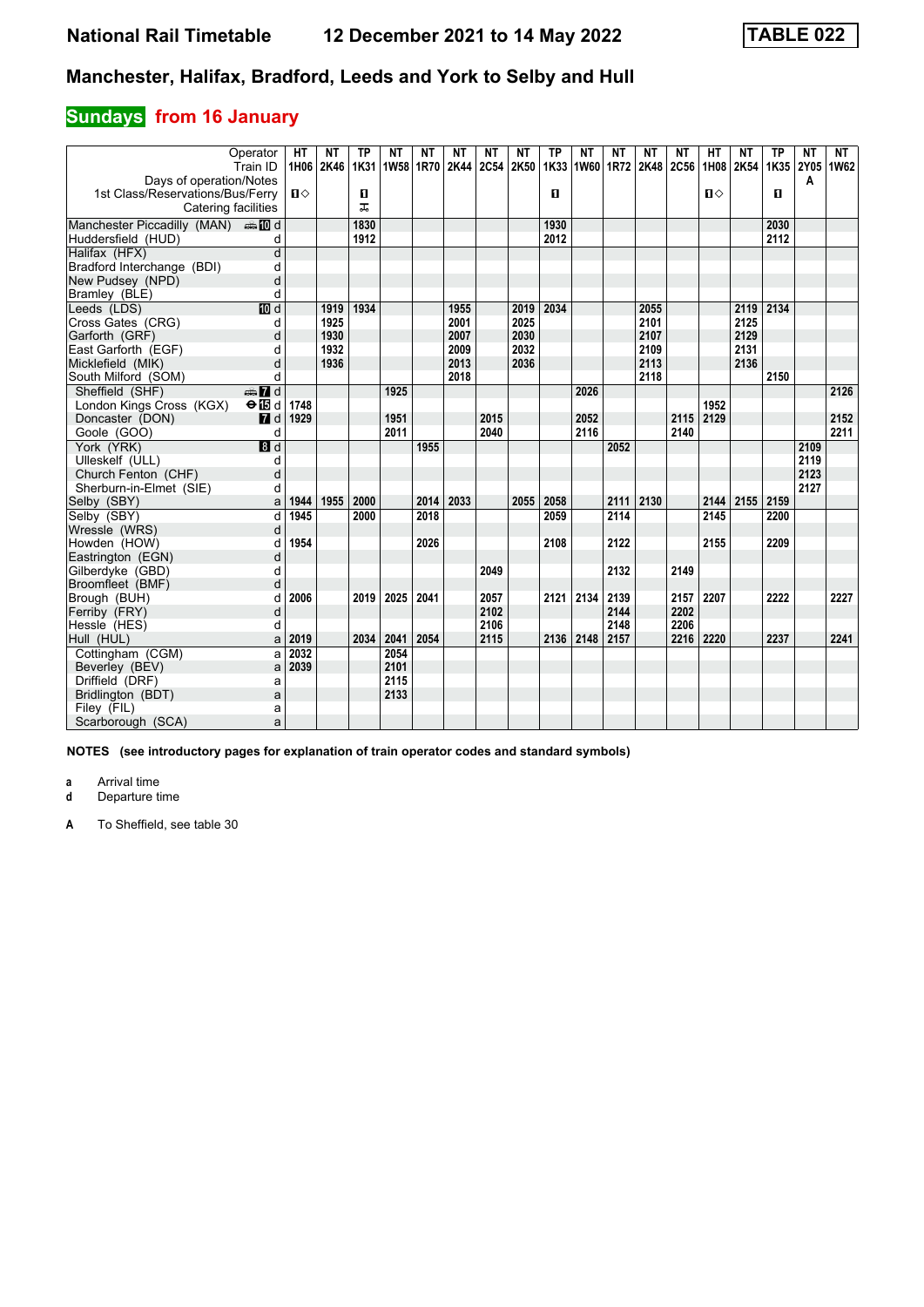# National Rail Timetable 12 December 2021 to 14 May 2022 TABLE 022

## Manchester, Halifax, Bradford, Leeds and York to Selby and Hull

### Sundays from 16 January

| Operator | | HT | NT | TP | NT | NT | NT | NT | NT | TP | NT | NT | NT | NT | HT | NT | TP | NT | NT |
|---|---|---|---|---|---|---|---|---|---|---|---|---|---|---|---|---|---|---|---|
| Train ID | | 1H06 | 2K46 | 1K31 | 1W58 | 1R70 | 2K44 | 2C54 | 2K50 | 1K33 | 1W60 | 1R72 | 2K48 | 2C56 | 1H08 | 2K54 | 1K35 | 2Y05 | 1W62 |
| Days of operation/Notes | | | | | | | | | | | | | | | | | | A | |
| 1st Class/Reservations/Bus/Ferry | | 1◇ | | 1 | | | | | | 1 | | | | | 1◇ | | 1 | | |
| Catering facilities | | | | ⚌ | | | | | | | | | | | | | | | |
| Manchester Piccadilly (MAN) | d | | | 1830 | | | | | | 1930 | | | | | | | 2030 | | |
| Huddersfield (HUD) | d | | | 1912 | | | | | | 2012 | | | | | | | 2112 | | |
| Halifax (HFX) | d | | | | | | | | | | | | | | | | | | |
| Bradford Interchange (BDI) | d | | | | | | | | | | | | | | | | | | |
| New Pudsey (NPD) | d | | | | | | | | | | | | | | | | | | |
| Bramley (BLE) | d | | | | | | | | | | | | | | | | | | |
| Leeds (LDS) | d | | 1919 | 1934 | | | 1955 | | 2019 | 2034 | | | 2055 | | | 2119 | 2134 | | |
| Cross Gates (CRG) | d | | 1925 | | | | 2001 | | 2025 | | | | 2101 | | | 2125 | | | |
| Garforth (GRF) | d | | 1930 | | | | 2007 | | 2030 | | | | 2107 | | | 2129 | | | |
| East Garforth (EGF) | d | | 1932 | | | | 2009 | | 2032 | | | | 2109 | | | 2131 | | | |
| Micklefield (MIK) | d | | 1936 | | | | 2013 | | 2036 | | | | 2113 | | | 2136 | | | |
| South Milford (SOM) | d | | | | | | 2018 | | | | | | 2118 | | | | 2150 | | |
| Sheffield (SHF) | d | | | | 1925 | | | | | | 2026 | | | | | | | | 2126 |
| London Kings Cross (KGX) | d | 1748 | | | | | | | | | | | | | 1952 | | | | |
| Doncaster (DON) | d | 1929 | | | 1951 | | | 2015 | | | 2052 | | | 2115 | 2129 | | | | 2152 |
| Goole (GOO) | d | | | | 2011 | | | 2040 | | | 2116 | | | 2140 | | | | | 2211 |
| York (YRK) | d | | | | | 1955 | | | | | | 2052 | | | | | | 2109 | |
| Ulleskelf (ULL) | d | | | | | | | | | | | | | | | | | 2119 | |
| Church Fenton (CHF) | d | | | | | | | | | | | | | | | | | 2123 | |
| Sherburn-in-Elmet (SIE) | d | | | | | | | | | | | | | | | | | 2127 | |
| Selby (SBY) | a | 1944 | 1955 | 2000 | | 2014 | 2033 | | 2055 | 2058 | | 2111 | 2130 | | 2144 | 2155 | 2159 | | |
| Selby (SBY) | d | 1945 | | 2000 | | 2018 | | | | 2059 | | 2114 | | | 2145 | | 2200 | | |
| Wressle (WRS) | d | | | | | | | | | | | | | | | | | | |
| Howden (HOW) | d | 1954 | | | | 2026 | | | | 2108 | | 2122 | | | 2155 | | 2209 | | |
| Eastrington (EGN) | d | | | | | | | | | | | | | | | | | | |
| Gilberdyke (GBD) | d | | | | | | | 2049 | | | | 2132 | | 2149 | | | | | |
| Broomfleet (BMF) | d | | | | | | | | | | | | | | | | | | |
| Brough (BUH) | d | 2006 | | 2019 | 2025 | 2041 | | 2057 | | 2121 | 2134 | 2139 | | 2157 | 2207 | | 2222 | | 2227 |
| Ferriby (FRY) | d | | | | | | | 2102 | | | | 2144 | | 2202 | | | | | |
| Hessle (HES) | d | | | | | | | 2106 | | | | 2148 | | 2206 | | | | | |
| Hull (HUL) | a | 2019 | | 2034 | 2041 | 2054 | | 2115 | | 2136 | 2148 | 2157 | | 2216 | 2220 | | 2237 | | 2241 |
| Cottingham (CGM) | a | 2032 | | | 2054 | | | | | | | | | | | | | | |
| Beverley (BEV) | a | 2039 | | | 2101 | | | | | | | | | | | | | | |
| Driffield (DRF) | a | | | | 2115 | | | | | | | | | | | | | | |
| Bridlington (BDT) | a | | | | 2133 | | | | | | | | | | | | | | |
| Filey (FIL) | a | | | | | | | | | | | | | | | | | | |
| Scarborough (SCA) | a | | | | | | | | | | | | | | | | | | |

**NOTES (see introductory pages for explanation of train operator codes and standard symbols)**

**a** Arrival time
**d** Departure time

**A** To Sheffield, see table 30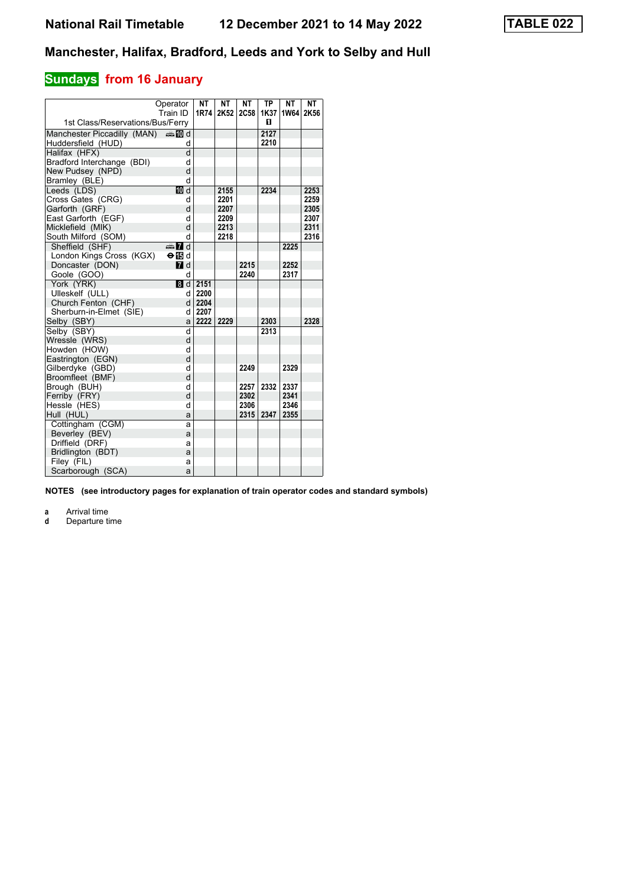# National Rail Timetable    12 December 2021 to 14 May 2022

**TABLE 022**

## Manchester, Halifax, Bradford, Leeds and York to Selby and Hull

### Sundays from 16 January

| Operator | | NT | NT | NT | TP | NT | NT |
|---|---|---|---|---|---|---|---|
| Train ID | | 1R74 | 2K52 | 2C58 | 1K37 | 1W64 | 2K56 |
| 1st Class/Reservations/Bus/Ferry | | | | | 🅡 | | |
| Manchester Piccadilly (MAN) | 🚌 10 d | | | | 2127 | | |
| Huddersfield (HUD) | d | | | | 2210 | | |
| Halifax (HFX) | d | | | | | | |
| Bradford Interchange (BDI) | d | | | | | | |
| New Pudsey (NPD) | d | | | | | | |
| Bramley (BLE) | d | | | | | | |
| Leeds (LDS) | 10 d | | 2155 | | 2234 | | 2253 |
| Cross Gates (CRG) | d | | 2201 | | | | 2259 |
| Garforth (GRF) | d | | 2207 | | | | 2305 |
| East Garforth (EGF) | d | | 2209 | | | | 2307 |
| Micklefield (MIK) | d | | 2213 | | | | 2311 |
| South Milford (SOM) | d | | 2218 | | | | 2316 |
| Sheffield (SHF) | 🚌 7 d | | | | | 2225 | |
| London Kings Cross (KGX) | ⊖ 15 d | | | | | | |
| Doncaster (DON) | 7 d | | | 2215 | | 2252 | |
| Goole (GOO) | d | | | 2240 | | 2317 | |
| York (YRK) | 8 d | 2151 | | | | | |
| Ulleskelf (ULL) | d | 2200 | | | | | |
| Church Fenton (CHF) | d | 2204 | | | | | |
| Sherburn-in-Elmet (SIE) | d | 2207 | | | | | |
| Selby (SBY) | a | 2222 | 2229 | | 2303 | | 2328 |
| Selby (SBY) | d | | | | 2313 | | |
| Wressle (WRS) | d | | | | | | |
| Howden (HOW) | d | | | | | | |
| Eastrington (EGN) | d | | | | | | |
| Gilberdyke (GBD) | d | | | 2249 | | 2329 | |
| Broomfleet (BMF) | d | | | | | | |
| Brough (BUH) | d | | | 2257 | 2332 | 2337 | |
| Ferriby (FRY) | d | | | 2302 | | 2341 | |
| Hessle (HES) | d | | | 2306 | | 2346 | |
| Hull (HUL) | a | | | 2315 | 2347 | 2355 | |
| Cottingham (CGM) | a | | | | | | |
| Beverley (BEV) | a | | | | | | |
| Driffield (DRF) | a | | | | | | |
| Bridlington (BDT) | a | | | | | | |
| Filey (FIL) | a | | | | | | |
| Scarborough (SCA) | a | | | | | | |

**NOTES (see introductory pages for explanation of train operator codes and standard symbols)**

**a** Arrival time
**d** Departure time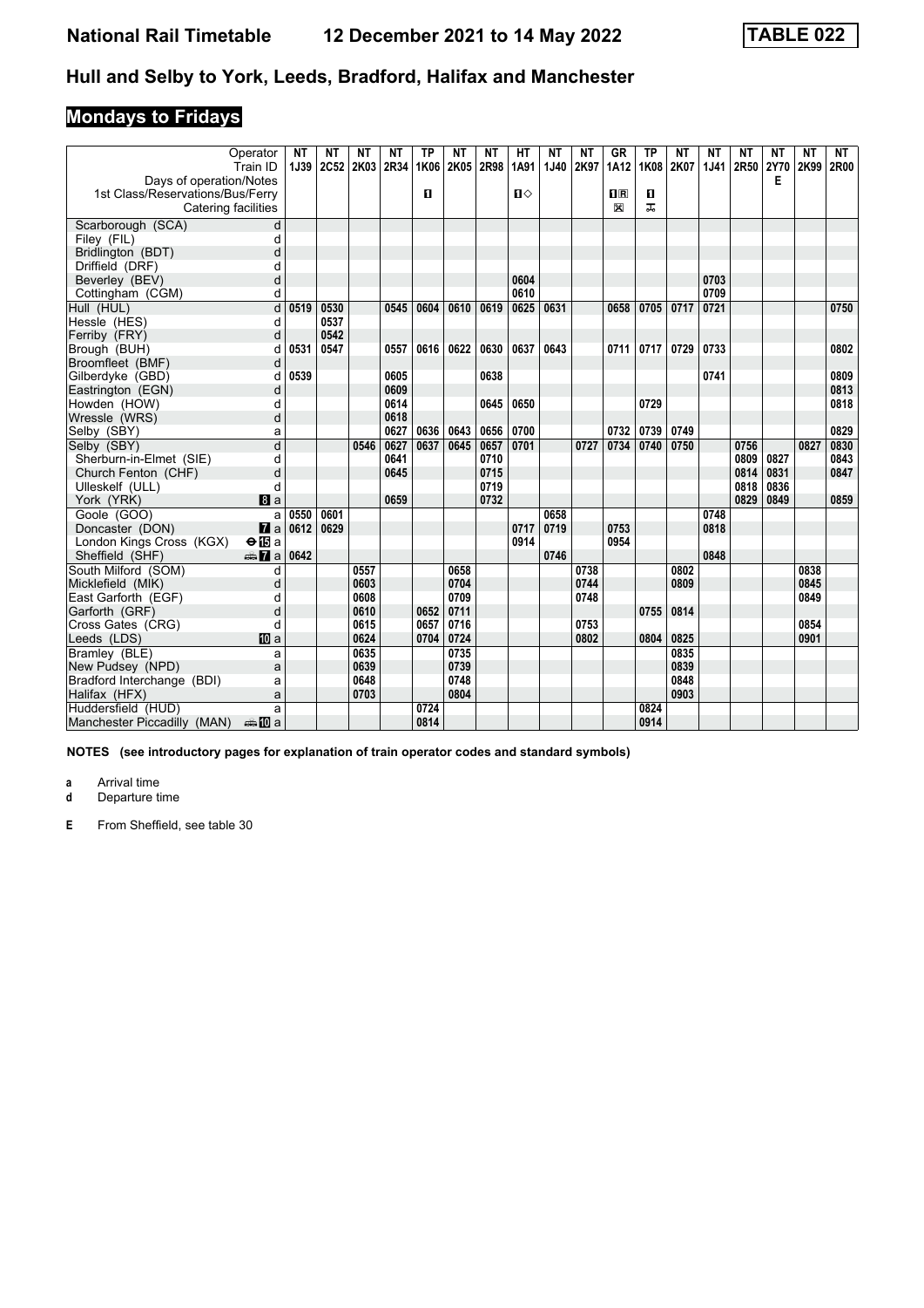# Hull and Selby to York, Leeds, Bradford, Halifax and Manchester

National Rail Timetable 12 December 2021 to 14 May 2022 — TABLE 022

## Mondays to Fridays

| Operator | | NT | NT | NT | NT | TP | NT | NT | HT | NT | NT | GR | TP | NT | NT | NT | NT | NT | NT |
|---|---|---|---|---|---|---|---|---|---|---|---|---|---|---|---|---|---|---|---|
| Train ID | | 1J39 | 2C52 | 2K03 | 2R34 | 1K06 | 2K05 | 2R98 | 1A91 | 1J40 | 2K97 | 1A12 | 1K08 | 2K07 | 1J41 | 2R50 | 2Y70 | 2K99 | 2R00 |
| Days of operation/Notes | | | | | | | | | | | | | | | | | E | | |
| 1st Class/Reservations/Bus/Ferry | | | | | | 1 | | | 1◇ | | | 1R | 1 | | | | | | |
| Catering facilities | | | | | | | | | | | | ⊠ | ⊼ | | | | | | |
| Scarborough (SCA) | d | | | | | | | | | | | | | | | | | | |
| Filey (FIL) | d | | | | | | | | | | | | | | | | | | |
| Bridlington (BDT) | d | | | | | | | | | | | | | | | | | | |
| Driffield (DRF) | d | | | | | | | | | | | | | | | | | | |
| Beverley (BEV) | d | | | | | | | | 0604 | | | | | | 0703 | | | | |
| Cottingham (CGM) | d | | | | | | | | 0610 | | | | | | 0709 | | | | |
| Hull (HUL) | d | 0519 | 0530 | | 0545 | 0604 | 0610 | 0619 | 0625 | 0631 | | 0658 | 0705 | 0717 | 0721 | | | | 0750 |
| Hessle (HES) | d | | 0537 | | | | | | | | | | | | | | | | |
| Ferriby (FRY) | d | | 0542 | | | | | | | | | | | | | | | | |
| Brough (BUH) | d | 0531 | 0547 | | 0557 | 0616 | 0622 | 0630 | 0637 | 0643 | | 0711 | 0717 | 0729 | 0733 | | | | 0802 |
| Broomfleet (BMF) | d | | | | | | | | | | | | | | | | | | |
| Gilberdyke (GBD) | d | 0539 | | | 0605 | | | 0638 | | | | | | | 0741 | | | | 0809 |
| Eastrington (EGN) | d | | | | 0609 | | | | | | | | | | | | | | 0813 |
| Howden (HOW) | d | | | | 0614 | | | 0645 | 0650 | | | | 0729 | | | | | | 0818 |
| Wressle (WRS) | d | | | | 0618 | | | | | | | | | | | | | | |
| Selby (SBY) | a | | | | 0627 | 0636 | 0643 | 0656 | 0700 | | | 0732 | 0739 | 0749 | | | | | 0829 |
| Selby (SBY) | d | | | 0546 | 0627 | 0637 | 0645 | 0657 | 0701 | | 0727 | 0734 | 0740 | 0750 | | 0756 | | 0827 | 0830 |
| Sherburn-in-Elmet (SIE) | d | | | | 0641 | | | 0710 | | | | | | | | 0809 | 0827 | | 0843 |
| Church Fenton (CHF) | d | | | | 0645 | | | 0715 | | | | | | | | 0814 | 0831 | | 0847 |
| Ulleskelf (ULL) | d | | | | | | | 0719 | | | | | | | | 0818 | 0836 | | |
| York (YRK) | 8 a | | | | 0659 | | | 0732 | | | | | | | | 0829 | 0849 | | 0859 |
| Goole (GOO) | a | 0550 | 0601 | | | | | | | 0658 | | | | | 0748 | | | | |
| Doncaster (DON) | 7 a | 0612 | 0629 | | | | | | 0717 | 0719 | | 0753 | | | 0818 | | | | |
| London Kings Cross (KGX) | ⊖15 a | | | | | | | | 0914 | | | 0954 | | | | | | | |
| Sheffield (SHF) | 🚌7 a | 0642 | | | | | | | | 0746 | | | | | 0848 | | | | |
| South Milford (SOM) | d | | | 0557 | | | 0658 | | | | 0738 | | | 0802 | | | | 0838 | |
| Micklefield (MIK) | d | | | 0603 | | | 0704 | | | | 0744 | | | 0809 | | | | 0845 | |
| East Garforth (EGF) | d | | | 0608 | | | 0709 | | | | 0748 | | | | | | | 0849 | |
| Garforth (GRF) | d | | | 0610 | | 0652 | 0711 | | | | | | 0755 | 0814 | | | | | |
| Cross Gates (CRG) | d | | | 0615 | | 0657 | 0716 | | | | 0753 | | | | | | | 0854 | |
| Leeds (LDS) | 10 a | | | 0624 | | 0704 | 0724 | | | | 0802 | | 0804 | 0825 | | | | 0901 | |
| Bramley (BLE) | a | | | 0635 | | | 0735 | | | | | | | 0835 | | | | | |
| New Pudsey (NPD) | a | | | 0639 | | | 0739 | | | | | | | 0839 | | | | | |
| Bradford Interchange (BDI) | a | | | 0648 | | | 0748 | | | | | | | 0848 | | | | | |
| Halifax (HFX) | a | | | 0703 | | | 0804 | | | | | | | 0903 | | | | | |
| Huddersfield (HUD) | a | | | | | 0724 | | | | | | | 0824 | | | | | | |
| Manchester Piccadilly (MAN) | 🚌10 a | | | | | 0814 | | | | | | | 0914 | | | | | | |

**NOTES (see introductory pages for explanation of train operator codes and standard symbols)**

**a** Arrival time
**d** Departure time

**E** From Sheffield, see table 30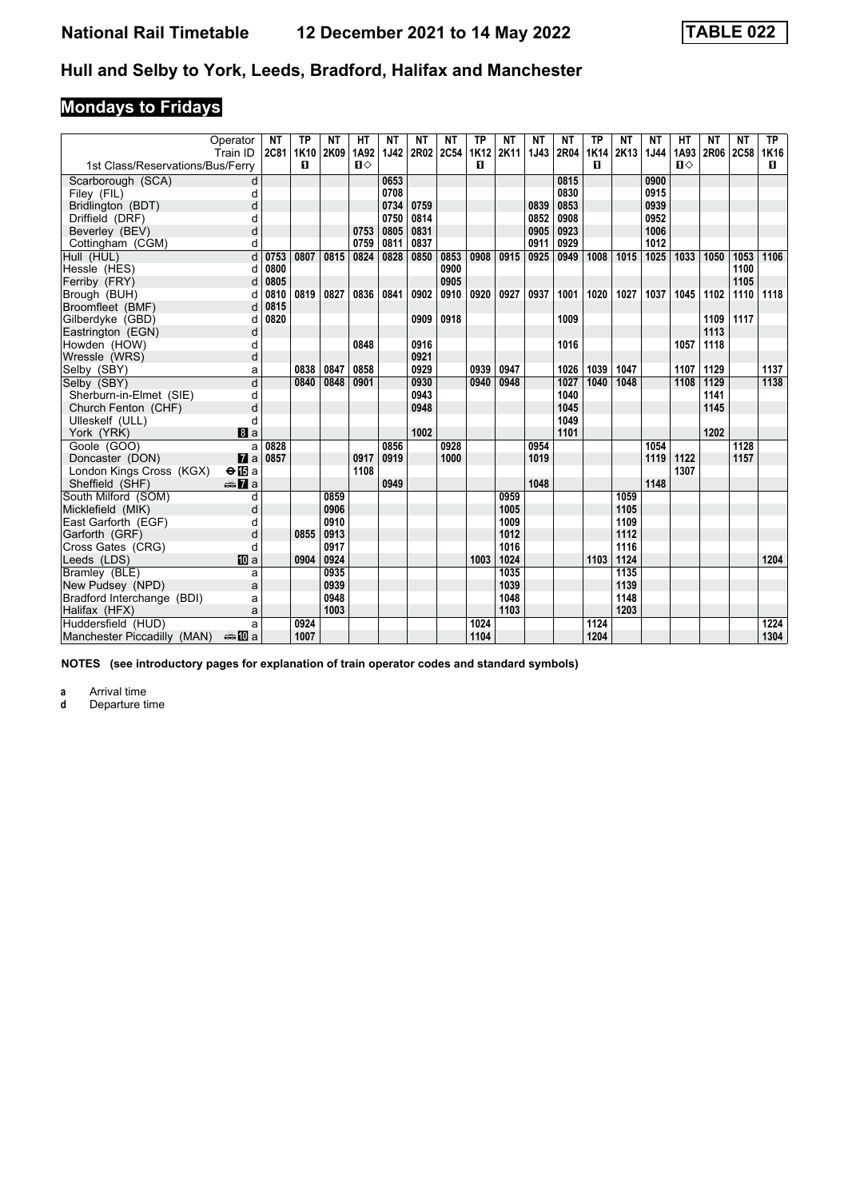# National Rail Timetable 12 December 2021 to 14 May 2022 TABLE 022

## Hull and Selby to York, Leeds, Bradford, Halifax and Manchester

### Mondays to Fridays

| Operator | | NT | TP | NT | HT | NT | NT | NT | TP | NT | NT | NT | TP | NT | NT | HT | NT | NT | TP |
|---|---|---|---|---|---|---|---|---|---|---|---|---|---|---|---|---|---|---|---|
| Train ID | | 2C81 | 1K10 | 2K09 | 1A92 | 1J42 | 2R02 | 2C54 | 1K12 | 2K11 | 1J43 | 2R04 | 1K14 | 2K13 | 1J44 | 1A93 | 2R06 | 2C58 | 1K16 |
| 1st Class/Reservations/Bus/Ferry | | | ■ | | ■◇ | | | | ■ | | | | ■ | | | ■◇ | | | ■ |
| Scarborough (SCA) | d | | | | | 0653 | | | | | | 0815 | | | 0900 | | | | |
| Filey (FIL) | d | | | | | 0708 | | | | | | 0830 | | | 0915 | | | | |
| Bridlington (BDT) | d | | | | | 0734 | 0759 | | | | 0839 | 0853 | | | 0939 | | | | |
| Driffield (DRF) | d | | | | | 0750 | 0814 | | | | 0852 | 0908 | | | 0952 | | | | |
| Beverley (BEV) | d | | | | 0753 | 0805 | 0831 | | | | 0905 | 0923 | | | 1006 | | | | |
| Cottingham (CGM) | d | | | | 0759 | 0811 | 0837 | | | | 0911 | 0929 | | | 1012 | | | | |
| Hull (HUL) | d | 0753 | 0807 | 0815 | 0824 | 0828 | 0850 | 0853 | 0908 | 0915 | 0925 | 0949 | 1008 | 1015 | 1025 | 1033 | 1050 | 1053 | 1106 |
| Hessle (HES) | d | 0800 | | | | | | 0900 | | | | | | | | | | 1100 | |
| Ferriby (FRY) | d | 0805 | | | | | | 0905 | | | | | | | | | | 1105 | |
| Brough (BUH) | d | 0810 | 0819 | 0827 | 0836 | 0841 | 0902 | 0910 | 0920 | 0927 | 0937 | 1001 | 1020 | 1027 | 1037 | 1045 | 1102 | 1110 | 1118 |
| Broomfleet (BMF) | d | 0815 | | | | | | | | | | | | | | | | | |
| Gilberdyke (GBD) | d | 0820 | | | | | 0909 | 0918 | | | | 1009 | | | | | 1109 | 1117 | |
| Eastrington (EGN) | d | | | | | | | | | | | | | | | | 1113 | | |
| Howden (HOW) | d | | | | 0848 | | 0916 | | | | | 1016 | | | | 1057 | 1118 | | |
| Wressle (WRS) | d | | | | | | 0921 | | | | | | | | | | | | |
| Selby (SBY) | a | | 0838 | 0847 | 0858 | | 0929 | | 0939 | 0947 | | 1026 | 1039 | 1047 | | 1107 | 1129 | | 1137 |
| Selby (SBY) | d | | 0840 | 0848 | 0901 | | 0930 | | 0940 | 0948 | | 1027 | 1040 | 1048 | | 1108 | 1129 | | 1138 |
| Sherburn-in-Elmet (SIE) | d | | | | | | 0943 | | | | | 1040 | | | | | 1141 | | |
| Church Fenton (CHF) | d | | | | | | 0948 | | | | | 1045 | | | | | 1145 | | |
| Ulleskelf (ULL) | d | | | | | | | | | | | 1049 | | | | | | | |
| York (YRK) | 8 a | | | | | | 1002 | | | | | 1101 | | | | | 1202 | | |
| Goole (GOO) | a | 0828 | | | | 0856 | | 0928 | | | 0954 | | | | 1054 | | | 1128 | |
| Doncaster (DON) | 7 a | 0857 | | | 0917 | 0919 | | 1000 | | | 1019 | | | | 1119 | 1122 | | 1157 | |
| London Kings Cross (KGX) | ⊖ 15 a | | | | 1108 | | | | | | | | | | | 1307 | | | |
| Sheffield (SHF) | 🚌 7 a | | | | | 0949 | | | | | 1048 | | | | 1148 | | | | |
| South Milford (SOM) | d | | | 0859 | | | | | | 0959 | | | | 1059 | | | | | |
| Micklefield (MIK) | d | | | 0906 | | | | | | 1005 | | | | 1105 | | | | | |
| East Garforth (EGF) | d | | | 0910 | | | | | | 1009 | | | | 1109 | | | | | |
| Garforth (GRF) | d | | 0855 | 0913 | | | | | | 1012 | | | | 1112 | | | | | |
| Cross Gates (CRG) | d | | | 0917 | | | | | | 1016 | | | | 1116 | | | | | |
| Leeds (LDS) | 10 a | | 0904 | 0924 | | | | | 1003 | 1024 | | | 1103 | 1124 | | | | | 1204 |
| Bramley (BLE) | a | | | 0935 | | | | | | 1035 | | | | 1135 | | | | | |
| New Pudsey (NPD) | a | | | 0939 | | | | | | 1039 | | | | 1139 | | | | | |
| Bradford Interchange (BDI) | a | | | 0948 | | | | | | 1048 | | | | 1148 | | | | | |
| Halifax (HFX) | a | | | 1003 | | | | | | 1103 | | | | 1203 | | | | | |
| Huddersfield (HUD) | a | | 0924 | | | | | | 1024 | | | | 1124 | | | | | | 1224 |
| Manchester Piccadilly (MAN) | 🚌 10 a | | 1007 | | | | | | 1104 | | | | 1204 | | | | | | 1304 |

**NOTES (see introductory pages for explanation of train operator codes and standard symbols)**

**a** Arrival time
**d** Departure time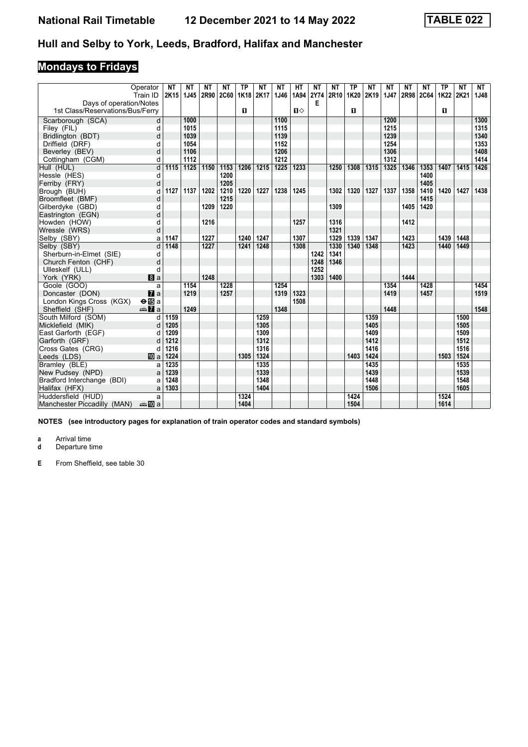# National Rail Timetable 12 December 2021 to 14 May 2022 TABLE 022

## Hull and Selby to York, Leeds, Bradford, Halifax and Manchester

## Mondays to Fridays

| Operator | | NT | NT | NT | NT | TP | NT | NT | HT | NT | NT | TP | NT | NT | NT | NT | TP | NT | NT |
|---|---|---|---|---|---|---|---|---|---|---|---|---|---|---|---|---|---|---|---|
| Train ID | | 2K15 | 1J45 | 2R90 | 2C60 | 1K18 | 2K17 | 1J46 | 1A94 | 2Y74 | 2R10 | 1K20 | 2K19 | 1J47 | 2R98 | 2C64 | 1K22 | 2K21 | 1J48 |
| Days of operation/Notes | | | | | | | | | | E | | | | | | | | | |
| 1st Class/Reservations/Bus/Ferry | | | | | | 1 | | | 1◇ | | | 1 | | | | | 1 | | |
| Scarborough (SCA) | d | | 1000 | | | | | 1100 | | | | | | 1200 | | | | | 1300 |
| Filey (FIL) | d | | 1015 | | | | | 1115 | | | | | | 1215 | | | | | 1315 |
| Bridlington (BDT) | d | | 1039 | | | | | 1139 | | | | | | 1239 | | | | | 1340 |
| Driffield (DRF) | d | | 1054 | | | | | 1152 | | | | | | 1254 | | | | | 1353 |
| Beverley (BEV) | d | | 1106 | | | | | 1206 | | | | | | 1306 | | | | | 1408 |
| Cottingham (CGM) | d | | 1112 | | | | | 1212 | | | | | | 1312 | | | | | 1414 |
| Hull (HUL) | d | 1115 | 1125 | 1150 | 1153 | 1206 | 1215 | 1225 | 1233 | | 1250 | 1308 | 1315 | 1325 | 1346 | 1353 | 1407 | 1415 | 1426 |
| Hessle (HES) | d | | | | 1200 | | | | | | | | | | | 1400 | | | |
| Ferriby (FRY) | d | | | | 1205 | | | | | | | | | | | 1405 | | | |
| Brough (BUH) | d | 1127 | 1137 | 1202 | 1210 | 1220 | 1227 | 1238 | 1245 | | 1302 | 1320 | 1327 | 1337 | 1358 | 1410 | 1420 | 1427 | 1438 |
| Broomfleet (BMF) | d | | | | 1215 | | | | | | | | | | | 1415 | | | |
| Gilberdyke (GBD) | d | | | 1209 | 1220 | | | | | | 1309 | | | | 1405 | 1420 | | | |
| Eastrington (EGN) | d | | | | | | | | | | | | | | | | | | |
| Howden (HOW) | d | | | 1216 | | | | | 1257 | | 1316 | | | | 1412 | | | | |
| Wressle (WRS) | d | | | | | | | | | | 1321 | | | | | | | | |
| Selby (SBY) | a | 1147 | | 1227 | | 1240 | 1247 | | 1307 | | 1329 | 1339 | 1347 | | 1423 | | 1439 | 1448 | |
| Selby (SBY) | d | 1148 | | 1227 | | 1241 | 1248 | | 1308 | | 1330 | 1340 | 1348 | | 1423 | | 1440 | 1449 | |
| Sherburn-in-Elmet (SIE) | d | | | | | | | | | 1242 | 1341 | | | | | | | | |
| Church Fenton (CHF) | d | | | | | | | | | 1248 | 1346 | | | | | | | | |
| Ulleskelf (ULL) | d | | | | | | | | | 1252 | | | | | | | | | |
| York (YRK) | 8 a | | | 1248 | | | | | | 1303 | 1400 | | | | 1444 | | | | |
| Goole (GOO) | a | | 1154 | | 1228 | | | 1254 | | | | | | 1354 | | 1428 | | | 1454 |
| Doncaster (DON) | 7 a | | 1219 | | 1257 | | | 1319 | 1323 | | | | | 1419 | | 1457 | | | 1519 |
| London Kings Cross (KGX) | ⊖15 a | | | | | | | | 1508 | | | | | | | | | | |
| Sheffield (SHF) | 🚌7 a | | 1249 | | | | | 1348 | | | | | | 1448 | | | | | 1548 |
| South Milford (SOM) | d | 1159 | | | | | 1259 | | | | | | 1359 | | | | | 1500 | |
| Micklefield (MIK) | d | 1205 | | | | | 1305 | | | | | | 1405 | | | | | 1505 | |
| East Garforth (EGF) | d | 1209 | | | | | 1309 | | | | | | 1409 | | | | | 1509 | |
| Garforth (GRF) | d | 1212 | | | | | 1312 | | | | | | 1412 | | | | | 1512 | |
| Cross Gates (CRG) | d | 1216 | | | | | 1316 | | | | | | 1416 | | | | | 1516 | |
| Leeds (LDS) | 10 a | 1224 | | | | 1305 | 1324 | | | | | 1403 | 1424 | | | | 1503 | 1524 | |
| Bramley (BLE) | a | 1235 | | | | | 1335 | | | | | | 1435 | | | | | 1535 | |
| New Pudsey (NPD) | a | 1239 | | | | | 1339 | | | | | | 1439 | | | | | 1539 | |
| Bradford Interchange (BDI) | a | 1248 | | | | | 1348 | | | | | | 1448 | | | | | 1548 | |
| Halifax (HFX) | a | 1303 | | | | | 1404 | | | | | | 1506 | | | | | 1605 | |
| Huddersfield (HUD) | a | | | | | 1324 | | | | | | 1424 | | | | | 1524 | | |
| Manchester Piccadilly (MAN) | 🚌10 a | | | | | 1404 | | | | | | 1504 | | | | | 1614 | | |

**NOTES (see introductory pages for explanation of train operator codes and standard symbols)**

**a** Arrival time
**d** Departure time

**E** From Sheffield, see table 30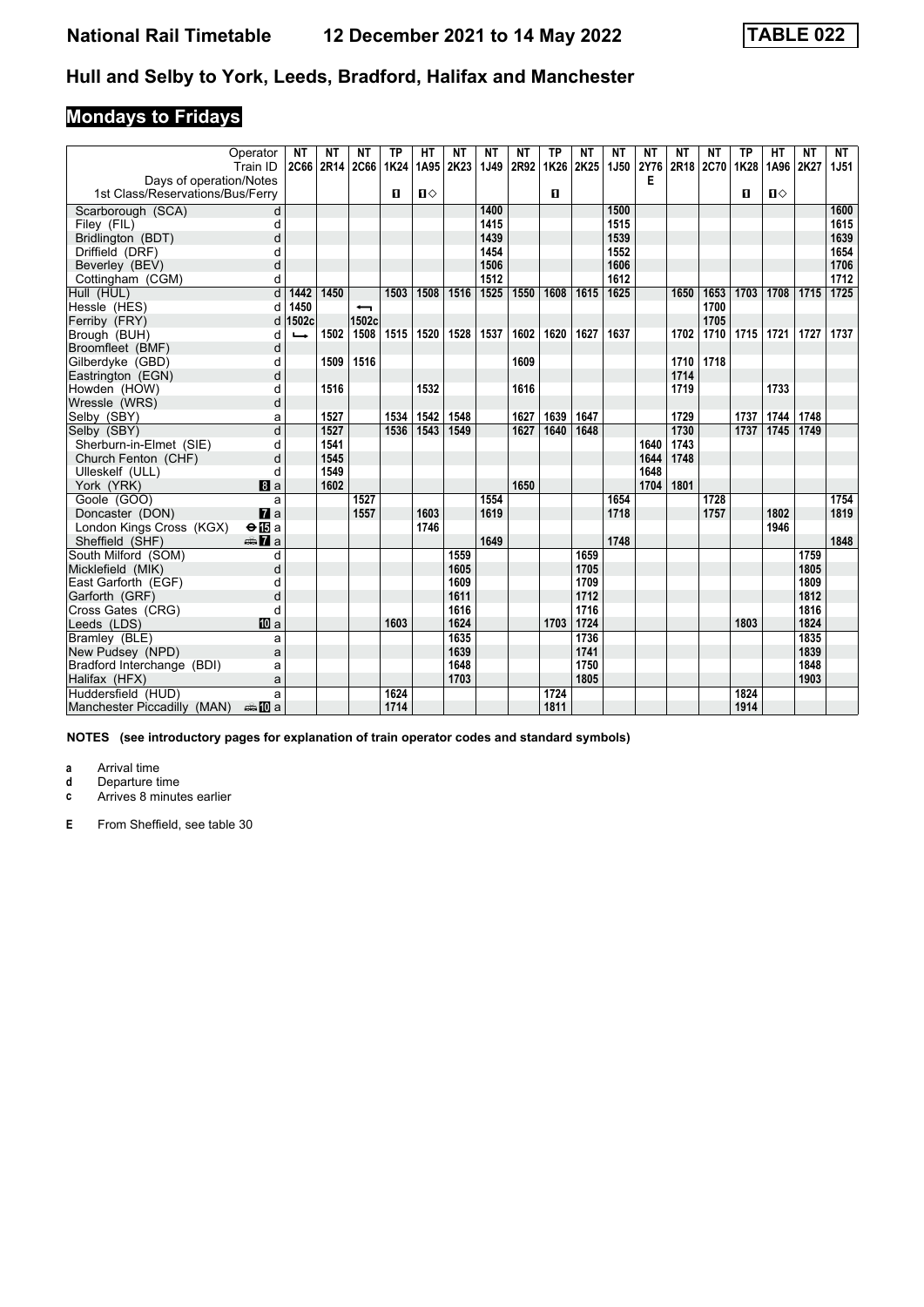# National Rail Timetable 12 December 2021 to 14 May 2022 TABLE 022

## Hull and Selby to York, Leeds, Bradford, Halifax and Manchester

### Mondays to Fridays

| Operator | | NT | NT | NT | TP | HT | NT | NT | NT | TP | NT | NT | NT | NT | NT | TP | HT | NT | NT |
|---|---|---|---|---|---|---|---|---|---|---|---|---|---|---|---|---|---|---|---|
| Train ID | | 2C66 | 2R14 | 2C66 | 1K24 | 1A95 | 2K23 | 1J49 | 2R92 | 1K26 | 2K25 | 1J50 | 2Y76 | 2R18 | 2C70 | 1K28 | 1A96 | 2K27 | 1J51 |
| Days of operation/Notes | | | | | | | | | | | | | E | | | | | | |
| 1st Class/Reservations/Bus/Ferry | | | | | 1 | 1◇ | | | | 1 | | | | | | 1 | 1◇ | | |
| Scarborough (SCA) | d | | | | | | | 1400 | | | | 1500 | | | | | | | 1600 |
| Filey (FIL) | d | | | | | | | 1415 | | | | 1515 | | | | | | | 1615 |
| Bridlington (BDT) | d | | | | | | | 1439 | | | | 1539 | | | | | | | 1639 |
| Driffield (DRF) | d | | | | | | | 1454 | | | | 1552 | | | | | | | 1654 |
| Beverley (BEV) | d | | | | | | | 1506 | | | | 1606 | | | | | | | 1706 |
| Cottingham (CGM) | d | | | | | | | 1512 | | | | 1612 | | | | | | | 1712 |
| Hull (HUL) | d | 1442 | 1450 | | 1503 | 1508 | 1516 | 1525 | 1550 | 1608 | 1615 | 1625 | | 1650 | 1653 | 1703 | 1708 | 1715 | 1725 |
| Hessle (HES) | d | 1450 | | ← | | | | | | | | | | | 1700 | | | | |
| Ferriby (FRY) | d | 1502c | | 1502c | | | | | | | | | | | 1705 | | | | |
| Brough (BUH) | d | ↳ | 1502 | 1508 | 1515 | 1520 | 1528 | 1537 | 1602 | 1620 | 1627 | 1637 | | 1702 | 1710 | 1715 | 1721 | 1727 | 1737 |
| Broomfleet (BMF) | d | | | | | | | | | | | | | | | | | | |
| Gilberdyke (GBD) | d | | 1509 | 1516 | | | | | 1609 | | | | | 1710 | 1718 | | | | |
| Eastrington (EGN) | d | | | | | | | | | | | | | 1714 | | | | | |
| Howden (HOW) | d | | 1516 | | | 1532 | | | 1616 | | | | | 1719 | | | 1733 | | |
| Wressle (WRS) | d | | | | | | | | | | | | | | | | | | |
| Selby (SBY) | a | | 1527 | | 1534 | 1542 | 1548 | | 1627 | 1639 | 1647 | | | 1729 | | 1737 | 1744 | 1748 | |
| Selby (SBY) | d | | 1527 | | 1536 | 1543 | 1549 | | 1627 | 1640 | 1648 | | | 1730 | | 1737 | 1745 | 1749 | |
| Sherburn-in-Elmet (SIE) | d | | 1541 | | | | | | | | | | 1640 | 1743 | | | | | |
| Church Fenton (CHF) | d | | 1545 | | | | | | | | | | 1644 | 1748 | | | | | |
| Ulleskelf (ULL) | d | | 1549 | | | | | | | | | | 1648 | | | | | | |
| York (YRK) | 8 a | | 1602 | | | | | | 1650 | | | | 1704 | 1801 | | | | | |
| Goole (GOO) | a | | | 1527 | | | | 1554 | | | | 1654 | | | 1728 | | | | 1754 |
| Doncaster (DON) | 7 a | | | 1557 | | 1603 | | 1619 | | | | 1718 | | | 1757 | | 1802 | | 1819 |
| London Kings Cross (KGX) | ⊖15 a | | | | | 1746 | | | | | | | | | | | 1946 | | |
| Sheffield (SHF) | 🚌7 a | | | | | | | 1649 | | | | 1748 | | | | | | | 1848 |
| South Milford (SOM) | d | | | | | | 1559 | | | | 1659 | | | | | | | 1759 | |
| Micklefield (MIK) | d | | | | | | 1605 | | | | 1705 | | | | | | | 1805 | |
| East Garforth (EGF) | d | | | | | | 1609 | | | | 1709 | | | | | | | 1809 | |
| Garforth (GRF) | d | | | | | | 1611 | | | | 1712 | | | | | | | 1812 | |
| Cross Gates (CRG) | d | | | | | | 1616 | | | | 1716 | | | | | | | 1816 | |
| Leeds (LDS) | 10 a | | | | 1603 | | 1624 | | | 1703 | 1724 | | | | | 1803 | | 1824 | |
| Bramley (BLE) | a | | | | | | 1635 | | | | 1736 | | | | | | | 1835 | |
| New Pudsey (NPD) | a | | | | | | 1639 | | | | 1741 | | | | | | | 1839 | |
| Bradford Interchange (BDI) | a | | | | | | 1648 | | | | 1750 | | | | | | | 1848 | |
| Halifax (HFX) | a | | | | | | 1703 | | | | 1805 | | | | | | | 1903 | |
| Huddersfield (HUD) | a | | | | 1624 | | | | | 1724 | | | | | | 1824 | | | |
| Manchester Piccadilly (MAN) | 🚌10 a | | | | 1714 | | | | | 1811 | | | | | | 1914 | | | |

**NOTES (see introductory pages for explanation of train operator codes and standard symbols)**

- **a** Arrival time
- **d** Departure time
- **c** Arrives 8 minutes earlier
- **E** From Sheffield, see table 30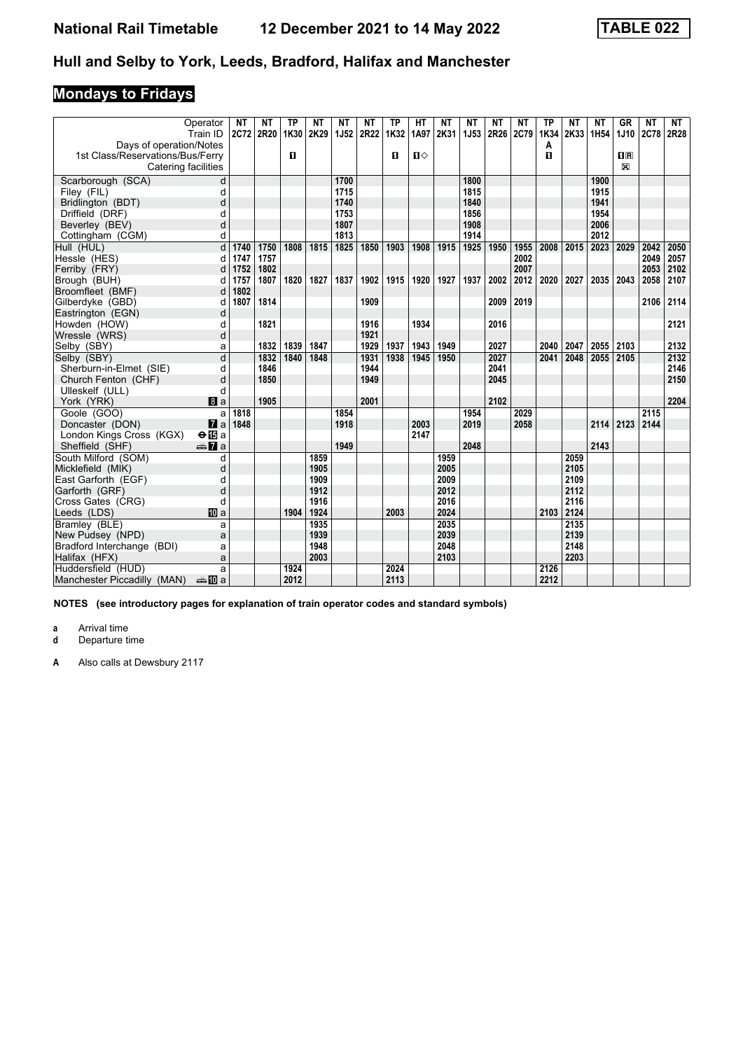# National Rail Timetable 12 December 2021 to 14 May 2022 TABLE 022

## Hull and Selby to York, Leeds, Bradford, Halifax and Manchester

### Mondays to Fridays

| Operator | | NT | NT | TP | NT | NT | NT | TP | HT | NT | NT | NT | NT | TP | NT | NT | GR | NT | NT |
|---|---|---|---|---|---|---|---|---|---|---|---|---|---|---|---|---|---|---|---|
| Train ID | | 2C72 | 2R20 | 1K30 | 2K29 | 1J52 | 2R22 | 1K32 | 1A97 | 2K31 | 1J53 | 2R26 | 2C79 | 1K34 | 2K33 | 1H54 | 1J10 | 2C78 | 2R28 |
| Days of operation/Notes | | | | | | | | | | | | | | A | | | | | |
| 1st Class/Reservations/Bus/Ferry | | | | 1 | | | | 1 | 1◇ | | | | | 1 | | | 1R | | |
| Catering facilities | | | | | | | | | | | | | | | | | ✕ | | |
| Scarborough (SCA) | d | | | | | 1700 | | | | | 1800 | | | | | 1900 | | | |
| Filey (FIL) | d | | | | | 1715 | | | | | 1815 | | | | | 1915 | | | |
| Bridlington (BDT) | d | | | | | 1740 | | | | | 1840 | | | | | 1941 | | | |
| Driffield (DRF) | d | | | | | 1753 | | | | | 1856 | | | | | 1954 | | | |
| Beverley (BEV) | d | | | | | 1807 | | | | | 1908 | | | | | 2006 | | | |
| Cottingham (CGM) | d | | | | | 1813 | | | | | 1914 | | | | | 2012 | | | |
| Hull (HUL) | d | 1740 | 1750 | 1808 | 1815 | 1825 | 1850 | 1903 | 1908 | 1915 | 1925 | 1950 | 1955 | 2008 | 2015 | 2023 | 2029 | 2042 | 2050 |
| Hessle (HES) | d | 1747 | 1757 | | | | | | | | | | 2002 | | | | | 2049 | 2057 |
| Ferriby (FRY) | d | 1752 | 1802 | | | | | | | | | | 2007 | | | | | 2053 | 2102 |
| Brough (BUH) | d | 1757 | 1807 | 1820 | 1827 | 1837 | 1902 | 1915 | 1920 | 1927 | 1937 | 2002 | 2012 | 2020 | 2027 | 2035 | 2043 | 2058 | 2107 |
| Broomfleet (BMF) | d | 1802 | | | | | | | | | | | | | | | | | |
| Gilberdyke (GBD) | d | 1807 | 1814 | | | | 1909 | | | | | 2009 | 2019 | | | | | 2106 | 2114 |
| Eastrington (EGN) | d | | | | | | | | | | | | | | | | | | |
| Howden (HOW) | d | | 1821 | | | | 1916 | | 1934 | | | 2016 | | | | | | | 2121 |
| Wressle (WRS) | d | | | | | | 1921 | | | | | | | | | | | | |
| Selby (SBY) | a | | 1832 | 1839 | 1847 | | 1929 | 1937 | 1943 | 1949 | | 2027 | | 2040 | 2047 | 2055 | 2103 | | 2132 |
| Selby (SBY) | d | | 1832 | 1840 | 1848 | | 1931 | 1938 | 1945 | 1950 | | 2027 | | 2041 | 2048 | 2055 | 2105 | | 2132 |
| Sherburn-in-Elmet (SIE) | d | | 1846 | | | | 1944 | | | | | 2041 | | | | | | | 2146 |
| Church Fenton (CHF) | d | | 1850 | | | | 1949 | | | | | 2045 | | | | | | | 2150 |
| Ulleskelf (ULL) | d | | | | | | | | | | | | | | | | | | |
| York (YRK) | 8 a | | 1905 | | | | 2001 | | | | | 2102 | | | | | | | 2204 |
| Goole (GOO) | a | 1818 | | | | 1854 | | | | | 1954 | | 2029 | | | | | 2115 | |
| Doncaster (DON) | 7 a | 1848 | | | | 1918 | | | 2003 | | 2019 | | 2058 | | | 2114 | 2123 | 2144 | |
| London Kings Cross (KGX) | ⊖15 a | | | | | | | | 2147 | | | | | | | | | | |
| Sheffield (SHF) | 🚌7 a | | | | | 1949 | | | | | 2048 | | | | | 2143 | | | |
| South Milford (SOM) | d | | | | 1859 | | | | | 1959 | | | | | 2059 | | | | |
| Micklefield (MIK) | d | | | | 1905 | | | | | 2005 | | | | | 2105 | | | | |
| East Garforth (EGF) | d | | | | 1909 | | | | | 2009 | | | | | 2109 | | | | |
| Garforth (GRF) | d | | | | 1912 | | | | | 2012 | | | | | 2112 | | | | |
| Cross Gates (CRG) | d | | | | 1916 | | | | | 2016 | | | | | 2116 | | | | |
| Leeds (LDS) | 10 a | | | 1904 | 1924 | | | 2003 | | 2024 | | | | 2103 | 2124 | | | | |
| Bramley (BLE) | a | | | | 1935 | | | | | 2035 | | | | | 2135 | | | | |
| New Pudsey (NPD) | a | | | | 1939 | | | | | 2039 | | | | | 2139 | | | | |
| Bradford Interchange (BDI) | a | | | | 1948 | | | | | 2048 | | | | | 2148 | | | | |
| Halifax (HFX) | a | | | | 2003 | | | | | 2103 | | | | | 2203 | | | | |
| Huddersfield (HUD) | a | | | 1924 | | | | 2024 | | | | | | 2126 | | | | | |
| Manchester Piccadilly (MAN) | 🚌10 a | | | 2012 | | | | 2113 | | | | | | 2212 | | | | | |

**NOTES (see introductory pages for explanation of train operator codes and standard symbols)**

**a** Arrival time
**d** Departure time

**A** Also calls at Dewsbury 2117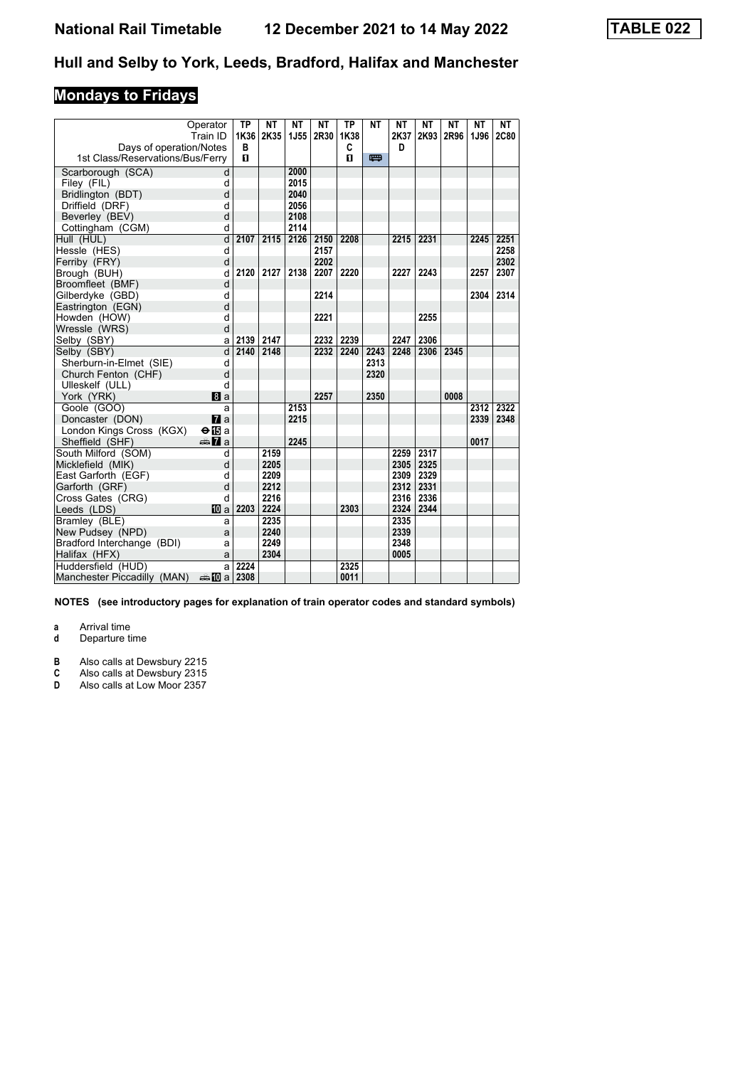# National Rail Timetable    12 December 2021 to 14 May 2022    TABLE 022

## Hull and Selby to York, Leeds, Bradford, Halifax and Manchester

### Mondays to Fridays

| Operator | | TP | NT | NT | NT | TP | NT | NT | NT | NT | NT | NT |
|---|---|---|---|---|---|---|---|---|---|---|---|---|
| Train ID | | 1K36 | 2K35 | 1J55 | 2R30 | 1K38 | | 2K37 | 2K93 | 2R96 | 1J96 | 2C80 |
| Days of operation/Notes | | B | | | | C | | D | | | | |
| 1st Class/Reservations/Bus/Ferry | | 1 | | | | 1 | 🚌 | | | | | |
| Scarborough (SCA) | d | | | 2000 | | | | | | | | |
| Filey (FIL) | d | | | 2015 | | | | | | | | |
| Bridlington (BDT) | d | | | 2040 | | | | | | | | |
| Driffield (DRF) | d | | | 2056 | | | | | | | | |
| Beverley (BEV) | d | | | 2108 | | | | | | | | |
| Cottingham (CGM) | d | | | 2114 | | | | | | | | |
| Hull (HUL) | d | 2107 | 2115 | 2126 | 2150 | 2208 | | 2215 | 2231 | | 2245 | 2251 |
| Hessle (HES) | d | | | | 2157 | | | | | | | 2258 |
| Ferriby (FRY) | d | | | | 2202 | | | | | | | 2302 |
| Brough (BUH) | d | 2120 | 2127 | 2138 | 2207 | 2220 | | 2227 | 2243 | | 2257 | 2307 |
| Broomfleet (BMF) | d | | | | | | | | | | | |
| Gilberdyke (GBD) | d | | | | 2214 | | | | | | 2304 | 2314 |
| Eastrington (EGN) | d | | | | | | | | | | | |
| Howden (HOW) | d | | | | 2221 | | | | 2255 | | | |
| Wressle (WRS) | d | | | | | | | | | | | |
| Selby (SBY) | a | 2139 | 2147 | | 2232 | 2239 | | 2247 | 2306 | | | |
| Selby (SBY) | d | 2140 | 2148 | | 2232 | 2240 | 2243 | 2248 | 2306 | 2345 | | |
| Sherburn-in-Elmet (SIE) | d | | | | | | 2313 | | | | | |
| Church Fenton (CHF) | d | | | | | | 2320 | | | | | |
| Ulleskelf (ULL) | d | | | | | | | | | | | |
| York (YRK) | 8 a | | | | 2257 | | 2350 | | | 0008 | | |
| Goole (GOO) | a | | | 2153 | | | | | | | 2312 | 2322 |
| Doncaster (DON) | 7 a | | | 2215 | | | | | | | 2339 | 2348 |
| London Kings Cross (KGX) | ⊖ 15 a | | | | | | | | | | | |
| Sheffield (SHF) | 🚌 7 a | | | 2245 | | | | | | | 0017 | |
| South Milford (SOM) | d | | 2159 | | | | | 2259 | 2317 | | | |
| Micklefield (MIK) | d | | 2205 | | | | | 2305 | 2325 | | | |
| East Garforth (EGF) | d | | 2209 | | | | | 2309 | 2329 | | | |
| Garforth (GRF) | d | | 2212 | | | | | 2312 | 2331 | | | |
| Cross Gates (CRG) | d | | 2216 | | | | | 2316 | 2336 | | | |
| Leeds (LDS) | 10 a | 2203 | 2224 | | | 2303 | | 2324 | 2344 | | | |
| Bramley (BLE) | a | | 2235 | | | | | 2335 | | | | |
| New Pudsey (NPD) | a | | 2240 | | | | | 2339 | | | | |
| Bradford Interchange (BDI) | a | | 2249 | | | | | 2348 | | | | |
| Halifax (HFX) | a | | 2304 | | | | | 0005 | | | | |
| Huddersfield (HUD) | a | 2224 | | | | 2325 | | | | | | |
| Manchester Piccadilly (MAN) | 🚌 10 a | 2308 | | | | 0011 | | | | | | |

**NOTES (see introductory pages for explanation of train operator codes and standard symbols)**

**a** Arrival time
**d** Departure time

**B** Also calls at Dewsbury 2215
**C** Also calls at Dewsbury 2315
**D** Also calls at Low Moor 2357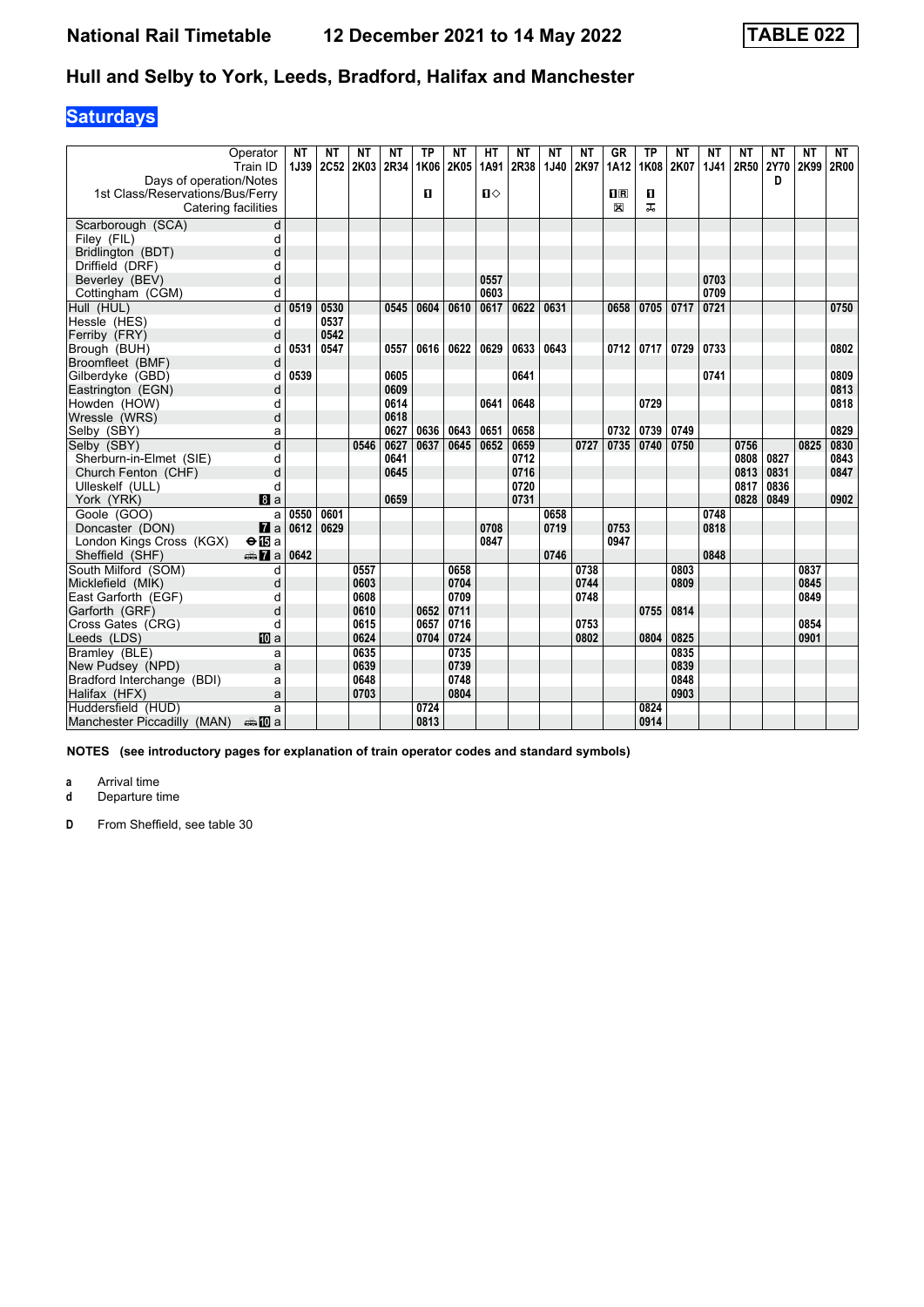| Operator | | NT | NT | NT | NT | TP | NT | HT | NT | NT | NT | GR | TP | NT | NT | NT | NT | NT | NT |
|---|---|---|---|---|---|---|---|---|---|---|---|---|---|---|---|---|---|---|---|
| Train ID | | 1J39 | 2C52 | 2K03 | 2R34 | 1K06 | 2K05 | 1A91 | 2R38 | 1J40 | 2K97 | 1A12 | 1K08 | 2K07 | 1J41 | 2R50 | 2Y70 | 2K99 | 2R00 |
| Days of operation/Notes | | | | | | | | | | | | | | | | | D | | |
| 1st Class/Reservations/Bus/Ferry | | | | | | 1 | | 1◇ | | | | 1R | 1 | | | | | | |
| Catering facilities | | | | | | | | | | | | ✕ | trolley | | | | | | |
| Scarborough (SCA) | d | | | | | | | | | | | | | | | | | | |
| Filey (FIL) | d | | | | | | | | | | | | | | | | | | |
| Bridlington (BDT) | d | | | | | | | | | | | | | | | | | | |
| Driffield (DRF) | d | | | | | | | | | | | | | | | | | | |
| Beverley (BEV) | d | | | | | | | 0557 | | | | | | | 0703 | | | | |
| Cottingham (CGM) | d | | | | | | | 0603 | | | | | | | 0709 | | | | |
| Hull (HUL) | d | 0519 | 0530 | | 0545 | 0604 | 0610 | 0617 | 0622 | 0631 | | 0658 | 0705 | 0717 | 0721 | | | | 0750 |
| Hessle (HES) | d | | 0537 | | | | | | | | | | | | | | | | |
| Ferriby (FRY) | d | | 0542 | | | | | | | | | | | | | | | | |
| Brough (BUH) | d | 0531 | 0547 | | 0557 | 0616 | 0622 | 0629 | 0633 | 0643 | | 0712 | 0717 | 0729 | 0733 | | | | 0802 |
| Broomfleet (BMF) | d | | | | | | | | | | | | | | | | | | |
| Gilberdyke (GBD) | d | 0539 | | | 0605 | | | | 0641 | | | | | | 0741 | | | | 0809 |
| Eastrington (EGN) | d | | | | 0609 | | | | | | | | | | | | | | 0813 |
| Howden (HOW) | d | | | | 0614 | | | 0641 | 0648 | | | | 0729 | | | | | | 0818 |
| Wressle (WRS) | d | | | | 0618 | | | | | | | | | | | | | | |
| Selby (SBY) | a | | | | 0627 | 0636 | 0643 | 0651 | 0658 | | | 0732 | 0739 | 0749 | | | | | 0829 |
| Selby (SBY) | d | | | 0546 | 0627 | 0637 | 0645 | 0652 | 0659 | | 0727 | 0735 | 0740 | 0750 | | 0756 | | 0825 | 0830 |
| Sherburn-in-Elmet (SIE) | d | | | | 0641 | | | | 0712 | | | | | | | 0808 | 0827 | | 0843 |
| Church Fenton (CHF) | d | | | | 0645 | | | | 0716 | | | | | | | 0813 | 0831 | | 0847 |
| Ulleskelf (ULL) | d | | | | | | | | 0720 | | | | | | | 0817 | 0836 | | |
| York (YRK) | 8 a | | | | 0659 | | | | 0731 | | | | | | | 0828 | 0849 | | 0902 |
| Goole (GOO) | a | 0550 | 0601 | | | | | | | 0658 | | | | | 0748 | | | | |
| Doncaster (DON) | 7 a | 0612 | 0629 | | | | | 0708 | | 0719 | | 0753 | | | 0818 | | | | |
| London Kings Cross (KGX) | ⊖15 a | | | | | | | 0847 | | | | 0947 | | | | | | | |
| Sheffield (SHF) | 🚌7 a | 0642 | | | | | | | | 0746 | | | | | 0848 | | | | |
| South Milford (SOM) | d | | | 0557 | | | 0658 | | | | 0738 | | | 0803 | | | | 0837 | |
| Micklefield (MIK) | d | | | 0603 | | | 0704 | | | | 0744 | | | 0809 | | | | 0845 | |
| East Garforth (EGF) | d | | | 0608 | | | 0709 | | | | 0748 | | | | | | | 0849 | |
| Garforth (GRF) | d | | | 0610 | | 0652 | 0711 | | | | | | 0755 | 0814 | | | | | |
| Cross Gates (CRG) | d | | | 0615 | | 0657 | 0716 | | | | 0753 | | | | | | | 0854 | |
| Leeds (LDS) | 10 a | | | 0624 | | 0704 | 0724 | | | | 0802 | | 0804 | 0825 | | | | 0901 | |
| Bramley (BLE) | a | | | 0635 | | | 0735 | | | | | | | 0835 | | | | | |
| New Pudsey (NPD) | a | | | 0639 | | | 0739 | | | | | | | 0839 | | | | | |
| Bradford Interchange (BDI) | a | | | 0648 | | | 0748 | | | | | | | 0848 | | | | | |
| Halifax (HFX) | a | | | 0703 | | | 0804 | | | | | | | 0903 | | | | | |
| Huddersfield (HUD) | a | | | | | 0724 | | | | | | | 0824 | | | | | | |
| Manchester Piccadilly (MAN) | 🚌10 a | | | | | 0813 | | | | | | | 0914 | | | | | | |

**NOTES (see introductory pages for explanation of train operator codes and standard symbols)**

**a** Arrival time
**d** Departure time

**D** From Sheffield, see table 30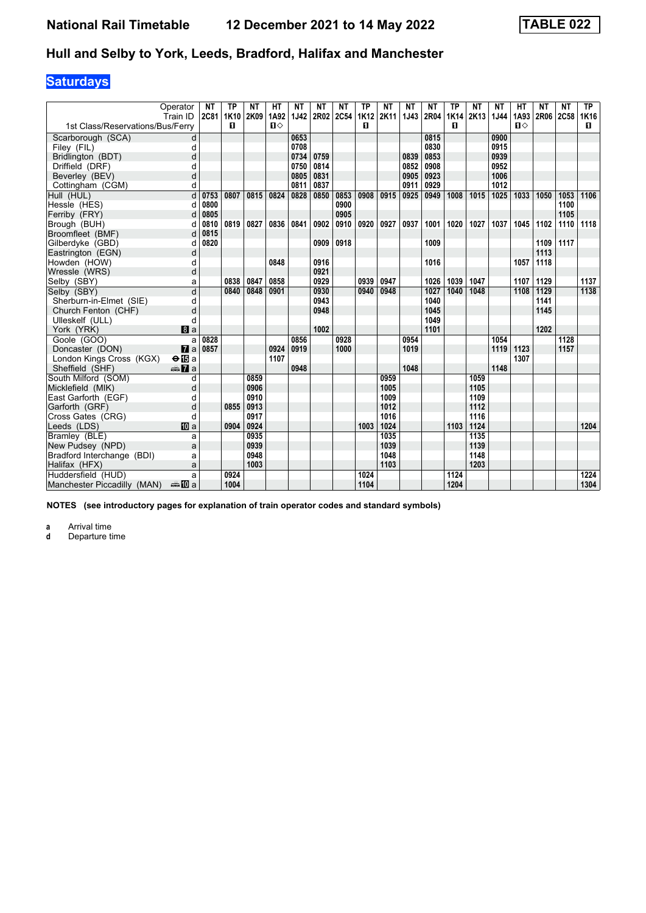# National Rail Timetable 12 December 2021 to 14 May 2022 TABLE 022

## Hull and Selby to York, Leeds, Bradford, Halifax and Manchester

### Saturdays

| Operator | | NT | TP | NT | HT | NT | NT | NT | TP | NT | NT | NT | TP | NT | NT | HT | NT | NT | TP |
|---|---|---|---|---|---|---|---|---|---|---|---|---|---|---|---|---|---|---|---|
| Train ID | | 2C81 | 1K10 | 2K09 | 1A92 | 1J42 | 2R02 | 2C54 | 1K12 | 2K11 | 1J43 | 2R04 | 1K14 | 2K13 | 1J44 | 1A93 | 2R06 | 2C58 | 1K16 |
| 1st Class/Reservations/Bus/Ferry | | | 1 | | 1◇ | | | | 1 | | | | 1 | | | 1◇ | | | 1 |
| Scarborough (SCA) | d | | | | | 0653 | | | | | | 0815 | | | 0900 | | | | |
| Filey (FIL) | d | | | | | 0708 | | | | | | 0830 | | | 0915 | | | | |
| Bridlington (BDT) | d | | | | | 0734 | 0759 | | | | 0839 | 0853 | | | 0939 | | | | |
| Driffield (DRF) | d | | | | | 0750 | 0814 | | | | 0852 | 0908 | | | 0952 | | | | |
| Beverley (BEV) | d | | | | | 0805 | 0831 | | | | 0905 | 0923 | | | 1006 | | | | |
| Cottingham (CGM) | d | | | | | 0811 | 0837 | | | | 0911 | 0929 | | | 1012 | | | | |
| Hull (HUL) | d | 0753 | 0807 | 0815 | 0824 | 0828 | 0850 | 0853 | 0908 | 0915 | 0925 | 0949 | 1008 | 1015 | 1025 | 1033 | 1050 | 1053 | 1106 |
| Hessle (HES) | d | 0800 | | | | | | 0900 | | | | | | | | | | 1100 | |
| Ferriby (FRY) | d | 0805 | | | | | | 0905 | | | | | | | | | | 1105 | |
| Brough (BUH) | d | 0810 | 0819 | 0827 | 0836 | 0841 | 0902 | 0910 | 0920 | 0927 | 0937 | 1001 | 1020 | 1027 | 1037 | 1045 | 1102 | 1110 | 1118 |
| Broomfleet (BMF) | d | 0815 | | | | | | | | | | | | | | | | | |
| Gilberdyke (GBD) | d | 0820 | | | | | 0909 | 0918 | | | | 1009 | | | | | 1109 | 1117 | |
| Eastrington (EGN) | d | | | | | | | | | | | | | | | | 1113 | | |
| Howden (HOW) | d | | | | 0848 | | 0916 | | | | | 1016 | | | | 1057 | 1118 | | |
| Wressle (WRS) | d | | | | | | 0921 | | | | | | | | | | | | |
| Selby (SBY) | a | | 0838 | 0847 | 0858 | | 0929 | | 0939 | 0947 | | 1026 | 1039 | 1047 | | 1107 | 1129 | | 1137 |
| Selby (SBY) | d | | 0840 | 0848 | 0901 | | 0930 | | 0940 | 0948 | | 1027 | 1040 | 1048 | | 1108 | 1129 | | 1138 |
| Sherburn-in-Elmet (SIE) | d | | | | | | 0943 | | | | | 1040 | | | | | 1141 | | |
| Church Fenton (CHF) | d | | | | | | 0948 | | | | | 1045 | | | | | 1145 | | |
| Ulleskelf (ULL) | d | | | | | | | | | | | 1049 | | | | | | | |
| York (YRK) | 8 a | | | | | | 1002 | | | | | 1101 | | | | | 1202 | | |
| Goole (GOO) | a | 0828 | | | | 0856 | | 0928 | | | 0954 | | | | 1054 | | | 1128 | |
| Doncaster (DON) | 7 a | 0857 | | | 0924 | 0919 | | 1000 | | | 1019 | | | | 1119 | 1123 | | 1157 | |
| London Kings Cross (KGX) | ⊖15 a | | | | 1107 | | | | | | | | | | | 1307 | | | |
| Sheffield (SHF) | 🚌7 a | | | | | 0948 | | | | | 1048 | | | | 1148 | | | | |
| South Milford (SOM) | d | | | 0859 | | | | | | 0959 | | | | 1059 | | | | | |
| Micklefield (MIK) | d | | | 0906 | | | | | | 1005 | | | | 1105 | | | | | |
| East Garforth (EGF) | d | | | 0910 | | | | | | 1009 | | | | 1109 | | | | | |
| Garforth (GRF) | d | | 0855 | 0913 | | | | | | 1012 | | | | 1112 | | | | | |
| Cross Gates (CRG) | d | | | 0917 | | | | | | 1016 | | | | 1116 | | | | | |
| Leeds (LDS) | 10 a | | 0904 | 0924 | | | | | 1003 | 1024 | | | 1103 | 1124 | | | | | 1204 |
| Bramley (BLE) | a | | | 0935 | | | | | | 1035 | | | | 1135 | | | | | |
| New Pudsey (NPD) | a | | | 0939 | | | | | | 1039 | | | | 1139 | | | | | |
| Bradford Interchange (BDI) | a | | | 0948 | | | | | | 1048 | | | | 1148 | | | | | |
| Halifax (HFX) | a | | | 1003 | | | | | | 1103 | | | | 1203 | | | | | |
| Huddersfield (HUD) | a | | 0924 | | | | | | 1024 | | | | 1124 | | | | | | 1224 |
| Manchester Piccadilly (MAN) | 🚌10 a | | 1004 | | | | | | 1104 | | | | 1204 | | | | | | 1304 |

**NOTES (see introductory pages for explanation of train operator codes and standard symbols)**

**a** Arrival time
**d** Departure time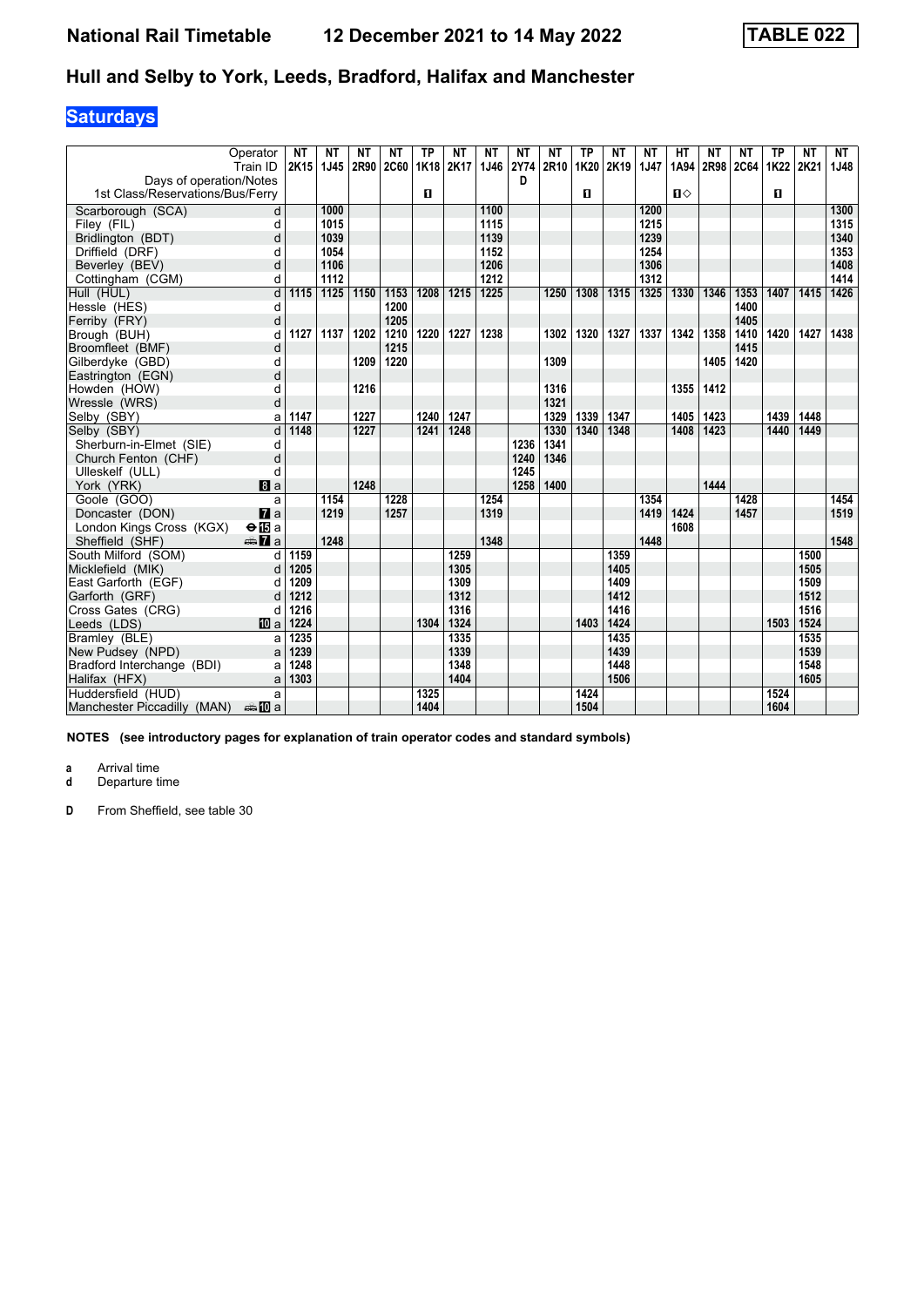# National Rail Timetable 12 December 2021 to 14 May 2022 TABLE 022

## Hull and Selby to York, Leeds, Bradford, Halifax and Manchester

### Saturdays

| Operator | | NT | NT | NT | NT | TP | NT | NT | NT | NT | TP | NT | NT | HT | NT | NT | TP | NT | NT |
|---|---|---|---|---|---|---|---|---|---|---|---|---|---|---|---|---|---|---|---|
| Train ID | | 2K15 | 1J45 | 2R90 | 2C60 | 1K18 | 2K17 | 1J46 | 2Y74 | 2R10 | 1K20 | 2K19 | 1J47 | 1A94 | 2R98 | 2C64 | 1K22 | 2K21 | 1J48 |
| Days of operation/Notes | | | | | | | | | D | | | | | | | | | | |
| 1st Class/Reservations/Bus/Ferry | | | | | | ■ | | | | | ■ | | | ■◇ | | | ■ | | |
| Scarborough (SCA) | d | | 1000 | | | | | 1100 | | | | | 1200 | | | | | | 1300 |
| Filey (FIL) | d | | 1015 | | | | | 1115 | | | | | 1215 | | | | | | 1315 |
| Bridlington (BDT) | d | | 1039 | | | | | 1139 | | | | | 1239 | | | | | | 1340 |
| Driffield (DRF) | d | | 1054 | | | | | 1152 | | | | | 1254 | | | | | | 1353 |
| Beverley (BEV) | d | | 1106 | | | | | 1206 | | | | | 1306 | | | | | | 1408 |
| Cottingham (CGM) | d | | 1112 | | | | | 1212 | | | | | 1312 | | | | | | 1414 |
| Hull (HUL) | d | 1115 | 1125 | 1150 | 1153 | 1208 | 1215 | 1225 | | 1250 | 1308 | 1315 | 1325 | 1330 | 1346 | 1353 | 1407 | 1415 | 1426 |
| Hessle (HES) | d | | | | 1200 | | | | | | | | | | | 1400 | | | |
| Ferriby (FRY) | d | | | | 1205 | | | | | | | | | | | 1405 | | | |
| Brough (BUH) | d | 1127 | 1137 | 1202 | 1210 | 1220 | 1227 | 1238 | | 1302 | 1320 | 1327 | 1337 | 1342 | 1358 | 1410 | 1420 | 1427 | 1438 |
| Broomfleet (BMF) | d | | | | 1215 | | | | | | | | | | | 1415 | | | |
| Gilberdyke (GBD) | d | | | 1209 | 1220 | | | | | 1309 | | | | | 1405 | 1420 | | | |
| Eastrington (EGN) | d | | | | | | | | | | | | | | | | | | |
| Howden (HOW) | d | | | 1216 | | | | | | 1316 | | | | 1355 | 1412 | | | | |
| Wressle (WRS) | d | | | | | | | | | 1321 | | | | | | | | | |
| Selby (SBY) | a | 1147 | | 1227 | | 1240 | 1247 | | | 1329 | 1339 | 1347 | | 1405 | 1423 | | 1439 | 1448 | |
| Selby (SBY) | d | 1148 | | 1227 | | 1241 | 1248 | | | 1330 | 1340 | 1348 | | 1408 | 1423 | | 1440 | 1449 | |
| Sherburn-in-Elmet (SIE) | d | | | | | | | | 1236 | 1341 | | | | | | | | | |
| Church Fenton (CHF) | d | | | | | | | | 1240 | 1346 | | | | | | | | | |
| Ulleskelf (ULL) | d | | | | | | | | 1245 | | | | | | | | | | |
| York (YRK) | 8 a | | | 1248 | | | | | 1258 | 1400 | | | | | 1444 | | | | |
| Goole (GOO) | a | | 1154 | | 1228 | | | 1254 | | | | | 1354 | | | 1428 | | | 1454 |
| Doncaster (DON) | 7 a | | 1219 | | 1257 | | | 1319 | | | | | 1419 | 1424 | | 1457 | | | 1519 |
| London Kings Cross (KGX) | ⊖15 a | | | | | | | | | | | | | 1608 | | | | | |
| Sheffield (SHF) | 🚌7 a | | 1248 | | | | | 1348 | | | | | 1448 | | | | | | 1548 |
| South Milford (SOM) | d | 1159 | | | | | 1259 | | | | | 1359 | | | | | | 1500 | |
| Micklefield (MIK) | d | 1205 | | | | | 1305 | | | | | 1405 | | | | | | 1505 | |
| East Garforth (EGF) | d | 1209 | | | | | 1309 | | | | | 1409 | | | | | | 1509 | |
| Garforth (GRF) | d | 1212 | | | | | 1312 | | | | | 1412 | | | | | | 1512 | |
| Cross Gates (CRG) | d | 1216 | | | | | 1316 | | | | | 1416 | | | | | | 1516 | |
| Leeds (LDS) | 10 a | 1224 | | | | 1304 | 1324 | | | | 1403 | 1424 | | | | | 1503 | 1524 | |
| Bramley (BLE) | a | 1235 | | | | | 1335 | | | | | 1435 | | | | | | 1535 | |
| New Pudsey (NPD) | a | 1239 | | | | | 1339 | | | | | 1439 | | | | | | 1539 | |
| Bradford Interchange (BDI) | a | 1248 | | | | | 1348 | | | | | 1448 | | | | | | 1548 | |
| Halifax (HFX) | a | 1303 | | | | | 1404 | | | | | 1506 | | | | | | 1605 | |
| Huddersfield (HUD) | a | | | | | 1325 | | | | | 1424 | | | | | | 1524 | | |
| Manchester Piccadilly (MAN) | 🚌10 a | | | | | 1404 | | | | | 1504 | | | | | | 1604 | | |

**NOTES (see introductory pages for explanation of train operator codes and standard symbols)**

**a** Arrival time
**d** Departure time

**D** From Sheffield, see table 30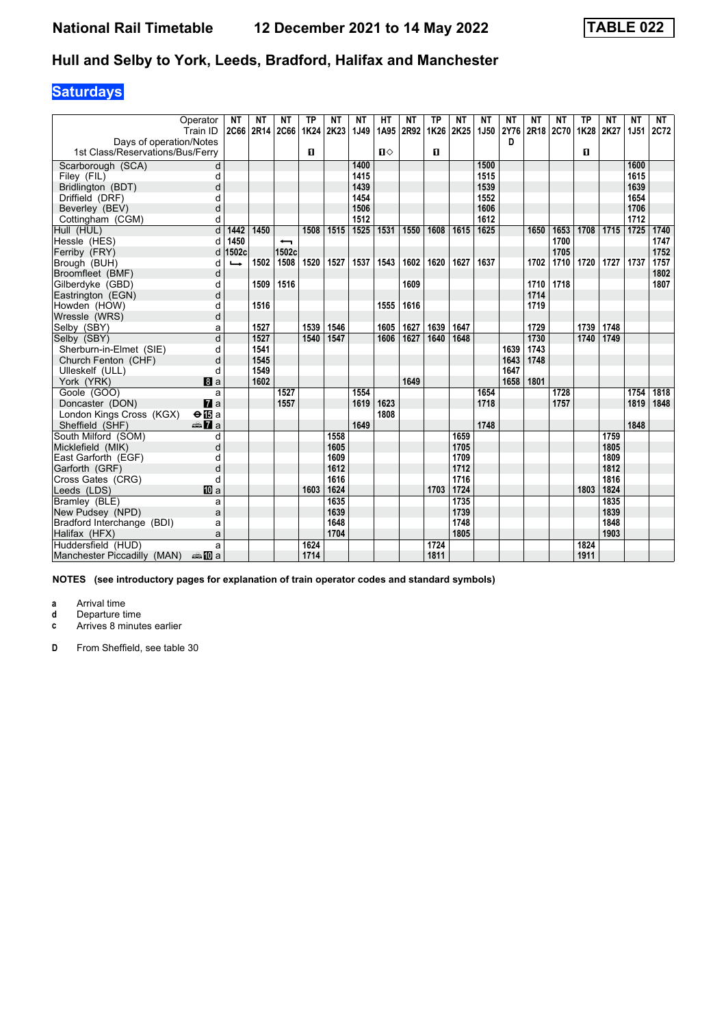# National Rail Timetable    12 December 2021 to 14 May 2022    TABLE 022

## Hull and Selby to York, Leeds, Bradford, Halifax and Manchester

### Saturdays

| Operator | | NT | NT | NT | TP | NT | NT | HT | NT | TP | NT | NT | NT | NT | NT | TP | NT | NT | NT |
|---|---|---|---|---|---|---|---|---|---|---|---|---|---|---|---|---|---|---|---|
| Train ID | | 2C66 | 2R14 | 2C66 | 1K24 | 2K23 | 1J49 | 1A95 | 2R92 | 1K26 | 2K25 | 1J50 | 2Y76 | 2R18 | 2C70 | 1K28 | 2K27 | 1J51 | 2C72 |
| Days of operation/Notes | | | | | | | | | | | | | D | | | | | | |
| 1st Class/Reservations/Bus/Ferry | | | | | 1 | | | 1◇ | | 1 | | | | | | 1 | | | |
| Scarborough (SCA) | d | | | | | | 1400 | | | | | 1500 | | | | | | 1600 | |
| Filey (FIL) | d | | | | | | 1415 | | | | | 1515 | | | | | | 1615 | |
| Bridlington (BDT) | d | | | | | | 1439 | | | | | 1539 | | | | | | 1639 | |
| Driffield (DRF) | d | | | | | | 1454 | | | | | 1552 | | | | | | 1654 | |
| Beverley (BEV) | d | | | | | | 1506 | | | | | 1606 | | | | | | 1706 | |
| Cottingham (CGM) | d | | | | | | 1512 | | | | | 1612 | | | | | | 1712 | |
| Hull (HUL) | d | 1442 | 1450 | | 1508 | 1515 | 1525 | 1531 | 1550 | 1608 | 1615 | 1625 | | 1650 | 1653 | 1708 | 1715 | 1725 | 1740 |
| Hessle (HES) | d | 1450 | | ⟵ | | | | | | | | | | | 1700 | | | | 1747 |
| Ferriby (FRY) | d | 1502c | | 1502c | | | | | | | | | | | 1705 | | | | 1752 |
| Brough (BUH) | d | ⟶ | 1502 | 1508 | 1520 | 1527 | 1537 | 1543 | 1602 | 1620 | 1627 | 1637 | | 1702 | 1710 | 1720 | 1727 | 1737 | 1757 |
| Broomfleet (BMF) | d | | | | | | | | | | | | | | | | | | 1802 |
| Gilberdyke (GBD) | d | | 1509 | 1516 | | | | | 1609 | | | | | 1710 | 1718 | | | | 1807 |
| Eastrington (EGN) | d | | | | | | | | | | | | | 1714 | | | | | |
| Howden (HOW) | d | | 1516 | | | | | 1555 | 1616 | | | | | 1719 | | | | | |
| Wressle (WRS) | d | | | | | | | | | | | | | | | | | | |
| Selby (SBY) | a | | 1527 | | 1539 | 1546 | | 1605 | 1627 | 1639 | 1647 | | | 1729 | | 1739 | 1748 | | |
| Selby (SBY) | d | | 1527 | | 1540 | 1547 | | 1606 | 1627 | 1640 | 1648 | | | 1730 | | 1740 | 1749 | | |
| Sherburn-in-Elmet (SIE) | d | | 1541 | | | | | | | | | | 1639 | 1743 | | | | | |
| Church Fenton (CHF) | d | | 1545 | | | | | | | | | | 1643 | 1748 | | | | | |
| Ulleskelf (ULL) | d | | 1549 | | | | | | | | | | 1647 | | | | | | |
| York (YRK) | 8 a | | 1602 | | | | | | 1649 | | | | 1658 | 1801 | | | | | |
| Goole (GOO) | a | | | 1527 | | | 1554 | | | | | 1654 | | | 1728 | | | 1754 | 1818 |
| Doncaster (DON) | 7 a | | | 1557 | | | 1619 | 1623 | | | | 1718 | | | 1757 | | | 1819 | 1848 |
| London Kings Cross (KGX) | ⊖15 a | | | | | | | 1808 | | | | | | | | | | | |
| Sheffield (SHF) | 🚌7 a | | | | | | 1649 | | | | | 1748 | | | | | | 1848 | |
| South Milford (SOM) | d | | | | | 1558 | | | | | 1659 | | | | | | 1759 | | |
| Micklefield (MIK) | d | | | | | 1605 | | | | | 1705 | | | | | | 1805 | | |
| East Garforth (EGF) | d | | | | | 1609 | | | | | 1709 | | | | | | 1809 | | |
| Garforth (GRF) | d | | | | | 1612 | | | | | 1712 | | | | | | 1812 | | |
| Cross Gates (CRG) | d | | | | | 1616 | | | | | 1716 | | | | | | 1816 | | |
| Leeds (LDS) | 10 a | | | | 1603 | 1624 | | | | 1703 | 1724 | | | | | 1803 | 1824 | | |
| Bramley (BLE) | a | | | | | 1635 | | | | | 1735 | | | | | | 1835 | | |
| New Pudsey (NPD) | a | | | | | 1639 | | | | | 1739 | | | | | | 1839 | | |
| Bradford Interchange (BDI) | a | | | | | 1648 | | | | | 1748 | | | | | | 1848 | | |
| Halifax (HFX) | a | | | | | 1704 | | | | | 1805 | | | | | | 1903 | | |
| Huddersfield (HUD) | a | | | | 1624 | | | | | 1724 | | | | | | 1824 | | | |
| Manchester Piccadilly (MAN) | 🚌10 a | | | | 1714 | | | | | 1811 | | | | | | 1911 | | | |

**NOTES (see introductory pages for explanation of train operator codes and standard symbols)**

- **a** Arrival time
- **d** Departure time
- **c** Arrives 8 minutes earlier

- **D** From Sheffield, see table 30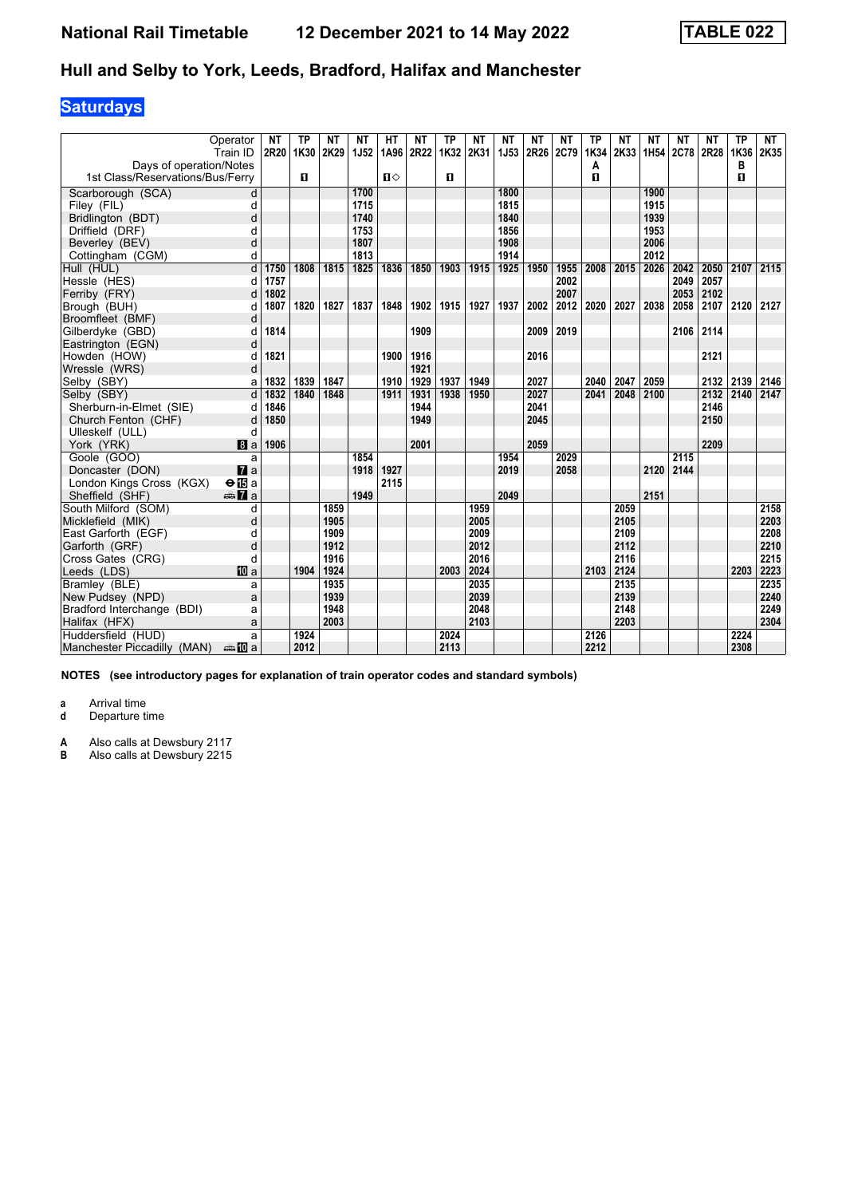# National Rail Timetable 12 December 2021 to 14 May 2022 TABLE 022

## Hull and Selby to York, Leeds, Bradford, Halifax and Manchester

### Saturdays

| Operator | | NT | TP | NT | NT | HT | NT | TP | NT | NT | NT | NT | TP | NT | NT | NT | NT | TP | NT |
|---|---|---|---|---|---|---|---|---|---|---|---|---|---|---|---|---|---|---|---|
| Train ID | | 2R20 | 1K30 | 2K29 | 1J52 | 1A96 | 2R22 | 1K32 | 2K31 | 1J53 | 2R26 | 2C79 | 1K34 | 2K33 | 1H54 | 2C78 | 2R28 | 1K36 | 2K35 |
| Days of operation/Notes | | | | | | | | | | | | | A | | | | | B | |
| 1st Class/Reservations/Bus/Ferry | | | 1 | | | 1◇ | | 1 | | | | | 1 | | | | | 1 | |
| Scarborough (SCA) | d | | | | 1700 | | | | | 1800 | | | | | 1900 | | | | |
| Filey (FIL) | d | | | | 1715 | | | | | 1815 | | | | | 1915 | | | | |
| Bridlington (BDT) | d | | | | 1740 | | | | | 1840 | | | | | 1939 | | | | |
| Driffield (DRF) | d | | | | 1753 | | | | | 1856 | | | | | 1953 | | | | |
| Beverley (BEV) | d | | | | 1807 | | | | | 1908 | | | | | 2006 | | | | |
| Cottingham (CGM) | d | | | | 1813 | | | | | 1914 | | | | | 2012 | | | | |
| Hull (HUL) | d | 1750 | 1808 | 1815 | 1825 | 1836 | 1850 | 1903 | 1915 | 1925 | 1950 | 1955 | 2008 | 2015 | 2026 | 2042 | 2050 | 2107 | 2115 |
| Hessle (HES) | d | 1757 | | | | | | | | | | 2002 | | | | 2049 | 2057 | | |
| Ferriby (FRY) | d | 1802 | | | | | | | | | | 2007 | | | | 2053 | 2102 | | |
| Brough (BUH) | d | 1807 | 1820 | 1827 | 1837 | 1848 | 1902 | 1915 | 1927 | 1937 | 2002 | 2012 | 2020 | 2027 | 2038 | 2058 | 2107 | 2120 | 2127 |
| Broomfleet (BMF) | d | | | | | | | | | | | | | | | | | | |
| Gilberdyke (GBD) | d | 1814 | | | | | 1909 | | | | 2009 | 2019 | | | | 2106 | 2114 | | |
| Eastrington (EGN) | d | | | | | | | | | | | | | | | | | | |
| Howden (HOW) | d | 1821 | | | | 1900 | 1916 | | | | 2016 | | | | | | 2121 | | |
| Wressle (WRS) | d | | | | | | 1921 | | | | | | | | | | | | |
| Selby (SBY) | a | 1832 | 1839 | 1847 | | 1910 | 1929 | 1937 | 1949 | | 2027 | | 2040 | 2047 | 2059 | | 2132 | 2139 | 2146 |
| Selby (SBY) | d | 1832 | 1840 | 1848 | | 1911 | 1931 | 1938 | 1950 | | 2027 | | 2041 | 2048 | 2100 | | 2132 | 2140 | 2147 |
| Sherburn-in-Elmet (SIE) | d | 1846 | | | | | 1944 | | | | 2041 | | | | | | 2146 | | |
| Church Fenton (CHF) | d | 1850 | | | | | 1949 | | | | 2045 | | | | | | 2150 | | |
| Ulleskelf (ULL) | d | | | | | | | | | | | | | | | | | | |
| York (YRK) | 8 a | 1906 | | | | | 2001 | | | | 2059 | | | | | | 2209 | | |
| Goole (GOO) | a | | | | 1854 | | | | | 1954 | | 2029 | | | | 2115 | | | |
| Doncaster (DON) | 7 a | | | | 1918 | 1927 | | | | 2019 | | 2058 | | | 2120 | 2144 | | | |
| London Kings Cross (KGX) | ⊖15 a | | | | | 2115 | | | | | | | | | | | | | |
| Sheffield (SHF) | 🚌7 a | | | | 1949 | | | | | 2049 | | | | | 2151 | | | | |
| South Milford (SOM) | d | | | 1859 | | | | | 1959 | | | | | 2059 | | | | | 2158 |
| Micklefield (MIK) | d | | | 1905 | | | | | 2005 | | | | | 2105 | | | | | 2203 |
| East Garforth (EGF) | d | | | 1909 | | | | | 2009 | | | | | 2109 | | | | | 2208 |
| Garforth (GRF) | d | | | 1912 | | | | | 2012 | | | | | 2112 | | | | | 2210 |
| Cross Gates (CRG) | d | | | 1916 | | | | | 2016 | | | | | 2116 | | | | | 2215 |
| Leeds (LDS) | 10 a | | 1904 | 1924 | | | | 2003 | 2024 | | | | 2103 | 2124 | | | | 2203 | 2223 |
| Bramley (BLE) | a | | | 1935 | | | | | 2035 | | | | | 2135 | | | | | 2235 |
| New Pudsey (NPD) | a | | | 1939 | | | | | 2039 | | | | | 2139 | | | | | 2240 |
| Bradford Interchange (BDI) | a | | | 1948 | | | | | 2048 | | | | | 2148 | | | | | 2249 |
| Halifax (HFX) | a | | | 2003 | | | | | 2103 | | | | | 2203 | | | | | 2304 |
| Huddersfield (HUD) | a | | 1924 | | | | | 2024 | | | | | 2126 | | | | | 2224 | |
| Manchester Piccadilly (MAN) | 🚌10 a | | 2012 | | | | | 2113 | | | | | 2212 | | | | | 2308 | |

**NOTES (see introductory pages for explanation of train operator codes and standard symbols)**

**a** Arrival time
**d** Departure time

**A** Also calls at Dewsbury 2117
**B** Also calls at Dewsbury 2215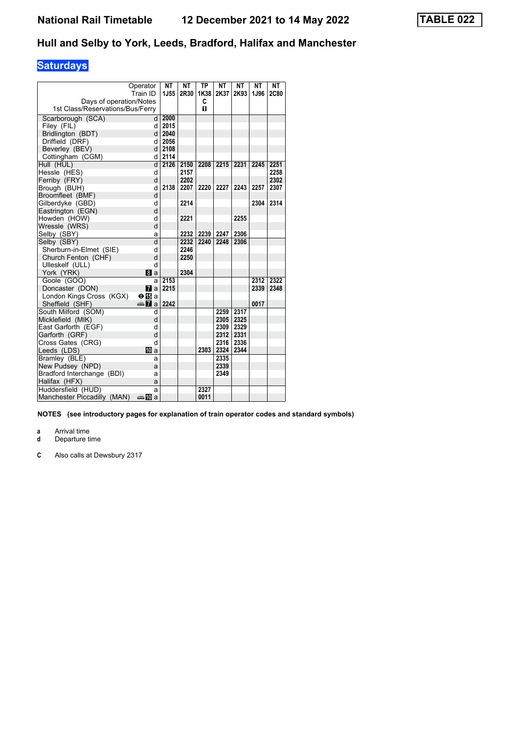# National Rail Timetable 12 December 2021 to 14 May 2022 TABLE 022

## Hull and Selby to York, Leeds, Bradford, Halifax and Manchester

### Saturdays

| Operator | | NT | NT | TP | NT | NT | NT | NT |
|---|---|---|---|---|---|---|---|---|
| Train ID | | 1J55 | 2R30 | 1K38 | 2K37 | 2K93 | 1J96 | 2C80 |
| Days of operation/Notes | | | | C | | | | |
| 1st Class/Reservations/Bus/Ferry | | | | ◨ | | | | |
| Scarborough (SCA) | d | 2000 | | | | | | |
| Filey (FIL) | d | 2015 | | | | | | |
| Bridlington (BDT) | d | 2040 | | | | | | |
| Driffield (DRF) | d | 2056 | | | | | | |
| Beverley (BEV) | d | 2108 | | | | | | |
| Cottingham (CGM) | d | 2114 | | | | | | |
| Hull (HUL) | d | 2126 | 2150 | 2208 | 2215 | 2231 | 2245 | 2251 |
| Hessle (HES) | d | | 2157 | | | | | 2258 |
| Ferriby (FRY) | d | | 2202 | | | | | 2302 |
| Brough (BUH) | d | 2138 | 2207 | 2220 | 2227 | 2243 | 2257 | 2307 |
| Broomfleet (BMF) | d | | | | | | | |
| Gilberdyke (GBD) | d | | 2214 | | | | 2304 | 2314 |
| Eastrington (EGN) | d | | | | | | | |
| Howden (HOW) | d | | 2221 | | | 2255 | | |
| Wressle (WRS) | d | | | | | | | |
| Selby (SBY) | a | | 2232 | 2239 | 2247 | 2306 | | |
| Selby (SBY) | d | | 2232 | 2240 | 2248 | 2306 | | |
| Sherburn-in-Elmet (SIE) | d | | 2246 | | | | | |
| Church Fenton (CHF) | d | | 2250 | | | | | |
| Ulleskelf (ULL) | d | | | | | | | |
| York (YRK) | 8 a | | 2304 | | | | | |
| Goole (GOO) | a | 2153 | | | | | 2312 | 2322 |
| Doncaster (DON) | 7 a | 2215 | | | | | 2339 | 2348 |
| London Kings Cross (KGX) | ⊖15 a | | | | | | | |
| Sheffield (SHF) | 🚌7 a | 2242 | | | | | 0017 | |
| South Milford (SOM) | d | | | | 2259 | 2317 | | |
| Micklefield (MIK) | d | | | | 2305 | 2325 | | |
| East Garforth (EGF) | d | | | | 2309 | 2329 | | |
| Garforth (GRF) | d | | | | 2312 | 2331 | | |
| Cross Gates (CRG) | d | | | | 2316 | 2336 | | |
| Leeds (LDS) | 10 a | | | 2303 | 2324 | 2344 | | |
| Bramley (BLE) | a | | | | 2335 | | | |
| New Pudsey (NPD) | a | | | | 2339 | | | |
| Bradford Interchange (BDI) | a | | | | 2349 | | | |
| Halifax (HFX) | a | | | | | | | |
| Huddersfield (HUD) | a | | | 2327 | | | | |
| Manchester Piccadilly (MAN) | 🚌10 a | | | 0011 | | | | |

**NOTES (see introductory pages for explanation of train operator codes and standard symbols)**

**a** Arrival time
**d** Departure time

**C** Also calls at Dewsbury 2317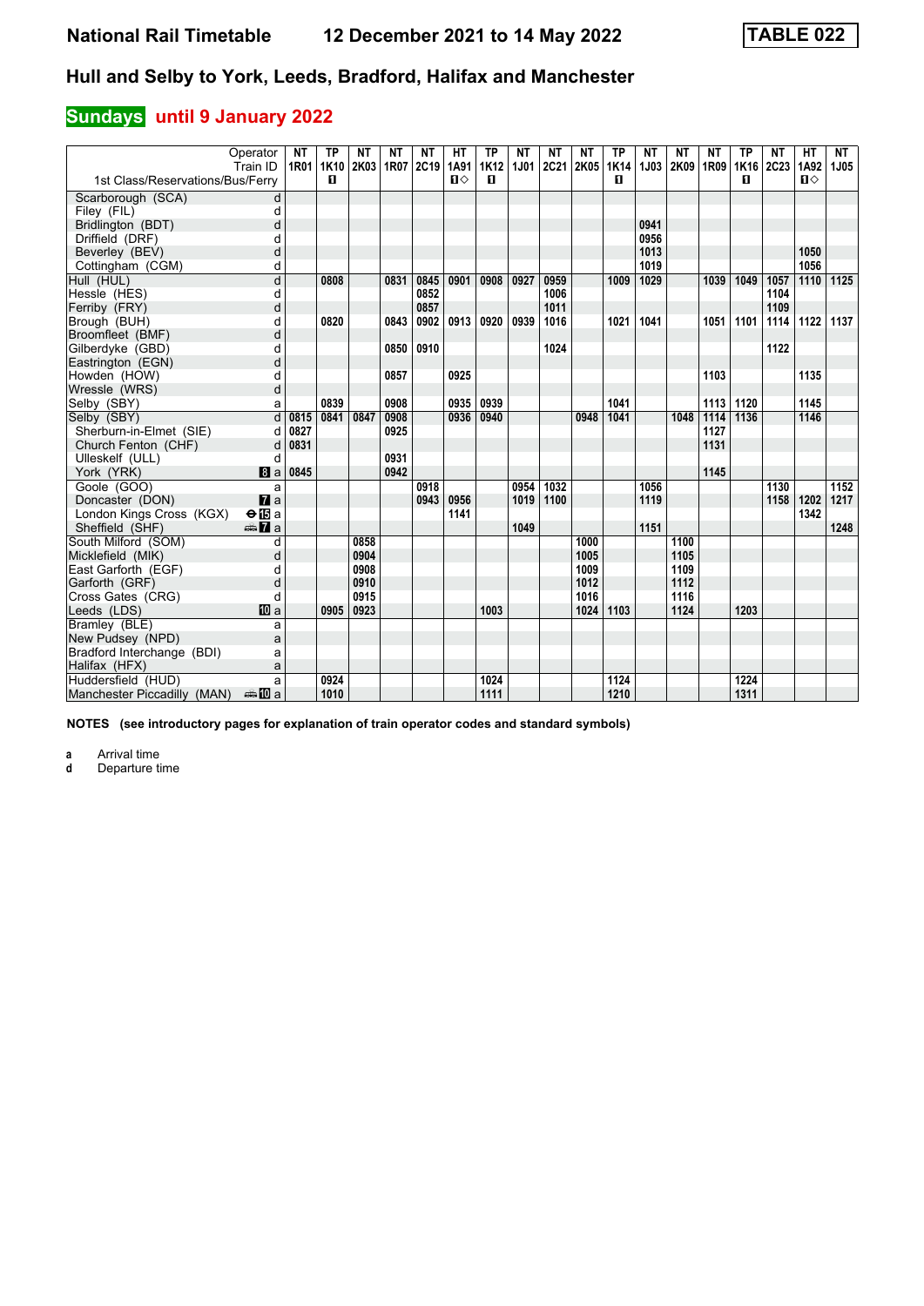# National Rail Timetable 12 December 2021 to 14 May 2022

**TABLE 022**

## Hull and Selby to York, Leeds, Bradford, Halifax and Manchester

### Sundays until 9 January 2022

| Operator | | NT | TP | NT | NT | NT | HT | TP | NT | NT | NT | TP | NT | NT | NT | TP | NT | HT | NT |
|---|---|---|---|---|---|---|---|---|---|---|---|---|---|---|---|---|---|---|---|
| Train ID | | 1R01 | 1K10 | 2K03 | 1R07 | 2C19 | 1A91 | 1K12 | 1J01 | 2C21 | 2K05 | 1K14 | 1J03 | 2K09 | 1R09 | 1K16 | 2C23 | 1A92 | 1J05 |
| 1st Class/Reservations/Bus/Ferry | | | ■ | | | | ■◇ | ■ | | | | ■ | | | | ■ | | ■◇ | |
| Scarborough (SCA) | d | | | | | | | | | | | | | | | | | | |
| Filey (FIL) | d | | | | | | | | | | | | | | | | | | |
| Bridlington (BDT) | d | | | | | | | | | | | | 0941 | | | | | | |
| Driffield (DRF) | d | | | | | | | | | | | | 0956 | | | | | | |
| Beverley (BEV) | d | | | | | | | | | | | | 1013 | | | | | 1050 | |
| Cottingham (CGM) | d | | | | | | | | | | | | 1019 | | | | | 1056 | |
| Hull (HUL) | d | | 0808 | | 0831 | 0845 | 0901 | 0908 | 0927 | 0959 | | 1009 | 1029 | | 1039 | 1049 | 1057 | 1110 | 1125 |
| Hessle (HES) | d | | | | | 0852 | | | | 1006 | | | | | | | 1104 | | |
| Ferriby (FRY) | d | | | | | 0857 | | | | 1011 | | | | | | | 1109 | | |
| Brough (BUH) | d | | 0820 | | 0843 | 0902 | 0913 | 0920 | 0939 | 1016 | | 1021 | 1041 | | 1051 | 1101 | 1114 | 1122 | 1137 |
| Broomfleet (BMF) | d | | | | | | | | | | | | | | | | | | |
| Gilberdyke (GBD) | d | | | | 0850 | 0910 | | | | 1024 | | | | | | | 1122 | | |
| Eastrington (EGN) | d | | | | | | | | | | | | | | | | | | |
| Howden (HOW) | d | | | | 0857 | | 0925 | | | | | | | | 1103 | | | 1135 | |
| Wressle (WRS) | d | | | | | | | | | | | | | | | | | | |
| Selby (SBY) | a | | 0839 | | 0908 | | 0935 | 0939 | | | | 1041 | | | 1113 | 1120 | | 1145 | |
| Selby (SBY) | d | 0815 | 0841 | 0847 | 0908 | | 0936 | 0940 | | | 0948 | 1041 | | 1048 | 1114 | 1136 | | 1146 | |
| Sherburn-in-Elmet (SIE) | d | 0827 | | | 0925 | | | | | | | | | | 1127 | | | | |
| Church Fenton (CHF) | d | 0831 | | | | | | | | | | | | | 1131 | | | | |
| Ulleskelf (ULL) | d | | | | 0931 | | | | | | | | | | | | | | |
| York (YRK) | a | 0845 | | | 0942 | | | | | | | | | | 1145 | | | | |
| Goole (GOO) | a | | | | | 0918 | | | 0954 | 1032 | | | 1056 | | | | 1130 | | 1152 |
| Doncaster (DON) | a | | | | | 0943 | 0956 | | 1019 | 1100 | | | 1119 | | | | 1158 | 1202 | 1217 |
| London Kings Cross (KGX) | a | | | | | | 1141 | | | | | | | | | | | 1342 | |
| Sheffield (SHF) | a | | | | | | | | 1049 | | | | 1151 | | | | | | 1248 |
| South Milford (SOM) | d | | | 0858 | | | | | | | 1000 | | | 1100 | | | | | |
| Micklefield (MIK) | d | | | 0904 | | | | | | | 1005 | | | 1105 | | | | | |
| East Garforth (EGF) | d | | | 0908 | | | | | | | 1009 | | | 1109 | | | | | |
| Garforth (GRF) | d | | | 0910 | | | | | | | 1012 | | | 1112 | | | | | |
| Cross Gates (CRG) | d | | | 0915 | | | | | | | 1016 | | | 1116 | | | | | |
| Leeds (LDS) | a | | 0905 | 0923 | | | | 1003 | | | 1024 | 1103 | | 1124 | | 1203 | | | |
| Bramley (BLE) | a | | | | | | | | | | | | | | | | | | |
| New Pudsey (NPD) | a | | | | | | | | | | | | | | | | | | |
| Bradford Interchange (BDI) | a | | | | | | | | | | | | | | | | | | |
| Halifax (HFX) | a | | | | | | | | | | | | | | | | | | |
| Huddersfield (HUD) | a | | 0924 | | | | | 1024 | | | | 1124 | | | | 1224 | | | |
| Manchester Piccadilly (MAN) | a | | 1010 | | | | | 1111 | | | | 1210 | | | | 1311 | | | |

**NOTES (see introductory pages for explanation of train operator codes and standard symbols)**

**a** Arrival time
**d** Departure time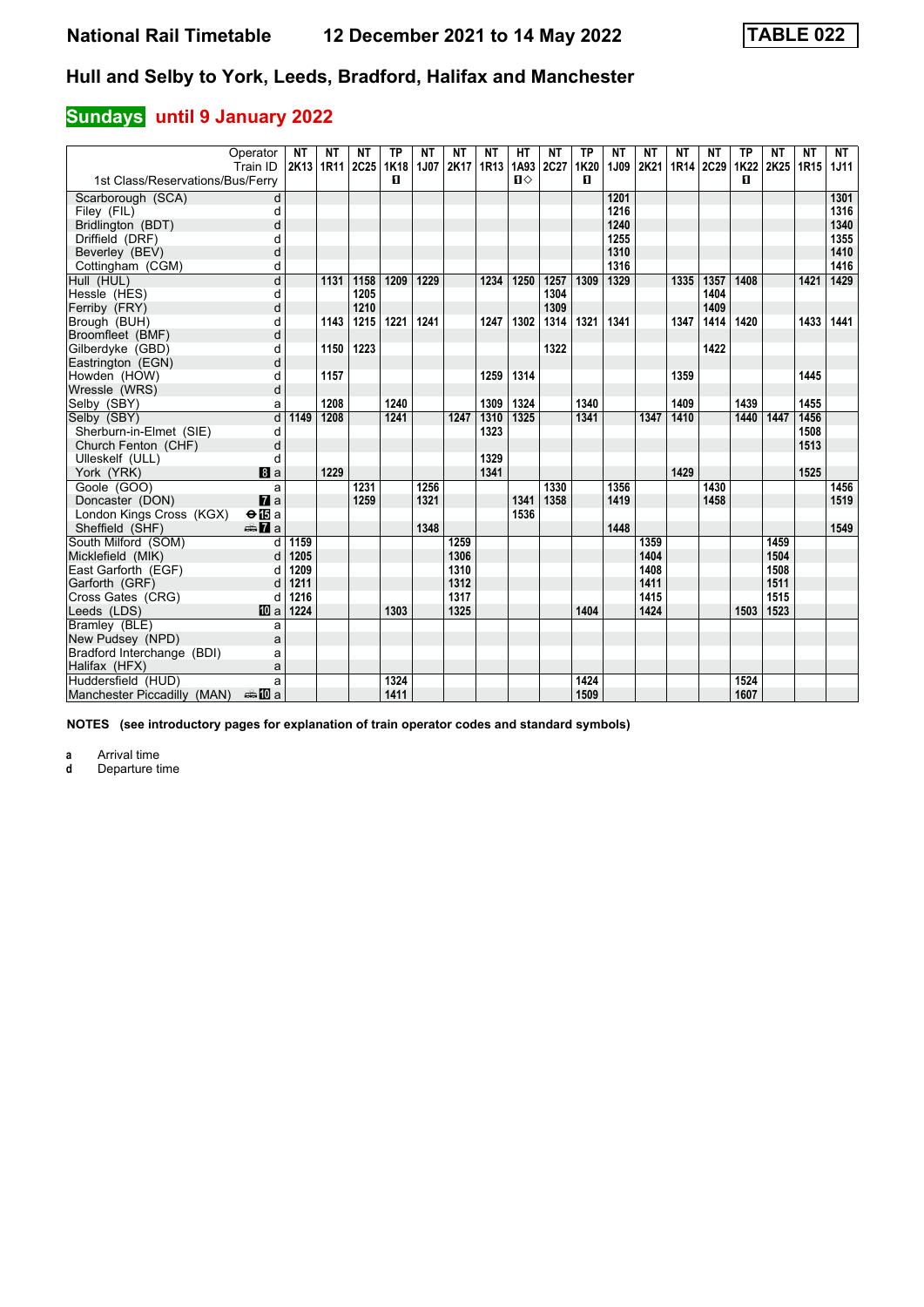# National Rail Timetable 12 December 2021 to 14 May 2022

**TABLE 022**

## Hull and Selby to York, Leeds, Bradford, Halifax and Manchester

### Sundays until 9 January 2022

| Operator | | NT | NT | NT | TP | NT | NT | NT | HT | NT | TP | NT | NT | NT | NT | TP | NT | NT | NT |
|---|---|---|---|---|---|---|---|---|---|---|---|---|---|---|---|---|---|---|---|
| Train ID | | 2K13 | 1R11 | 2C25 | 1K18 | 1J07 | 2K17 | 1R13 | 1A93 | 2C27 | 1K20 | 1J09 | 2K21 | 1R14 | 2C29 | 1K22 | 2K25 | 1R15 | 1J11 |
| 1st Class/Reservations/Bus/Ferry | | | | | ■ | | | | ■◇ | | ■ | | | | | ■ | | | |
| Scarborough (SCA) | d | | | | | | | | | | | 1201 | | | | | | | 1301 |
| Filey (FIL) | d | | | | | | | | | | | 1216 | | | | | | | 1316 |
| Bridlington (BDT) | d | | | | | | | | | | | 1240 | | | | | | | 1340 |
| Driffield (DRF) | d | | | | | | | | | | | 1255 | | | | | | | 1355 |
| Beverley (BEV) | d | | | | | | | | | | | 1310 | | | | | | | 1410 |
| Cottingham (CGM) | d | | | | | | | | | | | 1316 | | | | | | | 1416 |
| Hull (HUL) | d | | 1131 | 1158 | 1209 | 1229 | | 1234 | 1250 | 1257 | 1309 | 1329 | | 1335 | 1357 | 1408 | | 1421 | 1429 |
| Hessle (HES) | d | | | 1205 | | | | | | 1304 | | | | | 1404 | | | | |
| Ferriby (FRY) | d | | | 1210 | | | | | | 1309 | | | | | 1409 | | | | |
| Brough (BUH) | d | | 1143 | 1215 | 1221 | 1241 | | 1247 | 1302 | 1314 | 1321 | 1341 | | 1347 | 1414 | 1420 | | 1433 | 1441 |
| Broomfleet (BMF) | d | | | | | | | | | | | | | | | | | | |
| Gilberdyke (GBD) | d | | 1150 | 1223 | | | | | | 1322 | | | | | 1422 | | | | |
| Eastrington (EGN) | d | | | | | | | | | | | | | | | | | | |
| Howden (HOW) | d | | 1157 | | | | | 1259 | 1314 | | | | | 1359 | | | | 1445 | |
| Wressle (WRS) | d | | | | | | | | | | | | | | | | | | |
| Selby (SBY) | a | | 1208 | | 1240 | | | 1309 | 1324 | | 1340 | | | 1409 | | 1439 | | 1455 | |
| Selby (SBY) | d | 1149 | 1208 | | 1241 | | 1247 | 1310 | 1325 | | 1341 | | 1347 | 1410 | | 1440 | 1447 | 1456 | |
| Sherburn-in-Elmet (SIE) | d | | | | | | | 1323 | | | | | | | | | | 1508 | |
| Church Fenton (CHF) | d | | | | | | | | | | | | | | | | | 1513 | |
| Ulleskelf (ULL) | d | | | | | | | 1329 | | | | | | | | | | | |
| York (YRK) 8 | a | | 1229 | | | | | 1341 | | | | | | 1429 | | | | 1525 | |
| Goole (GOO) | a | | | 1231 | | 1256 | | | | 1330 | | 1356 | | | 1430 | | | | 1456 |
| Doncaster (DON) 7 | a | | | 1259 | | 1321 | | | 1341 | 1358 | | 1419 | | | 1458 | | | | 1519 |
| London Kings Cross (KGX) ⊖ 15 | a | | | | | | | | 1536 | | | | | | | | | | |
| Sheffield (SHF) 🚌 7 | a | | | | | 1348 | | | | | | 1448 | | | | | | | 1549 |
| South Milford (SOM) | d | 1159 | | | | | 1259 | | | | | | 1359 | | | | 1459 | | |
| Micklefield (MIK) | d | 1205 | | | | | 1306 | | | | | | 1404 | | | | 1504 | | |
| East Garforth (EGF) | d | 1209 | | | | | 1310 | | | | | | 1408 | | | | 1508 | | |
| Garforth (GRF) | d | 1211 | | | | | 1312 | | | | | | 1411 | | | | 1511 | | |
| Cross Gates (CRG) | d | 1216 | | | | | 1317 | | | | | | 1415 | | | | 1515 | | |
| Leeds (LDS) 10 | a | 1224 | | | 1303 | | 1325 | | | | 1404 | | 1424 | | | 1503 | 1523 | | |
| Bramley (BLE) | a | | | | | | | | | | | | | | | | | | |
| New Pudsey (NPD) | a | | | | | | | | | | | | | | | | | | |
| Bradford Interchange (BDI) | a | | | | | | | | | | | | | | | | | | |
| Halifax (HFX) | a | | | | | | | | | | | | | | | | | | |
| Huddersfield (HUD) | a | | | | 1324 | | | | | | 1424 | | | | | 1524 | | | |
| Manchester Piccadilly (MAN) 🚌 10 | a | | | | 1411 | | | | | | 1509 | | | | | 1607 | | | |

**NOTES (see introductory pages for explanation of train operator codes and standard symbols)**

**a** Arrival time
**d** Departure time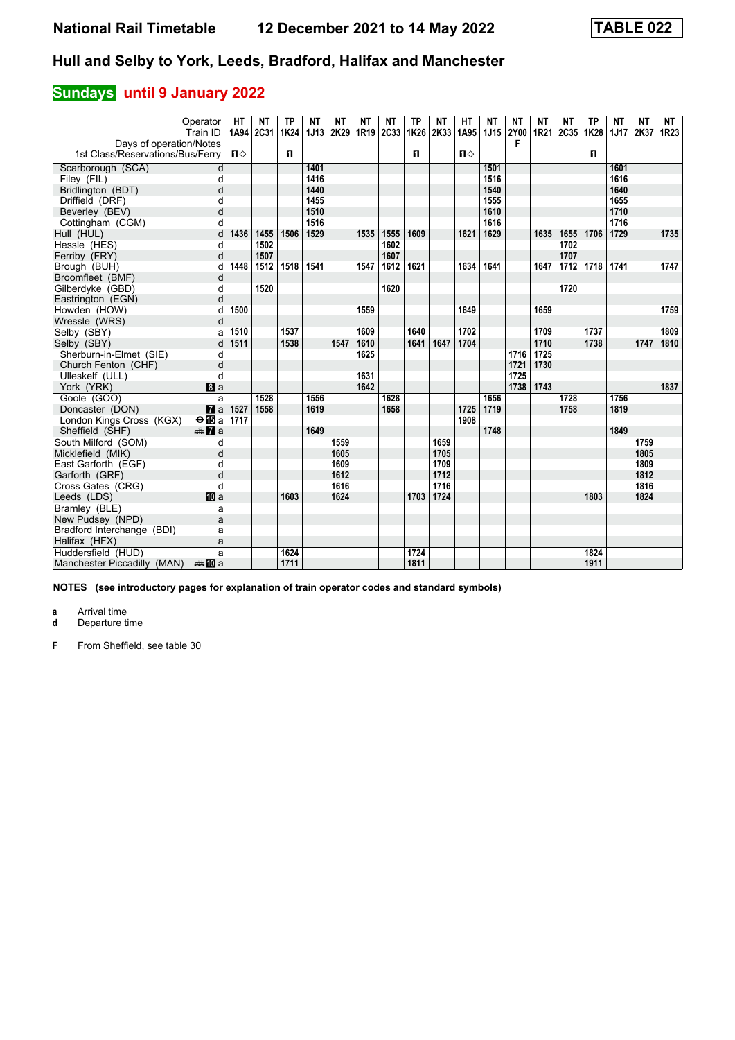# National Rail Timetable 12 December 2021 to 14 May 2022

**TABLE 022**

## Hull and Selby to York, Leeds, Bradford, Halifax and Manchester

### Sundays until 9 January 2022

| Operator | | HT | NT | TP | NT | NT | NT | NT | TP | NT | HT | NT | NT | NT | NT | TP | NT | NT | NT |
|---|---|---|---|---|---|---|---|---|---|---|---|---|---|---|---|---|---|---|---|
| Train ID | | 1A94 | 2C31 | 1K24 | 1J13 | 2K29 | 1R19 | 2C33 | 1K26 | 2K33 | 1A95 | 1J15 | 2Y00 | 1R21 | 2C35 | 1K28 | 1J17 | 2K37 | 1R23 |
| Days of operation/Notes | | | | | | | | | | | | | F | | | | | | |
| 1st Class/Reservations/Bus/Ferry | | 1◇ | | 1 | | | | | 1 | | 1◇ | | | | | 1 | | | |
| Scarborough (SCA) | d | | | | 1401 | | | | | | | 1501 | | | | | 1601 | | |
| Filey (FIL) | d | | | | 1416 | | | | | | | 1516 | | | | | 1616 | | |
| Bridlington (BDT) | d | | | | 1440 | | | | | | | 1540 | | | | | 1640 | | |
| Driffield (DRF) | d | | | | 1455 | | | | | | | 1555 | | | | | 1655 | | |
| Beverley (BEV) | d | | | | 1510 | | | | | | | 1610 | | | | | 1710 | | |
| Cottingham (CGM) | d | | | | 1516 | | | | | | | 1616 | | | | | 1716 | | |
| Hull (HUL) | d | 1436 | 1455 | 1506 | 1529 | | 1535 | 1555 | 1609 | | 1621 | 1629 | | 1635 | 1655 | 1706 | 1729 | | 1735 |
| Hessle (HES) | d | | 1502 | | | | | 1602 | | | | | | | 1702 | | | | |
| Ferriby (FRY) | d | | 1507 | | | | | 1607 | | | | | | | 1707 | | | | |
| Brough (BUH) | d | 1448 | 1512 | 1518 | 1541 | | 1547 | 1612 | 1621 | | 1634 | 1641 | | 1647 | 1712 | 1718 | 1741 | | 1747 |
| Broomfleet (BMF) | d | | | | | | | | | | | | | | | | | | |
| Gilberdyke (GBD) | d | | 1520 | | | | | 1620 | | | | | | | 1720 | | | | |
| Eastrington (EGN) | d | | | | | | | | | | | | | | | | | | |
| Howden (HOW) | d | 1500 | | | | | 1559 | | | | 1649 | | | 1659 | | | | | 1759 |
| Wressle (WRS) | d | | | | | | | | | | | | | | | | | | |
| Selby (SBY) | a | 1510 | | 1537 | | | 1609 | | 1640 | | 1702 | | | 1709 | | 1737 | | | 1809 |
| Selby (SBY) | d | 1511 | | 1538 | | 1547 | 1610 | | 1641 | 1647 | 1704 | | | 1710 | | 1738 | | 1747 | 1810 |
| Sherburn-in-Elmet (SIE) | d | | | | | | 1625 | | | | | | 1716 | 1725 | | | | | |
| Church Fenton (CHF) | d | | | | | | | | | | | | 1721 | 1730 | | | | | |
| Ulleskelf (ULL) | d | | | | | | 1631 | | | | | | 1725 | | | | | | |
| York (YRK) | 8 a | | | | | | 1642 | | | | | | 1738 | 1743 | | | | | 1837 |
| Goole (GOO) | a | | 1528 | | 1556 | | | 1628 | | | | 1656 | | | 1728 | | 1756 | | |
| Doncaster (DON) | 7 a | 1527 | 1558 | | 1619 | | | 1658 | | | 1725 | 1719 | | | 1758 | | 1819 | | |
| London Kings Cross (KGX) | ⊖15 a | 1717 | | | | | | | | | 1908 | | | | | | | | |
| Sheffield (SHF) | 🚌7 a | | | | 1649 | | | | | | | 1748 | | | | | 1849 | | |
| South Milford (SOM) | d | | | | | 1559 | | | | 1659 | | | | | | | | 1759 | |
| Micklefield (MIK) | d | | | | | 1605 | | | | 1705 | | | | | | | | 1805 | |
| East Garforth (EGF) | d | | | | | 1609 | | | | 1709 | | | | | | | | 1809 | |
| Garforth (GRF) | d | | | | | 1612 | | | | 1712 | | | | | | | | 1812 | |
| Cross Gates (CRG) | d | | | | | 1616 | | | | 1716 | | | | | | | | 1816 | |
| Leeds (LDS) | 10 a | | | 1603 | | 1624 | | | 1703 | 1724 | | | | | | 1803 | | 1824 | |
| Bramley (BLE) | a | | | | | | | | | | | | | | | | | | |
| New Pudsey (NPD) | a | | | | | | | | | | | | | | | | | | |
| Bradford Interchange (BDI) | a | | | | | | | | | | | | | | | | | | |
| Halifax (HFX) | a | | | | | | | | | | | | | | | | | | |
| Huddersfield (HUD) | a | | | 1624 | | | | | 1724 | | | | | | | 1824 | | | |
| Manchester Piccadilly (MAN) | 🚌10 a | | | 1711 | | | | | 1811 | | | | | | | 1911 | | | |

**NOTES (see introductory pages for explanation of train operator codes and standard symbols)**

**a** Arrival time
**d** Departure time

**F** From Sheffield, see table 30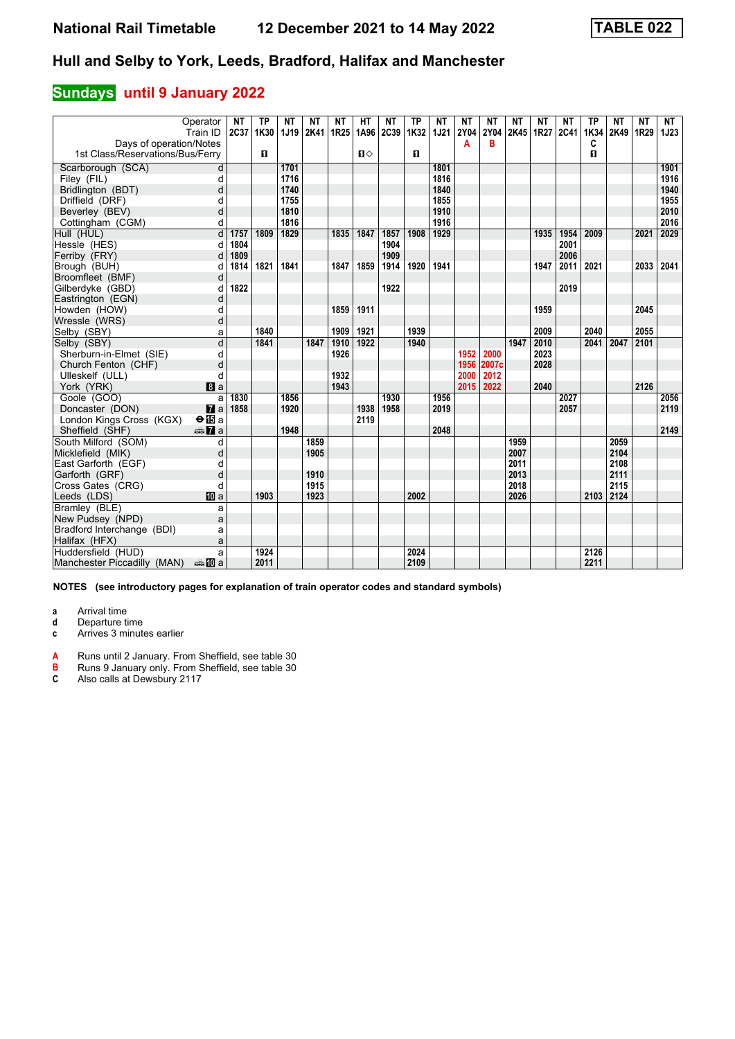# National Rail Timetable 12 December 2021 to 14 May 2022 TABLE 022

## Hull and Selby to York, Leeds, Bradford, Halifax and Manchester

### Sundays until 9 January 2022

| Operator | | NT | TP | NT | NT | NT | HT | NT | TP | NT | NT | NT | NT | NT | NT | TP | NT | NT | NT |
|---|---|---|---|---|---|---|---|---|---|---|---|---|---|---|---|---|---|---|---|
| Train ID | | 2C37 | 1K30 | 1J19 | 2K41 | 1R25 | 1A96 | 2C39 | 1K32 | 1J21 | 2Y04 | 2Y04 | 2K45 | 1R27 | 2C41 | 1K34 | 2K49 | 1R29 | 1J23 |
| Days of operation/Notes | | | | | | | | | | | A | B | | | | C | | | |
| 1st Class/Reservations/Bus/Ferry | | | 1 | | | | 1◇ | | 1 | | | | | | | 1 | | | |
| Scarborough (SCA) | d | | | 1701 | | | | | | 1801 | | | | | | | | | 1901 |
| Filey (FIL) | d | | | 1716 | | | | | | 1816 | | | | | | | | | 1916 |
| Bridlington (BDT) | d | | | 1740 | | | | | | 1840 | | | | | | | | | 1940 |
| Driffield (DRF) | d | | | 1755 | | | | | | 1855 | | | | | | | | | 1955 |
| Beverley (BEV) | d | | | 1810 | | | | | | 1910 | | | | | | | | | 2010 |
| Cottingham (CGM) | d | | | 1816 | | | | | | 1916 | | | | | | | | | 2016 |
| Hull (HUL) | d | 1757 | 1809 | 1829 | | 1835 | 1847 | 1857 | 1908 | 1929 | | | | 1935 | 1954 | 2009 | | 2021 | 2029 |
| Hessle (HES) | d | 1804 | | | | | | 1904 | | | | | | | 2001 | | | | |
| Ferriby (FRY) | d | 1809 | | | | | | 1909 | | | | | | | 2006 | | | | |
| Brough (BUH) | d | 1814 | 1821 | 1841 | | 1847 | 1859 | 1914 | 1920 | 1941 | | | | 1947 | 2011 | 2021 | | 2033 | 2041 |
| Broomfleet (BMF) | d | | | | | | | | | | | | | | | | | | |
| Gilberdyke (GBD) | d | 1822 | | | | | | 1922 | | | | | | | 2019 | | | | |
| Eastrington (EGN) | d | | | | | | | | | | | | | | | | | | |
| Howden (HOW) | d | | | | | 1859 | 1911 | | | | | | | 1959 | | | | 2045 | |
| Wressle (WRS) | d | | | | | | | | | | | | | | | | | | |
| Selby (SBY) | a | | 1840 | | | 1909 | 1921 | | 1939 | | | | | 2009 | | 2040 | | 2055 | |
| Selby (SBY) | d | | 1841 | | 1847 | 1910 | 1922 | | 1940 | | | | 1947 | 2010 | | 2041 | 2047 | 2101 | |
| Sherburn-in-Elmet (SIE) | d | | | | | 1926 | | | | | 1952 | 2000 | | 2023 | | | | | |
| Church Fenton (CHF) | d | | | | | | | | | | 1956 | 2007c | | 2028 | | | | | |
| Ulleskelf (ULL) | d | | | | | 1932 | | | | | 2000 | 2012 | | | | | | | |
| York (YRK) | 8 a | | | | | 1943 | | | | | 2015 | 2022 | | 2040 | | | | 2126 | |
| Goole (GOO) | a | 1830 | | 1856 | | | | 1930 | | 1956 | | | | | 2027 | | | | 2056 |
| Doncaster (DON) | 7 a | 1858 | | 1920 | | | 1938 | 1958 | | 2019 | | | | | 2057 | | | | 2119 |
| London Kings Cross (KGX) | ⊖ 15 a | | | | | | 2119 | | | | | | | | | | | | |
| Sheffield (SHF) | 🚌 7 a | | | 1948 | | | | | | 2048 | | | | | | | | | 2149 |
| South Milford (SOM) | d | | | | 1859 | | | | | | | | 1959 | | | | 2059 | | |
| Micklefield (MIK) | d | | | | 1905 | | | | | | | | 2007 | | | | 2104 | | |
| East Garforth (EGF) | d | | | | | | | | | | | | 2011 | | | | 2108 | | |
| Garforth (GRF) | d | | | | 1910 | | | | | | | | 2013 | | | | 2111 | | |
| Cross Gates (CRG) | d | | | | 1915 | | | | | | | | 2018 | | | | 2115 | | |
| Leeds (LDS) | 10 a | | 1903 | | 1923 | | | | 2002 | | | | 2026 | | | 2103 | 2124 | | |
| Bramley (BLE) | a | | | | | | | | | | | | | | | | | | |
| New Pudsey (NPD) | a | | | | | | | | | | | | | | | | | | |
| Bradford Interchange (BDI) | a | | | | | | | | | | | | | | | | | | |
| Halifax (HFX) | a | | | | | | | | | | | | | | | | | | |
| Huddersfield (HUD) | a | | 1924 | | | | | | 2024 | | | | | | | 2126 | | | |
| Manchester Piccadilly (MAN) | 🚌 10 a | | 2011 | | | | | | 2109 | | | | | | | 2211 | | | |

**NOTES (see introductory pages for explanation of train operator codes and standard symbols)**

- **a** Arrival time
- **d** Departure time
- **c** Arrives 3 minutes earlier

- **A** Runs until 2 January. From Sheffield, see table 30
- **B** Runs 9 January only. From Sheffield, see table 30
- **C** Also calls at Dewsbury 2117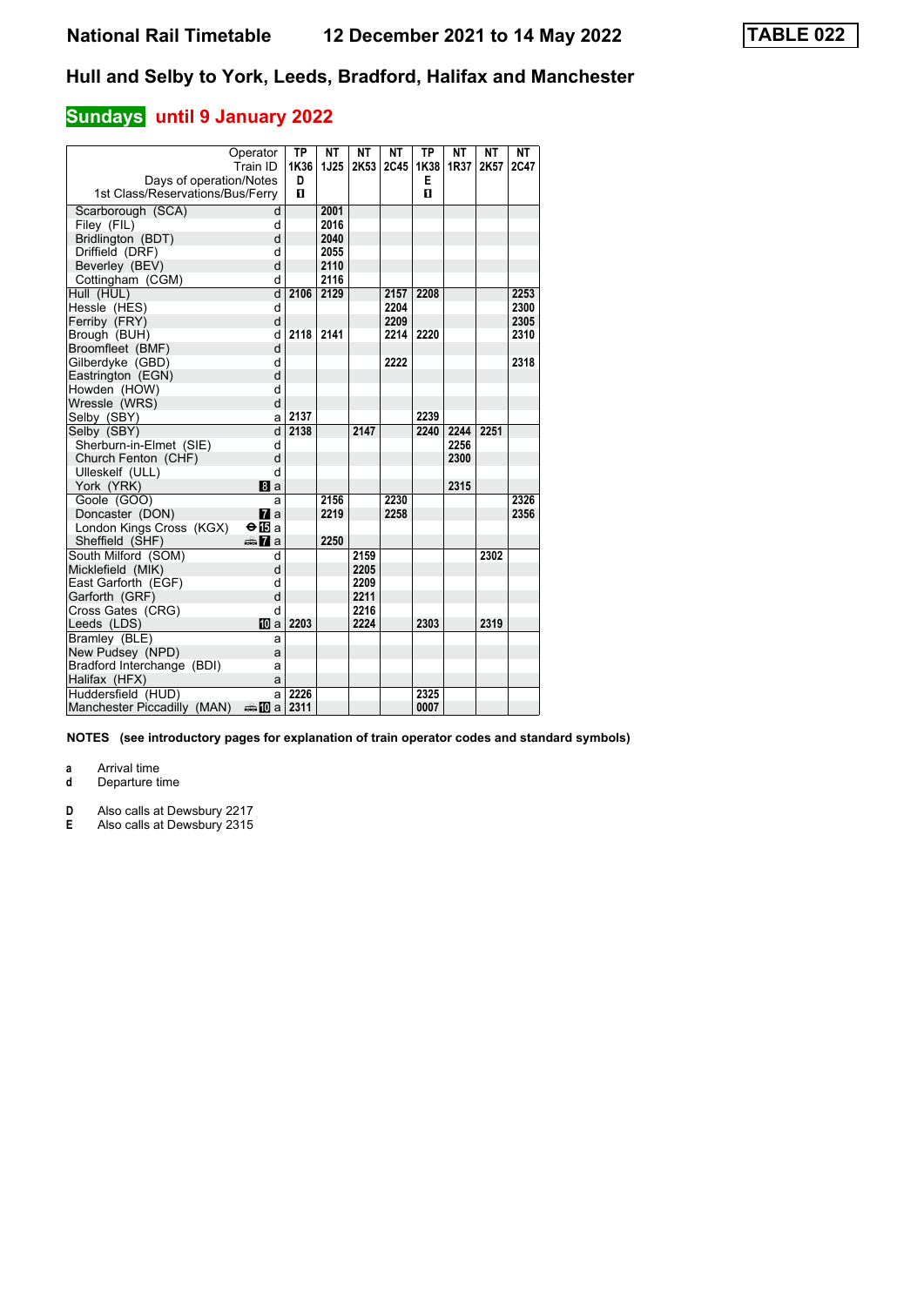# National Rail Timetable 12 December 2021 to 14 May 2022

**TABLE 022**

## Hull and Selby to York, Leeds, Bradford, Halifax and Manchester

### Sundays until 9 January 2022

| Operator | | TP | NT | NT | NT | TP | NT | NT | NT |
|---|---|---|---|---|---|---|---|---|---|
| Train ID | | 1K36 | 1J25 | 2K53 | 2C45 | 1K38 | 1R37 | 2K57 | 2C47 |
| Days of operation/Notes | | D | | | | E | | | |
| 1st Class/Reservations/Bus/Ferry | | ■ | | | | ■ | | | |
| Scarborough (SCA) | d | | 2001 | | | | | | |
| Filey (FIL) | d | | 2016 | | | | | | |
| Bridlington (BDT) | d | | 2040 | | | | | | |
| Driffield (DRF) | d | | 2055 | | | | | | |
| Beverley (BEV) | d | | 2110 | | | | | | |
| Cottingham (CGM) | d | | 2116 | | | | | | |
| Hull (HUL) | d | 2106 | 2129 | | 2157 | 2208 | | | 2253 |
| Hessle (HES) | d | | | | 2204 | | | | 2300 |
| Ferriby (FRY) | d | | | | 2209 | | | | 2305 |
| Brough (BUH) | d | 2118 | 2141 | | 2214 | 2220 | | | 2310 |
| Broomfleet (BMF) | d | | | | | | | | |
| Gilberdyke (GBD) | d | | | | 2222 | | | | 2318 |
| Eastrington (EGN) | d | | | | | | | | |
| Howden (HOW) | d | | | | | | | | |
| Wressle (WRS) | d | | | | | | | | |
| Selby (SBY) | a | 2137 | | | | 2239 | | | |
| Selby (SBY) | d | 2138 | | 2147 | | 2240 | 2244 | 2251 | |
| Sherburn-in-Elmet (SIE) | d | | | | | | 2256 | | |
| Church Fenton (CHF) | d | | | | | | 2300 | | |
| Ulleskelf (ULL) | d | | | | | | | | |
| York (YRK) | 8 a | | | | | | 2315 | | |
| Goole (GOO) | a | | 2156 | | 2230 | | | | 2326 |
| Doncaster (DON) | 7 a | | 2219 | | 2258 | | | | 2356 |
| London Kings Cross (KGX) | ⊖ 15 a | | | | | | | | |
| Sheffield (SHF) | 🚌 7 a | | 2250 | | | | | | |
| South Milford (SOM) | d | | | 2159 | | | | 2302 | |
| Micklefield (MIK) | d | | | 2205 | | | | | |
| East Garforth (EGF) | d | | | 2209 | | | | | |
| Garforth (GRF) | d | | | 2211 | | | | | |
| Cross Gates (CRG) | d | | | 2216 | | | | | |
| Leeds (LDS) | 10 a | 2203 | | 2224 | | 2303 | | 2319 | |
| Bramley (BLE) | a | | | | | | | | |
| New Pudsey (NPD) | a | | | | | | | | |
| Bradford Interchange (BDI) | a | | | | | | | | |
| Halifax (HFX) | a | | | | | | | | |
| Huddersfield (HUD) | a | 2226 | | | | 2325 | | | |
| Manchester Piccadilly (MAN) | 🚌 10 a | 2311 | | | | 0007 | | | |

**NOTES (see introductory pages for explanation of train operator codes and standard symbols)**

- **a** Arrival time
- **d** Departure time

- **D** Also calls at Dewsbury 2217
- **E** Also calls at Dewsbury 2315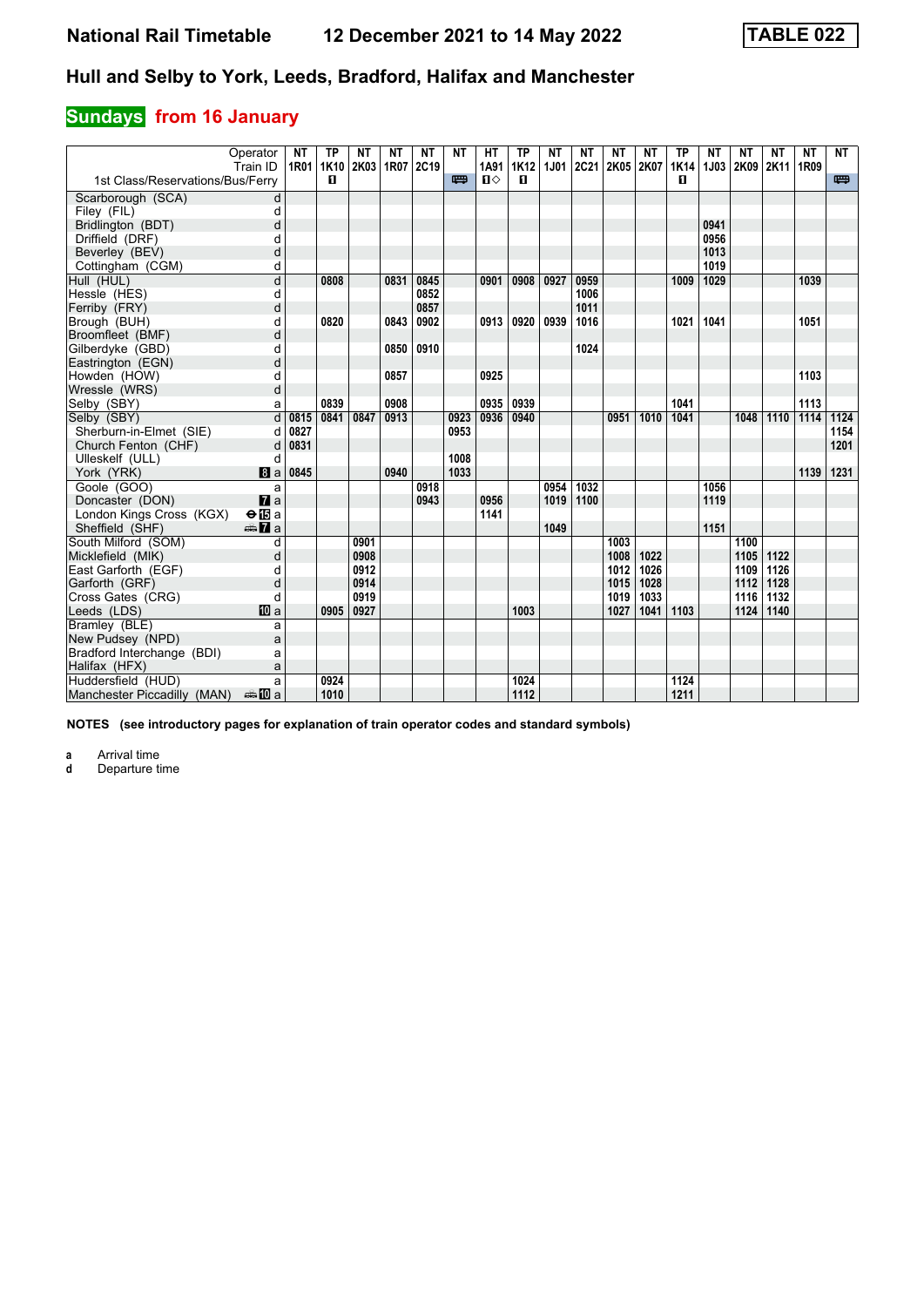# National Rail Timetable — 12 December 2021 to 14 May 2022 — TABLE 022

## Hull and Selby to York, Leeds, Bradford, Halifax and Manchester

### Sundays from 16 January

| Operator | | NT | TP | NT | NT | NT | NT | HT | TP | NT | NT | NT | NT | TP | NT | NT | NT | NT | NT |
|---|---|---|---|---|---|---|---|---|---|---|---|---|---|---|---|---|---|---|---|
| Train ID | | 1R01 | 1K10 | 2K03 | 1R07 | 2C19 | | 1A91 | 1K12 | 1J01 | 2C21 | 2K05 | 2K07 | 1K14 | 1J03 | 2K09 | 2K11 | 1R09 | |
| 1st Class/Reservations/Bus/Ferry | | | ■ | | | | 🚌 | ■◇ | ■ | | | | | ■ | | | | | 🚌 |
| Scarborough (SCA) | d | | | | | | | | | | | | | | | | | | |
| Filey (FIL) | d | | | | | | | | | | | | | | | | | | |
| Bridlington (BDT) | d | | | | | | | | | | | | | | 0941 | | | | |
| Driffield (DRF) | d | | | | | | | | | | | | | | 0956 | | | | |
| Beverley (BEV) | d | | | | | | | | | | | | | | 1013 | | | | |
| Cottingham (CGM) | d | | | | | | | | | | | | | | 1019 | | | | |
| Hull (HUL) | d | | 0808 | | 0831 | 0845 | | 0901 | 0908 | 0927 | 0959 | | | 1009 | 1029 | | | 1039 | |
| Hessle (HES) | d | | | | | 0852 | | | | | 1006 | | | | | | | | |
| Ferriby (FRY) | d | | | | | 0857 | | | | | 1011 | | | | | | | | |
| Brough (BUH) | d | | 0820 | | 0843 | 0902 | | 0913 | 0920 | 0939 | 1016 | | | 1021 | 1041 | | | 1051 | |
| Broomfleet (BMF) | d | | | | | | | | | | | | | | | | | | |
| Gilberdyke (GBD) | d | | | | 0850 | 0910 | | | | | 1024 | | | | | | | | |
| Eastrington (EGN) | d | | | | | | | | | | | | | | | | | | |
| Howden (HOW) | d | | | | 0857 | | | 0925 | | | | | | | | | | 1103 | |
| Wressle (WRS) | d | | | | | | | | | | | | | | | | | | |
| Selby (SBY) | a | | 0839 | | 0908 | | | 0935 | 0939 | | | | | 1041 | | | | 1113 | |
| Selby (SBY) | d | 0815 | 0841 | 0847 | 0913 | | 0923 | 0936 | 0940 | | | 0951 | 1010 | 1041 | | 1048 | 1110 | 1114 | 1124 |
| Sherburn-in-Elmet (SIE) | d | 0827 | | | | | 0953 | | | | | | | | | | | | 1154 |
| Church Fenton (CHF) | d | 0831 | | | | | | | | | | | | | | | | | 1201 |
| Ulleskelf (ULL) | d | | | | | | 1008 | | | | | | | | | | | | |
| York (YRK) | 8 a | 0845 | | | 0940 | | 1033 | | | | | | | | | | | 1139 | 1231 |
| Goole (GOO) | a | | | | | 0918 | | | | 0954 | 1032 | | | | 1056 | | | | |
| Doncaster (DON) | 7 a | | | | | 0943 | | 0956 | | 1019 | 1100 | | | | 1119 | | | | |
| London Kings Cross (KGX) | ⊖15 a | | | | | | | 1141 | | | | | | | | | | | |
| Sheffield (SHF) | 🚌7 a | | | | | | | | | 1049 | | | | | 1151 | | | | |
| South Milford (SOM) | d | | | 0901 | | | | | | | | 1003 | | | | 1100 | | | |
| Micklefield (MIK) | d | | | 0908 | | | | | | | | 1008 | 1022 | | | 1105 | 1122 | | |
| East Garforth (EGF) | d | | | 0912 | | | | | | | | 1012 | 1026 | | | 1109 | 1126 | | |
| Garforth (GRF) | d | | | 0914 | | | | | | | | 1015 | 1028 | | | 1112 | 1128 | | |
| Cross Gates (CRG) | d | | | 0919 | | | | | | | | 1019 | 1033 | | | 1116 | 1132 | | |
| Leeds (LDS) | 10 a | | 0905 | 0927 | | | | | 1003 | | | 1027 | 1041 | 1103 | | 1124 | 1140 | | |
| Bramley (BLE) | a | | | | | | | | | | | | | | | | | | |
| New Pudsey (NPD) | a | | | | | | | | | | | | | | | | | | |
| Bradford Interchange (BDI) | a | | | | | | | | | | | | | | | | | | |
| Halifax (HFX) | a | | | | | | | | | | | | | | | | | | |
| Huddersfield (HUD) | a | | 0924 | | | | | | 1024 | | | | | 1124 | | | | | |
| Manchester Piccadilly (MAN) | 🚌10 a | | 1010 | | | | | | 1112 | | | | | 1211 | | | | | |

**NOTES (see introductory pages for explanation of train operator codes and standard symbols)**

**a** Arrival time
**d** Departure time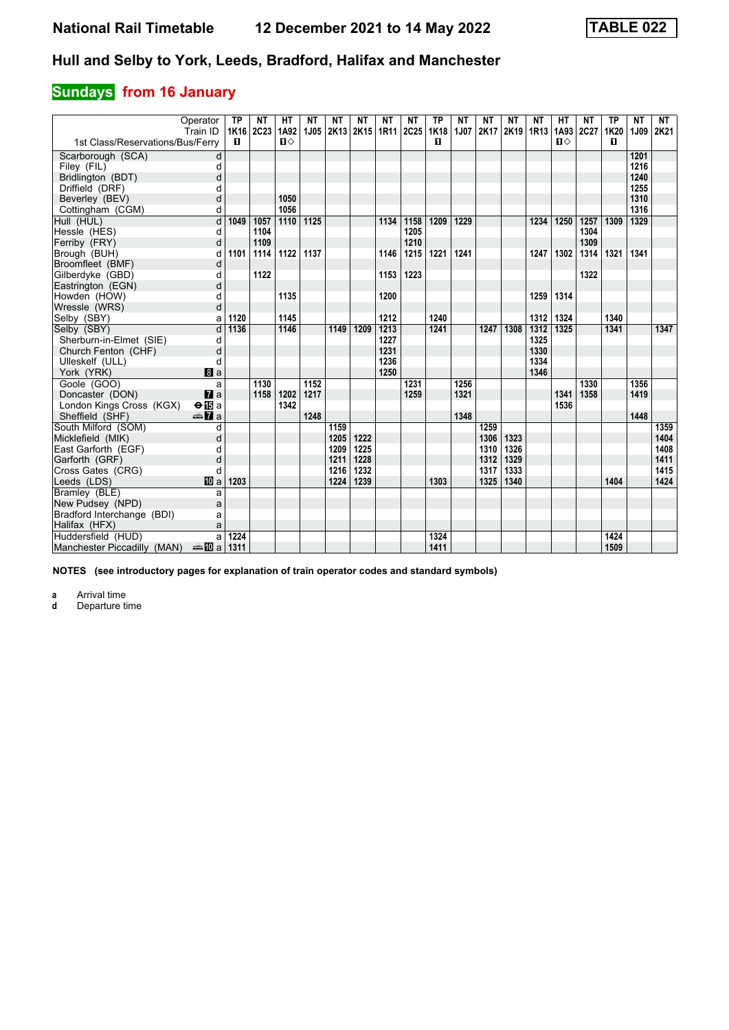# National Rail Timetable 12 December 2021 to 14 May 2022 TABLE 022

## Hull and Selby to York, Leeds, Bradford, Halifax and Manchester

### Sundays from 16 January

| Operator | | TP | NT | HT | NT | NT | NT | NT | NT | TP | NT | NT | NT | NT | HT | NT | TP | NT | NT |
|---|---|---|---|---|---|---|---|---|---|---|---|---|---|---|---|---|---|---|---|
| Train ID | | 1K16 | 2C23 | 1A92 | 1J05 | 2K13 | 2K15 | 1R11 | 2C25 | 1K18 | 1J07 | 2K17 | 2K19 | 1R13 | 1A93 | 2C27 | 1K20 | 1J09 | 2K21 |
| 1st Class/Reservations/Bus/Ferry | | ■ | | ■◇ | | | | | | ■ | | | | | ■◇ | | ■ | | |
| Scarborough (SCA) | d | | | | | | | | | | | | | | | | | 1201 | |
| Filey (FIL) | d | | | | | | | | | | | | | | | | | 1216 | |
| Bridlington (BDT) | d | | | | | | | | | | | | | | | | | 1240 | |
| Driffield (DRF) | d | | | | | | | | | | | | | | | | | 1255 | |
| Beverley (BEV) | d | | | 1050 | | | | | | | | | | | | | | 1310 | |
| Cottingham (CGM) | d | | | 1056 | | | | | | | | | | | | | | 1316 | |
| Hull (HUL) | d | 1049 | 1057 | 1110 | 1125 | | | 1134 | 1158 | 1209 | 1229 | | | 1234 | 1250 | 1257 | 1309 | 1329 | |
| Hessle (HES) | d | | 1104 | | | | | | 1205 | | | | | | | 1304 | | | |
| Ferriby (FRY) | d | | 1109 | | | | | | 1210 | | | | | | | 1309 | | | |
| Brough (BUH) | d | 1101 | 1114 | 1122 | 1137 | | | 1146 | 1215 | 1221 | 1241 | | | 1247 | 1302 | 1314 | 1321 | 1341 | |
| Broomfleet (BMF) | d | | | | | | | | | | | | | | | | | | |
| Gilberdyke (GBD) | d | | 1122 | | | | | 1153 | 1223 | | | | | | | 1322 | | | |
| Eastrington (EGN) | d | | | | | | | | | | | | | | | | | | |
| Howden (HOW) | d | | | 1135 | | | | 1200 | | | | | | 1259 | 1314 | | | | |
| Wressle (WRS) | d | | | | | | | | | | | | | | | | | | |
| Selby (SBY) | a | 1120 | | 1145 | | | | 1212 | | 1240 | | | | 1312 | 1324 | | 1340 | | |
| Selby (SBY) | d | 1136 | | 1146 | | 1149 | 1209 | 1213 | | 1241 | | 1247 | 1308 | 1312 | 1325 | | 1341 | | 1347 |
| Sherburn-in-Elmet (SIE) | d | | | | | | | 1227 | | | | | | 1325 | | | | | |
| Church Fenton (CHF) | d | | | | | | | 1231 | | | | | | 1330 | | | | | |
| Ulleskelf (ULL) | d | | | | | | | 1236 | | | | | | 1334 | | | | | |
| York (YRK) | 8 a | | | | | | | 1250 | | | | | | 1346 | | | | | |
| Goole (GOO) | a | | 1130 | | 1152 | | | | 1231 | | 1256 | | | | | 1330 | | 1356 | |
| Doncaster (DON) | 7 a | | 1158 | 1202 | 1217 | | | | 1259 | | 1321 | | | | 1341 | 1358 | | 1419 | |
| London Kings Cross (KGX) | ⊖15 a | | | 1342 | | | | | | | | | | | 1536 | | | | |
| Sheffield (SHF) | 🚌7 a | | | | 1248 | | | | | | 1348 | | | | | | | 1448 | |
| South Milford (SOM) | d | | | | | 1159 | | | | | | 1259 | | | | | | | 1359 |
| Micklefield (MIK) | d | | | | | 1205 | 1222 | | | | | 1306 | 1323 | | | | | | 1404 |
| East Garforth (EGF) | d | | | | | 1209 | 1225 | | | | | 1310 | 1326 | | | | | | 1408 |
| Garforth (GRF) | d | | | | | 1211 | 1228 | | | | | 1312 | 1329 | | | | | | 1411 |
| Cross Gates (CRG) | d | | | | | 1216 | 1232 | | | | | 1317 | 1333 | | | | | | 1415 |
| Leeds (LDS) | 10 a | 1203 | | | | 1224 | 1239 | | | 1303 | | 1325 | 1340 | | | | 1404 | | 1424 |
| Bramley (BLE) | a | | | | | | | | | | | | | | | | | | |
| New Pudsey (NPD) | a | | | | | | | | | | | | | | | | | | |
| Bradford Interchange (BDI) | a | | | | | | | | | | | | | | | | | | |
| Halifax (HFX) | a | | | | | | | | | | | | | | | | | | |
| Huddersfield (HUD) | a | 1224 | | | | | | | | 1324 | | | | | | | 1424 | | |
| Manchester Piccadilly (MAN) | 🚌10 a | 1311 | | | | | | | | 1411 | | | | | | | 1509 | | |

**NOTES (see introductory pages for explanation of train operator codes and standard symbols)**

**a** Arrival time
**d** Departure time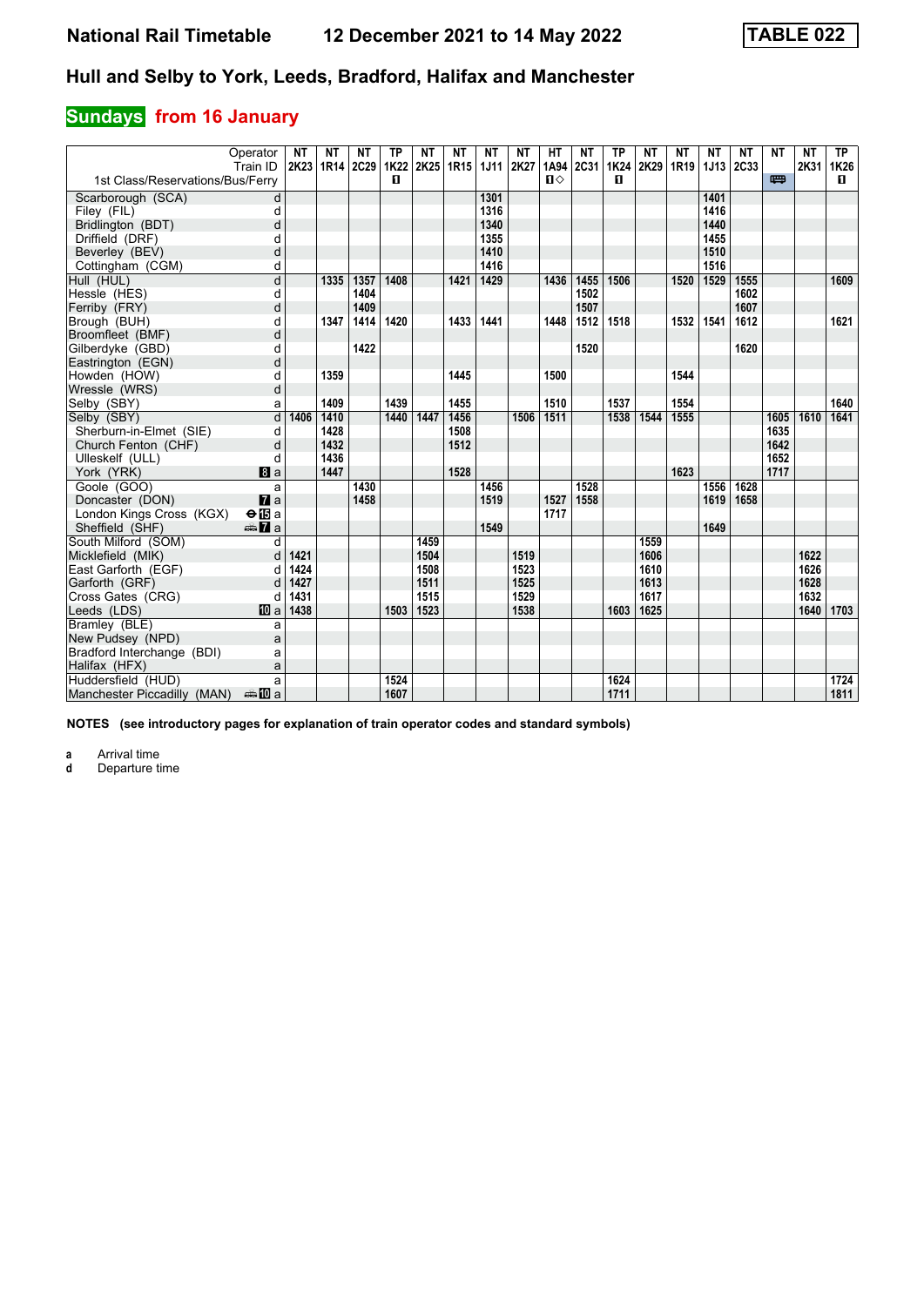# National Rail Timetable — 12 December 2021 to 14 May 2022 — TABLE 022

## Hull and Selby to York, Leeds, Bradford, Halifax and Manchester

### Sundays from 16 January

| Operator | | NT | NT | NT | TP | NT | NT | NT | NT | HT | NT | TP | NT | NT | NT | NT | NT | NT | TP |
|---|---|---|---|---|---|---|---|---|---|---|---|---|---|---|---|---|---|---|---|
| Train ID | | 2K23 | 1R14 | 2C29 | 1K22 | 2K25 | 1R15 | 1J11 | 2K27 | 1A94 | 2C31 | 1K24 | 2K29 | 1R19 | 1J13 | 2C33 | | 2K31 | 1K26 |
| 1st Class/Reservations/Bus/Ferry | | | | | ■ | | | | | ■◇ | | ■ | | | | | 🚌 | | ■ |
| Scarborough (SCA) | d | | | | | | | 1301 | | | | | | | 1401 | | | | |
| Filey (FIL) | d | | | | | | | 1316 | | | | | | | 1416 | | | | |
| Bridlington (BDT) | d | | | | | | | 1340 | | | | | | | 1440 | | | | |
| Driffield (DRF) | d | | | | | | | 1355 | | | | | | | 1455 | | | | |
| Beverley (BEV) | d | | | | | | | 1410 | | | | | | | 1510 | | | | |
| Cottingham (CGM) | d | | | | | | | 1416 | | | | | | | 1516 | | | | |
| Hull (HUL) | d | | 1335 | 1357 | 1408 | | 1421 | 1429 | | 1436 | 1455 | 1506 | | 1520 | 1529 | 1555 | | | 1609 |
| Hessle (HES) | d | | | 1404 | | | | | | | 1502 | | | | | 1602 | | | |
| Ferriby (FRY) | d | | | 1409 | | | | | | | 1507 | | | | | 1607 | | | |
| Brough (BUH) | d | | 1347 | 1414 | 1420 | | 1433 | 1441 | | 1448 | 1512 | 1518 | | 1532 | 1541 | 1612 | | | 1621 |
| Broomfleet (BMF) | d | | | | | | | | | | | | | | | | | | |
| Gilberdyke (GBD) | d | | | 1422 | | | | | | | 1520 | | | | | 1620 | | | |
| Eastrington (EGN) | d | | | | | | | | | | | | | | | | | | |
| Howden (HOW) | d | | 1359 | | | | 1445 | | | 1500 | | | | 1544 | | | | | |
| Wressle (WRS) | d | | | | | | | | | | | | | | | | | | |
| Selby (SBY) | a | | 1409 | | 1439 | | 1455 | | | 1510 | | 1537 | | 1554 | | | | | 1640 |
| Selby (SBY) | d | 1406 | 1410 | | 1440 | 1447 | 1456 | | 1506 | 1511 | | 1538 | 1544 | 1555 | | | 1605 | 1610 | 1641 |
| Sherburn-in-Elmet (SIE) | d | | 1428 | | | | 1508 | | | | | | | | | | 1635 | | |
| Church Fenton (CHF) | d | | 1432 | | | | 1512 | | | | | | | | | | 1642 | | |
| Ulleskelf (ULL) | d | | 1436 | | | | | | | | | | | | | | 1652 | | |
| York (YRK) | 8 a | | 1447 | | | | 1528 | | | | | | | 1623 | | | 1717 | | |
| Goole (GOO) | a | | | 1430 | | | | 1456 | | | 1528 | | | | 1556 | 1628 | | | |
| Doncaster (DON) | 7 a | | | 1458 | | | | 1519 | | 1527 | 1558 | | | | 1619 | 1658 | | | |
| London Kings Cross (KGX) | ⊖15 a | | | | | | | | | 1717 | | | | | | | | | |
| Sheffield (SHF) | 🚌7 a | | | | | | | 1549 | | | | | | | 1649 | | | | |
| South Milford (SOM) | d | | | | | 1459 | | | | | | | 1559 | | | | | | |
| Micklefield (MIK) | d | 1421 | | | | 1504 | | | 1519 | | | | 1606 | | | | | 1622 | |
| East Garforth (EGF) | d | 1424 | | | | 1508 | | | 1523 | | | | 1610 | | | | | 1626 | |
| Garforth (GRF) | d | 1427 | | | | 1511 | | | 1525 | | | | 1613 | | | | | 1628 | |
| Cross Gates (CRG) | d | 1431 | | | | 1515 | | | 1529 | | | | 1617 | | | | | 1632 | |
| Leeds (LDS) | 10 a | 1438 | | | 1503 | 1523 | | | 1538 | | | 1603 | 1625 | | | | | 1640 | 1703 |
| Bramley (BLE) | a | | | | | | | | | | | | | | | | | | |
| New Pudsey (NPD) | a | | | | | | | | | | | | | | | | | | |
| Bradford Interchange (BDI) | a | | | | | | | | | | | | | | | | | | |
| Halifax (HFX) | a | | | | | | | | | | | | | | | | | | |
| Huddersfield (HUD) | a | | | | 1524 | | | | | | | 1624 | | | | | | | 1724 |
| Manchester Piccadilly (MAN) | 🚌10 a | | | | 1607 | | | | | | | 1711 | | | | | | | 1811 |

**NOTES (see introductory pages for explanation of train operator codes and standard symbols)**

**a** Arrival time
**d** Departure time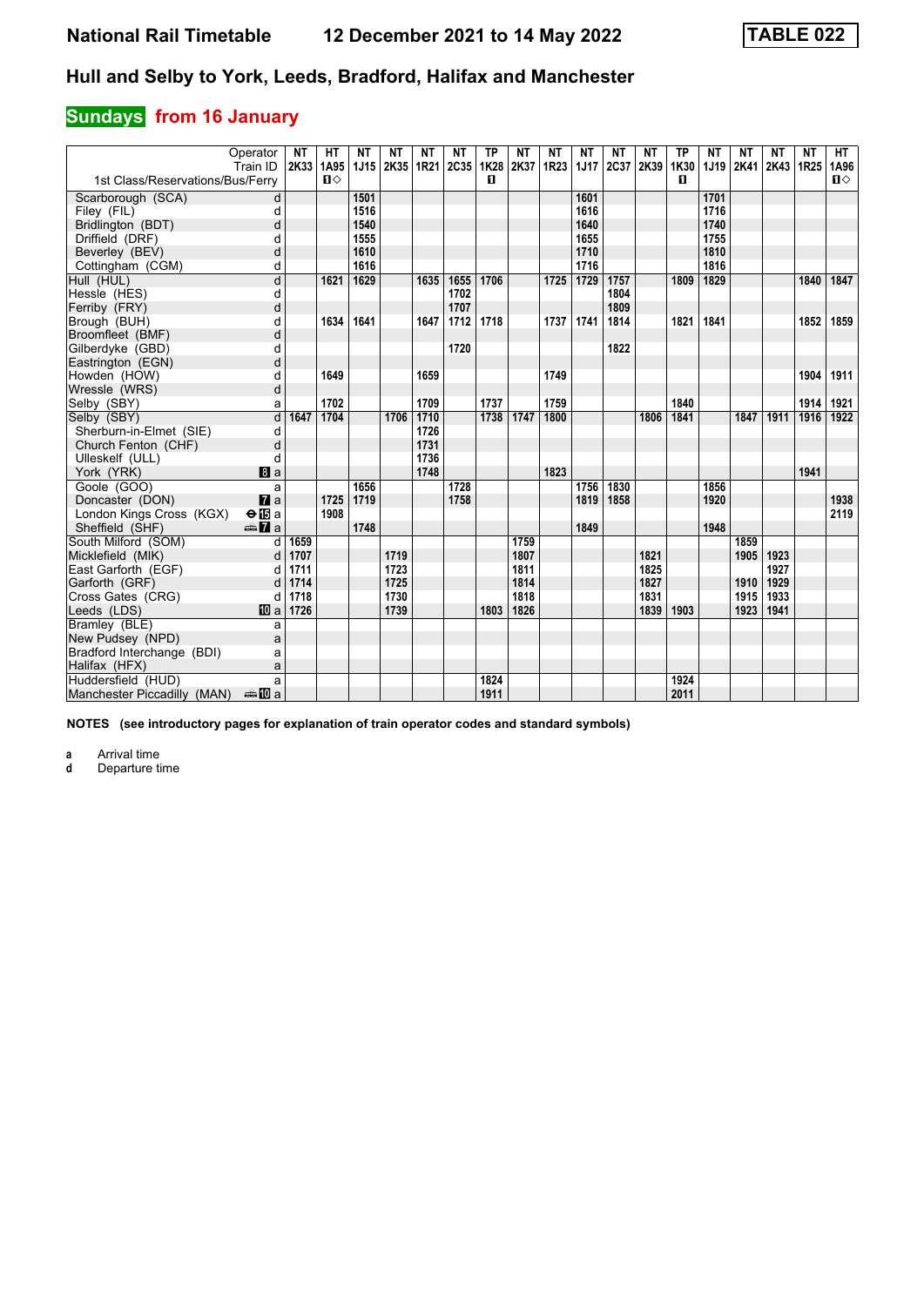# National Rail Timetable 12 December 2021 to 14 May 2022 TABLE 022

## Hull and Selby to York, Leeds, Bradford, Halifax and Manchester

### Sundays from 16 January

| Operator | | NT | HT | NT | NT | NT | NT | TP | NT | NT | NT | NT | NT | TP | NT | NT | NT | NT | HT |
|---|---|---|---|---|---|---|---|---|---|---|---|---|---|---|---|---|---|---|---|
| Train ID | | 2K33 | 1A95 | 1J15 | 2K35 | 1R21 | 2C35 | 1K28 | 2K37 | 1R23 | 1J17 | 2C37 | 2K39 | 1K30 | 1J19 | 2K41 | 2K43 | 1R25 | 1A96 |
| 1st Class/Reservations/Bus/Ferry | | | ■◇ | | | | | ■ | | | | | | ■ | | | | | ■◇ |
| Scarborough (SCA) | d | | | 1501 | | | | | | | 1601 | | | | 1701 | | | | |
| Filey (FIL) | d | | | 1516 | | | | | | | 1616 | | | | 1716 | | | | |
| Bridlington (BDT) | d | | | 1540 | | | | | | | 1640 | | | | 1740 | | | | |
| Driffield (DRF) | d | | | 1555 | | | | | | | 1655 | | | | 1755 | | | | |
| Beverley (BEV) | d | | | 1610 | | | | | | | 1710 | | | | 1810 | | | | |
| Cottingham (CGM) | d | | | 1616 | | | | | | | 1716 | | | | 1816 | | | | |
| Hull (HUL) | d | | 1621 | 1629 | | 1635 | 1655 | 1706 | | 1725 | 1729 | 1757 | | 1809 | 1829 | | | 1840 | 1847 |
| Hessle (HES) | d | | | | | | 1702 | | | | | 1804 | | | | | | | |
| Ferriby (FRY) | d | | | | | | 1707 | | | | | 1809 | | | | | | | |
| Brough (BUH) | d | | 1634 | 1641 | | 1647 | 1712 | 1718 | | 1737 | 1741 | 1814 | | 1821 | 1841 | | | 1852 | 1859 |
| Broomfleet (BMF) | d | | | | | | | | | | | | | | | | | | |
| Gilberdyke (GBD) | d | | | | | | 1720 | | | | | 1822 | | | | | | | |
| Eastrington (EGN) | d | | | | | | | | | | | | | | | | | | |
| Howden (HOW) | d | | 1649 | | | 1659 | | | | 1749 | | | | | | | | 1904 | 1911 |
| Wressle (WRS) | d | | | | | | | | | | | | | | | | | | |
| Selby (SBY) | a | | 1702 | | | 1709 | | 1737 | | 1759 | | | | 1840 | | | | 1914 | 1921 |
| Selby (SBY) | d | 1647 | 1704 | | 1706 | 1710 | | 1738 | 1747 | 1800 | | | 1806 | 1841 | | 1847 | 1911 | 1916 | 1922 |
| Sherburn-in-Elmet (SIE) | d | | | | | 1726 | | | | | | | | | | | | | |
| Church Fenton (CHF) | d | | | | | 1731 | | | | | | | | | | | | | |
| Ulleskelf (ULL) | d | | | | | 1736 | | | | | | | | | | | | | |
| York (YRK) | 8 a | | | | | 1748 | | | | 1823 | | | | | | | | 1941 | |
| Goole (GOO) | a | | | 1656 | | | 1728 | | | | 1756 | 1830 | | | 1856 | | | | |
| Doncaster (DON) | 7 a | | 1725 | 1719 | | | 1758 | | | | 1819 | 1858 | | | 1920 | | | | 1938 |
| London Kings Cross (KGX) | ⊖15 a | | 1908 | | | | | | | | | | | | | | | | 2119 |
| Sheffield (SHF) | 🚌7 a | | | 1748 | | | | | | | 1849 | | | | 1948 | | | | |
| South Milford (SOM) | d | 1659 | | | | | | | 1759 | | | | | | | 1859 | | | |
| Micklefield (MIK) | d | 1707 | | | 1719 | | | | 1807 | | | | 1821 | | | 1905 | 1923 | | |
| East Garforth (EGF) | d | 1711 | | | 1723 | | | | 1811 | | | | 1825 | | | | 1927 | | |
| Garforth (GRF) | d | 1714 | | | 1725 | | | | 1814 | | | | 1827 | | | 1910 | 1929 | | |
| Cross Gates (CRG) | d | 1718 | | | 1730 | | | | 1818 | | | | 1831 | | | 1915 | 1933 | | |
| Leeds (LDS) | 10 a | 1726 | | | 1739 | | | 1803 | 1826 | | | | 1839 | 1903 | | 1923 | 1941 | | |
| Bramley (BLE) | a | | | | | | | | | | | | | | | | | | |
| New Pudsey (NPD) | a | | | | | | | | | | | | | | | | | | |
| Bradford Interchange (BDI) | a | | | | | | | | | | | | | | | | | | |
| Halifax (HFX) | a | | | | | | | | | | | | | | | | | | |
| Huddersfield (HUD) | a | | | | | | | 1824 | | | | | | 1924 | | | | | |
| Manchester Piccadilly (MAN) | 🚌10 a | | | | | | | 1911 | | | | | | 2011 | | | | | |

**NOTES (see introductory pages for explanation of train operator codes and standard symbols)**

**a** Arrival time
**d** Departure time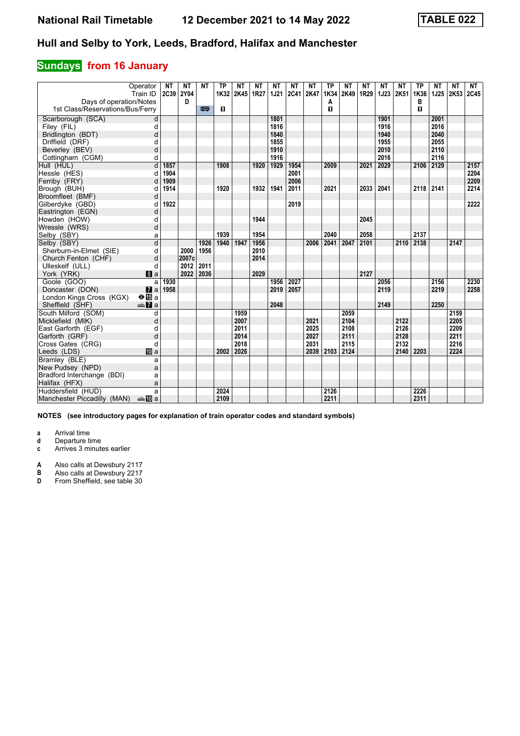# National Rail Timetable    12 December 2021 to 14 May 2022    TABLE 022

## Hull and Selby to York, Leeds, Bradford, Halifax and Manchester

### Sundays from 16 January

| Operator | | NT | NT | NT | TP | NT | NT | NT | NT | NT | TP | NT | NT | NT | NT | TP | NT | NT | NT |
|---|---|---|---|---|---|---|---|---|---|---|---|---|---|---|---|---|---|---|---|
| Train ID | | 2C39 | 2Y04 | | 1K32 | 2K45 | 1R27 | 1J21 | 2C41 | 2K47 | 1K34 | 2K49 | 1R29 | 1J23 | 2K51 | 1K36 | 1J25 | 2K53 | 2C45 |
| Days of operation/Notes | | | D | | | | | | | | A | | | | | B | | | |
| 1st Class/Reservations/Bus/Ferry | | | | 🚌 | 1 | | | | | | 1 | | | | | 1 | | | |
| Scarborough (SCA) | d | | | | | | | 1801 | | | | | | 1901 | | | 2001 | | |
| Filey (FIL) | d | | | | | | | 1816 | | | | | | 1916 | | | 2016 | | |
| Bridlington (BDT) | d | | | | | | | 1840 | | | | | | 1940 | | | 2040 | | |
| Driffield (DRF) | d | | | | | | | 1855 | | | | | | 1955 | | | 2055 | | |
| Beverley (BEV) | d | | | | | | | 1910 | | | | | | 2010 | | | 2110 | | |
| Cottingham (CGM) | d | | | | | | | 1916 | | | | | | 2016 | | | 2116 | | |
| Hull (HUL) | d | 1857 | | | 1908 | | 1920 | 1929 | 1954 | | 2009 | | 2021 | 2029 | | 2106 | 2129 | | 2157 |
| Hessle (HES) | d | 1904 | | | | | | | 2001 | | | | | | | | | | 2204 |
| Ferriby (FRY) | d | 1909 | | | | | | | 2006 | | | | | | | | | | 2209 |
| Brough (BUH) | d | 1914 | | | 1920 | | 1932 | 1941 | 2011 | | 2021 | | 2033 | 2041 | | 2118 | 2141 | | 2214 |
| Broomfleet (BMF) | d | | | | | | | | | | | | | | | | | | |
| Gilberdyke (GBD) | d | 1922 | | | | | | | 2019 | | | | | | | | | | 2222 |
| Eastrington (EGN) | d | | | | | | | | | | | | | | | | | | |
| Howden (HOW) | d | | | | | | 1944 | | | | | | 2045 | | | | | | |
| Wressle (WRS) | d | | | | | | | | | | | | | | | | | | |
| Selby (SBY) | a | | | | 1939 | | 1954 | | | | 2040 | | 2058 | | | 2137 | | | |
| Selby (SBY) | d | | | 1926 | 1940 | 1947 | 1956 | | | 2006 | 2041 | 2047 | 2101 | | 2110 | 2138 | | 2147 | |
| Sherburn-in-Elmet (SIE) | d | | 2000 | 1956 | | | 2010 | | | | | | | | | | | | |
| Church Fenton (CHF) | d | | 2007c | | | | 2014 | | | | | | | | | | | | |
| Ulleskelf (ULL) | d | | 2012 | 2011 | | | | | | | | | | | | | | | |
| York (YRK) | 8 a | | 2022 | 2036 | | | 2029 | | | | | | 2127 | | | | | | |
| Goole (GOO) | a | 1930 | | | | | | 1956 | 2027 | | | | | 2056 | | | 2156 | | 2230 |
| Doncaster (DON) | 7 a | 1958 | | | | | | 2019 | 2057 | | | | | 2119 | | | 2219 | | 2258 |
| London Kings Cross (KGX) | ⊖15 a | | | | | | | | | | | | | | | | | | |
| Sheffield (SHF) | 🚌7 a | | | | | | | 2048 | | | | | | 2149 | | | 2250 | | |
| South Milford (SOM) | d | | | | | 1959 | | | | | | 2059 | | | | | | 2159 | |
| Micklefield (MIK) | d | | | | | 2007 | | | | 2021 | | 2104 | | | 2122 | | | 2205 | |
| East Garforth (EGF) | d | | | | | 2011 | | | | 2025 | | 2108 | | | 2126 | | | 2209 | |
| Garforth (GRF) | d | | | | | 2014 | | | | 2027 | | 2111 | | | 2128 | | | 2211 | |
| Cross Gates (CRG) | d | | | | | 2018 | | | | 2031 | | 2115 | | | 2132 | | | 2216 | |
| Leeds (LDS) | 10 a | | | | 2002 | 2026 | | | | 2039 | 2103 | 2124 | | | 2140 | 2203 | | 2224 | |
| Bramley (BLE) | a | | | | | | | | | | | | | | | | | | |
| New Pudsey (NPD) | a | | | | | | | | | | | | | | | | | | |
| Bradford Interchange (BDI) | a | | | | | | | | | | | | | | | | | | |
| Halifax (HFX) | a | | | | | | | | | | | | | | | | | | |
| Huddersfield (HUD) | a | | | | 2024 | | | | | | 2126 | | | | | 2226 | | | |
| Manchester Piccadilly (MAN) | 🚌10 a | | | | 2109 | | | | | | 2211 | | | | | 2311 | | | |

**NOTES (see introductory pages for explanation of train operator codes and standard symbols)**

- **a** Arrival time
- **d** Departure time
- **c** Arrives 3 minutes earlier

- **A** Also calls at Dewsbury 2117
- **B** Also calls at Dewsbury 2217
- **D** From Sheffield, see table 30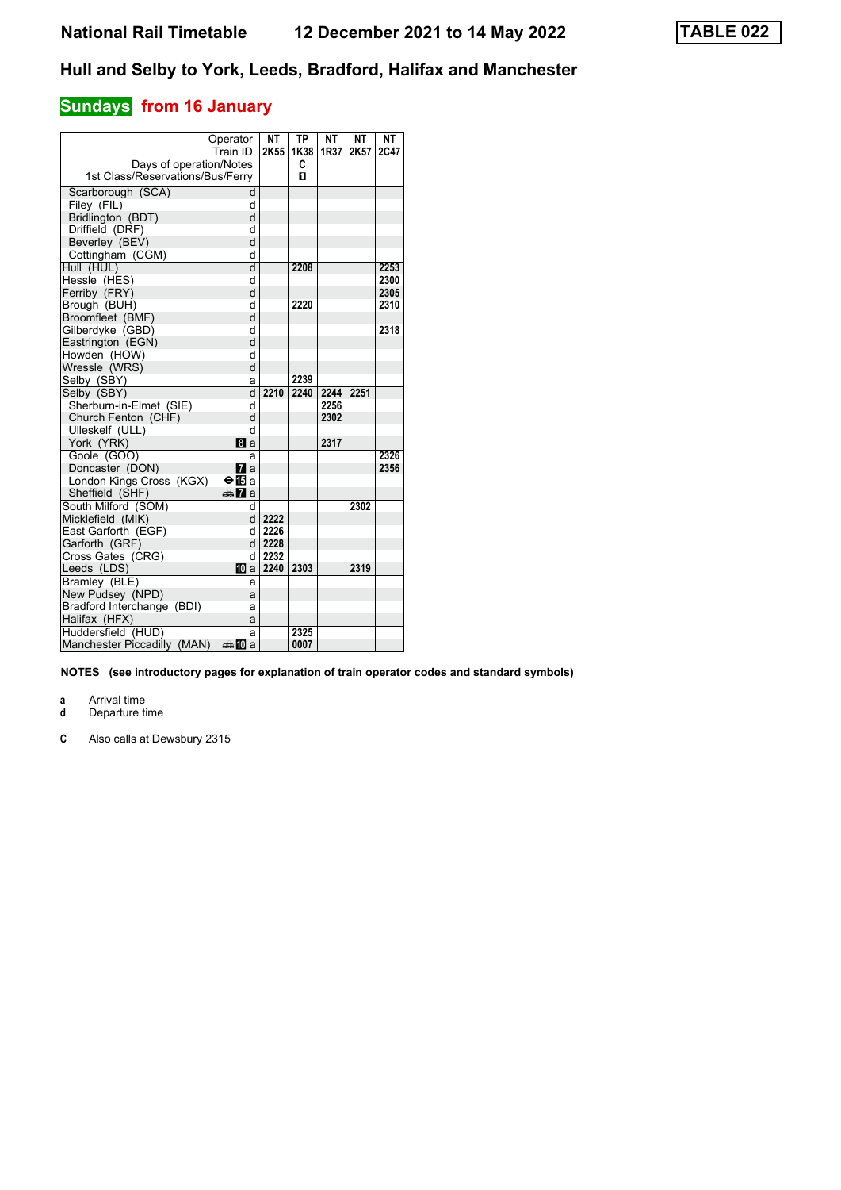**National Rail Timetable** **12 December 2021 to 14 May 2022** **TABLE 022**

## Hull and Selby to York, Leeds, Bradford, Halifax and Manchester

### Sundays from 16 January

| Operator | | NT | TP | NT | NT | NT |
|---|---|---|---|---|---|---|
| Train ID | | 2K55 | 1K38 | 1R37 | 2K57 | 2C47 |
| Days of operation/Notes | | | C | | | |
| 1st Class/Reservations/Bus/Ferry | | | 🅱 | | | |
| Scarborough (SCA) | d | | | | | |
| Filey (FIL) | d | | | | | |
| Bridlington (BDT) | d | | | | | |
| Driffield (DRF) | d | | | | | |
| Beverley (BEV) | d | | | | | |
| Cottingham (CGM) | d | | | | | |
| Hull (HUL) | d | | 2208 | | | 2253 |
| Hessle (HES) | d | | | | | 2300 |
| Ferriby (FRY) | d | | | | | 2305 |
| Brough (BUH) | d | | 2220 | | | 2310 |
| Broomfleet (BMF) | d | | | | | |
| Gilberdyke (GBD) | d | | | | | 2318 |
| Eastrington (EGN) | d | | | | | |
| Howden (HOW) | d | | | | | |
| Wressle (WRS) | d | | | | | |
| Selby (SBY) | a | | 2239 | | | |
| Selby (SBY) | d | 2210 | 2240 | 2244 | 2251 | |
| Sherburn-in-Elmet (SIE) | d | | | 2256 | | |
| Church Fenton (CHF) | d | | | 2302 | | |
| Ulleskelf (ULL) | d | | | | | |
| York (YRK) | 8 a | | | 2317 | | |
| Goole (GOO) | a | | | | | 2326 |
| Doncaster (DON) | 7 a | | | | | 2356 |
| London Kings Cross (KGX) | ⊖ 15 a | | | | | |
| Sheffield (SHF) | 🚌 7 a | | | | | |
| South Milford (SOM) | d | | | | 2302 | |
| Micklefield (MIK) | d | 2222 | | | | |
| East Garforth (EGF) | d | 2226 | | | | |
| Garforth (GRF) | d | 2228 | | | | |
| Cross Gates (CRG) | d | 2232 | | | | |
| Leeds (LDS) | 10 a | 2240 | 2303 | | 2319 | |
| Bramley (BLE) | a | | | | | |
| New Pudsey (NPD) | a | | | | | |
| Bradford Interchange (BDI) | a | | | | | |
| Halifax (HFX) | a | | | | | |
| Huddersfield (HUD) | a | | 2325 | | | |
| Manchester Piccadilly (MAN) | 🚌 10 a | | 0007 | | | |

**NOTES (see introductory pages for explanation of train operator codes and standard symbols)**

**a** Arrival time
**d** Departure time

**C** Also calls at Dewsbury 2315